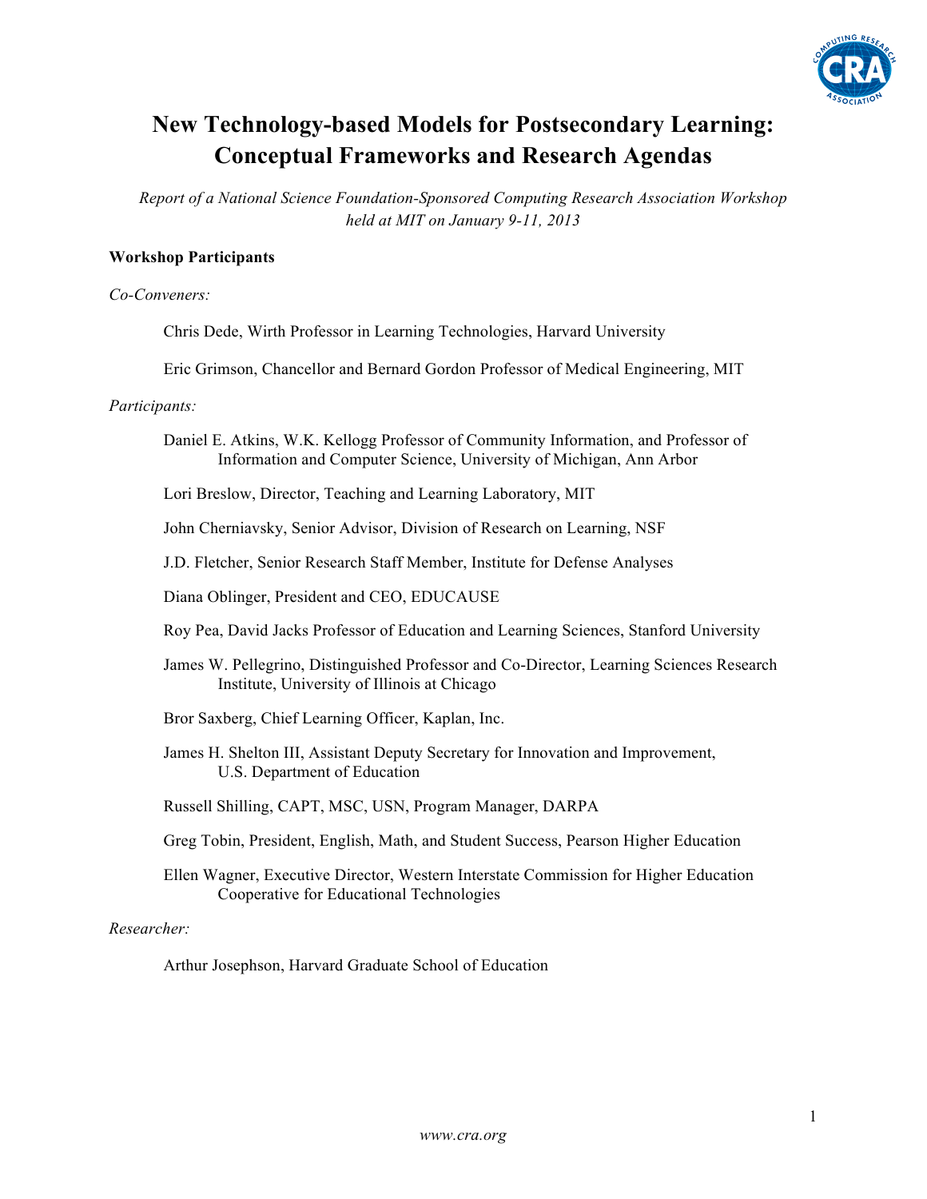# New Technology-based Models for Postsecondary Learning: Conceptual Frameworks and Research Agendas

*Report of a National Science Foundation-Sponsored Computing Research Association Workshop held at MIT on January 9-11, 2013*

**Workshop Participants**

*Co-Conveners:*

Chris Dede, Wirth Professor in Learning Technologies, Harvard University

Eric Grimson, Chancellor and Bernard Gordon Professor of Medical Engineering, MIT

*Participants:*

Daniel E. Atkins, W.K. Kellogg Professor of Community Information, and Professor of Information and Computer Science, University of Michigan, Ann Arbor

Lori Breslow, Director, Teaching and Learning Laboratory, MIT

John Cherniavsky, Senior Advisor, Division of Research on Learning, NSF

J.D. Fletcher, Senior Research Staff Member, Institute for Defense Analyses

Diana Oblinger, President and CEO, EDUCAUSE

Roy Pea, David Jacks Professor of Education and Learning Sciences, Stanford University

James W. Pellegrino, Distinguished Professor and Co-Director, Learning Sciences Research Institute, University of Illinois at Chicago

Bror Saxberg, Chief Learning Officer, Kaplan, Inc.

James H. Shelton III, Assistant Deputy Secretary for Innovation and Improvement, U.S. Department of Education

Russell Shilling, CAPT, MSC, USN, Program Manager, DARPA

Greg Tobin, President, English, Math, and Student Success, Pearson Higher Education

Ellen Wagner, Executive Director, Western Interstate Commission for Higher Education Cooperative for Educational Technologies

*Researcher:*

Arthur Josephson, Harvard Graduate School of Education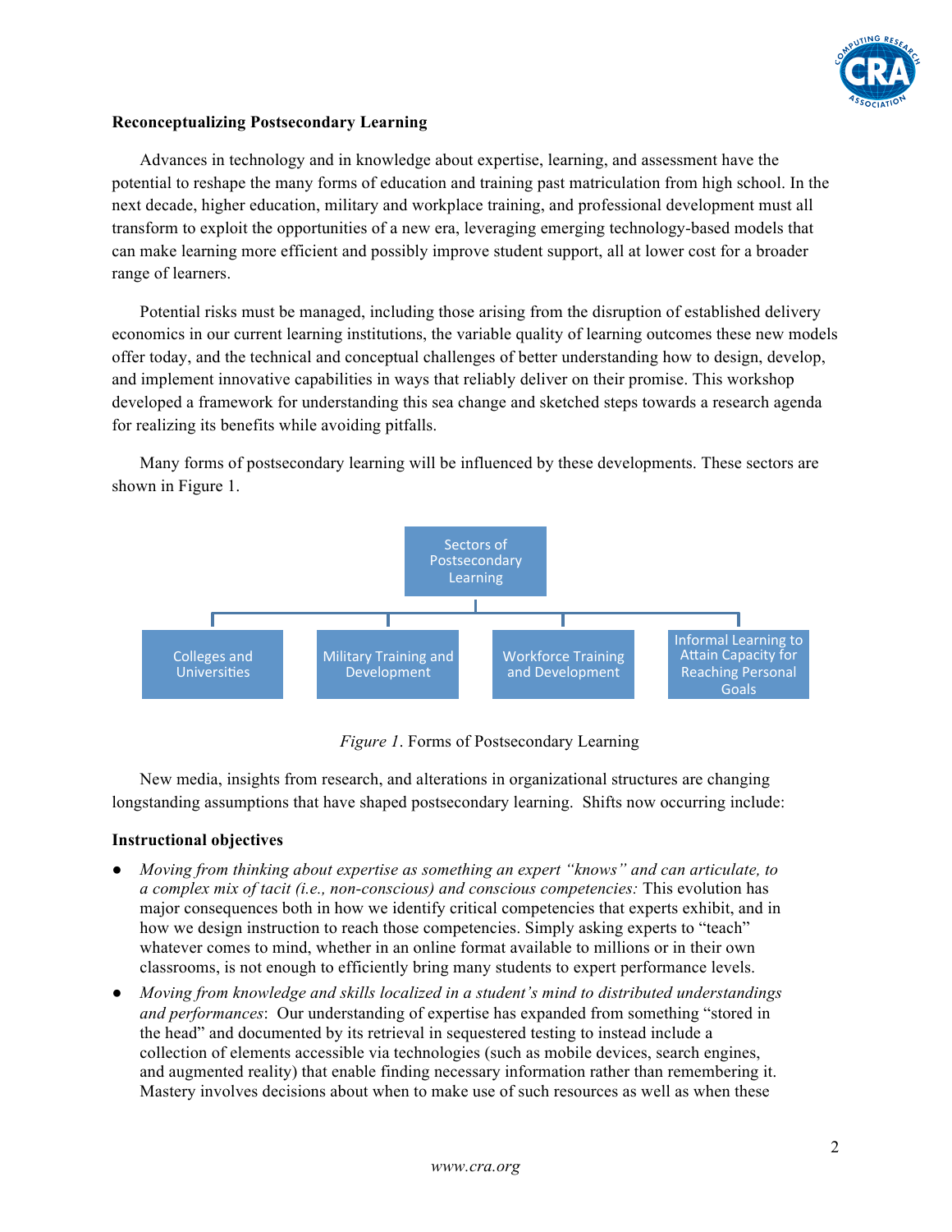**Reconceptualizing Postsecondary Learning**

Advances in technology and in knowledge about expertise, learning, and assessment have the potential to reshape the many forms of education and training past matriculation from high school. In the next decade, higher education, military and workplace training, and professional development must all transform to exploit the opportunities of a new era, leveraging emerging technology-based models that can make learning more efficient and possibly improve student support, all at lower cost for a broader range of learners.

Potential risks must be managed, including those arising from the disruption of established delivery economics in our current learning institutions, the variable quality of learning outcomes these new models offer today, and the technical and conceptual challenges of better understanding how to design, develop, and implement innovative capabilities in ways that reliably deliver on their promise. This workshop developed a framework for understanding this sea change and sketched steps towards a research agenda for realizing its benefits while avoiding pitfalls.

Many forms of postsecondary learning will be influenced by these developments. These sectors are shown in Figure 1.

- Sectors of Postsecondary Learning
  - Colleges and Universities
  - Military Training and Development
  - Workforce Training and Development
  - Informal Learning to Attain Capacity for Reaching Personal Goals

*Figure 1*. Forms of Postsecondary Learning

New media, insights from research, and alterations in organizational structures are changing longstanding assumptions that have shaped postsecondary learning. Shifts now occurring include:

**Instructional objectives**

- *Moving from thinking about expertise as something an expert "knows" and can articulate, to a complex mix of tacit (i.e., non-conscious) and conscious competencies:* This evolution has major consequences both in how we identify critical competencies that experts exhibit, and in how we design instruction to reach those competencies. Simply asking experts to "teach" whatever comes to mind, whether in an online format available to millions or in their own classrooms, is not enough to efficiently bring many students to expert performance levels.
- *Moving from knowledge and skills localized in a student's mind to distributed understandings and performances*: Our understanding of expertise has expanded from something "stored in the head" and documented by its retrieval in sequestered testing to instead include a collection of elements accessible via technologies (such as mobile devices, search engines, and augmented reality) that enable finding necessary information rather than remembering it. Mastery involves decisions about when to make use of such resources as well as when these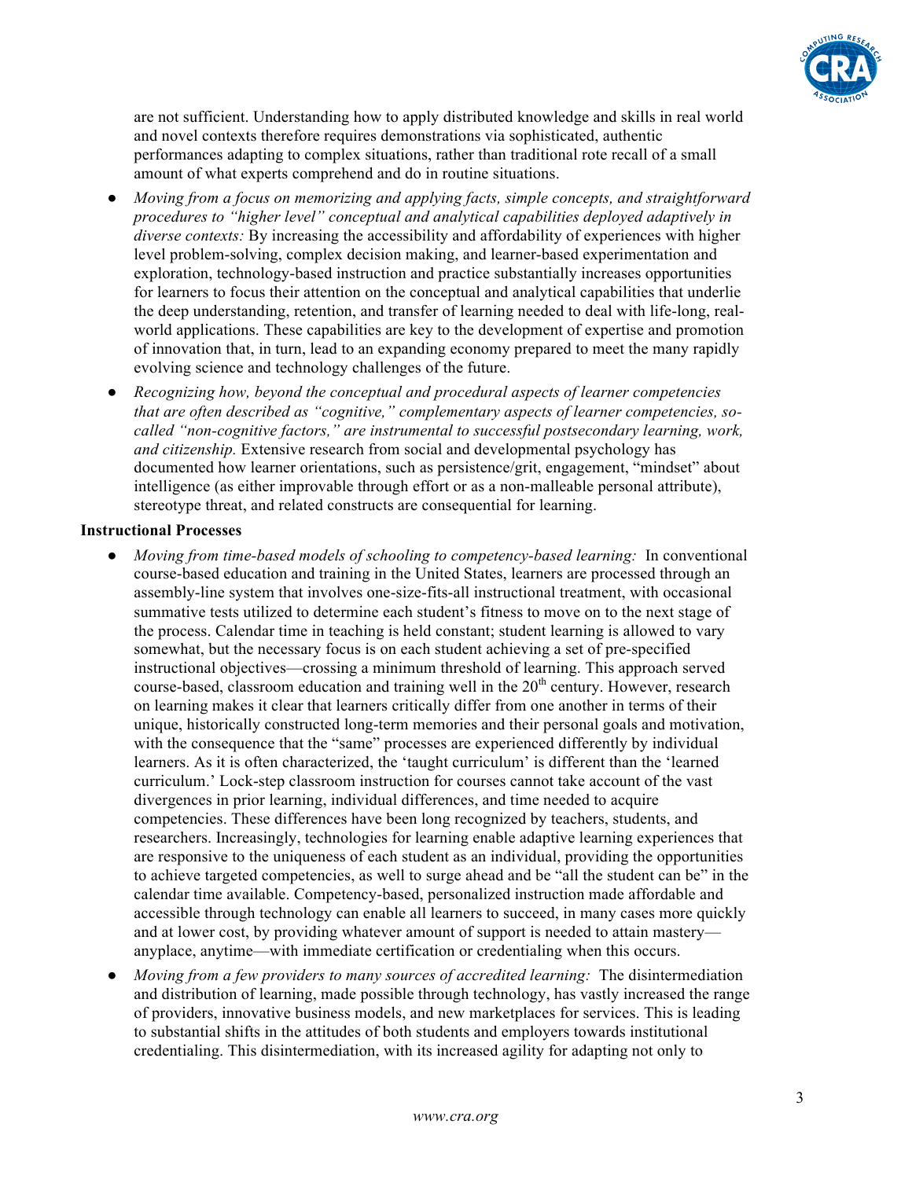are not sufficient. Understanding how to apply distributed knowledge and skills in real world and novel contexts therefore requires demonstrations via sophisticated, authentic performances adapting to complex situations, rather than traditional rote recall of a small amount of what experts comprehend and do in routine situations.

- *Moving from a focus on memorizing and applying facts, simple concepts, and straightforward procedures to "higher level" conceptual and analytical capabilities deployed adaptively in diverse contexts:* By increasing the accessibility and affordability of experiences with higher level problem-solving, complex decision making, and learner-based experimentation and exploration, technology-based instruction and practice substantially increases opportunities for learners to focus their attention on the conceptual and analytical capabilities that underlie the deep understanding, retention, and transfer of learning needed to deal with life-long, real-world applications. These capabilities are key to the development of expertise and promotion of innovation that, in turn, lead to an expanding economy prepared to meet the many rapidly evolving science and technology challenges of the future.
- *Recognizing how, beyond the conceptual and procedural aspects of learner competencies that are often described as "cognitive," complementary aspects of learner competencies, so-called "non-cognitive factors," are instrumental to successful postsecondary learning, work, and citizenship.* Extensive research from social and developmental psychology has documented how learner orientations, such as persistence/grit, engagement, "mindset" about intelligence (as either improvable through effort or as a non-malleable personal attribute), stereotype threat, and related constructs are consequential for learning.

**Instructional Processes**

- *Moving from time-based models of schooling to competency-based learning:* In conventional course-based education and training in the United States, learners are processed through an assembly-line system that involves one-size-fits-all instructional treatment, with occasional summative tests utilized to determine each student's fitness to move on to the next stage of the process. Calendar time in teaching is held constant; student learning is allowed to vary somewhat, but the necessary focus is on each student achieving a set of pre-specified instructional objectives—crossing a minimum threshold of learning. This approach served course-based, classroom education and training well in the 20th century. However, research on learning makes it clear that learners critically differ from one another in terms of their unique, historically constructed long-term memories and their personal goals and motivation, with the consequence that the "same" processes are experienced differently by individual learners. As it is often characterized, the 'taught curriculum' is different than the 'learned curriculum.' Lock-step classroom instruction for courses cannot take account of the vast divergences in prior learning, individual differences, and time needed to acquire competencies. These differences have been long recognized by teachers, students, and researchers. Increasingly, technologies for learning enable adaptive learning experiences that are responsive to the uniqueness of each student as an individual, providing the opportunities to achieve targeted competencies, as well to surge ahead and be "all the student can be" in the calendar time available. Competency-based, personalized instruction made affordable and accessible through technology can enable all learners to succeed, in many cases more quickly and at lower cost, by providing whatever amount of support is needed to attain mastery—anyplace, anytime—with immediate certification or credentialing when this occurs.
- *Moving from a few providers to many sources of accredited learning:* The disintermediation and distribution of learning, made possible through technology, has vastly increased the range of providers, innovative business models, and new marketplaces for services. This is leading to substantial shifts in the attitudes of both students and employers towards institutional credentialing. This disintermediation, with its increased agility for adapting not only to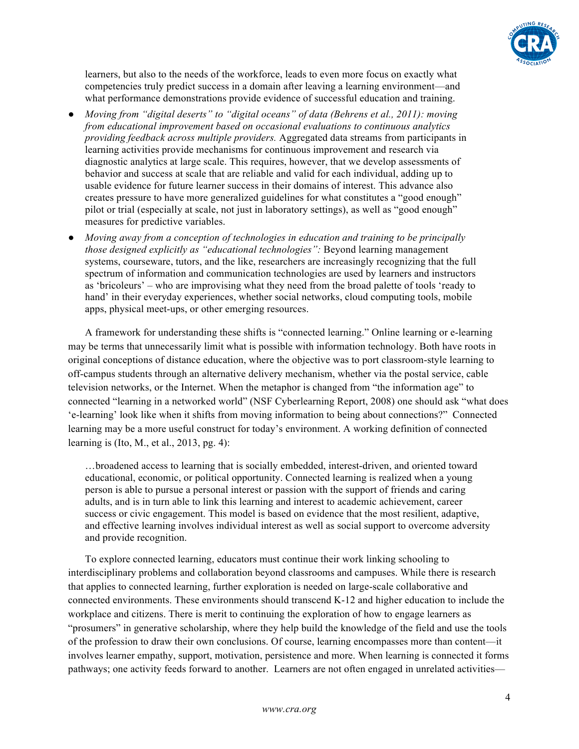learners, but also to the needs of the workforce, leads to even more focus on exactly what competencies truly predict success in a domain after leaving a learning environment—and what performance demonstrations provide evidence of successful education and training.

- *Moving from "digital deserts" to "digital oceans" of data (Behrens et al., 2011): moving from educational improvement based on occasional evaluations to continuous analytics providing feedback across multiple providers.* Aggregated data streams from participants in learning activities provide mechanisms for continuous improvement and research via diagnostic analytics at large scale. This requires, however, that we develop assessments of behavior and success at scale that are reliable and valid for each individual, adding up to usable evidence for future learner success in their domains of interest. This advance also creates pressure to have more generalized guidelines for what constitutes a "good enough" pilot or trial (especially at scale, not just in laboratory settings), as well as "good enough" measures for predictive variables.
- *Moving away from a conception of technologies in education and training to be principally those designed explicitly as "educational technologies":* Beyond learning management systems, courseware, tutors, and the like, researchers are increasingly recognizing that the full spectrum of information and communication technologies are used by learners and instructors as 'bricoleurs' – who are improvising what they need from the broad palette of tools 'ready to hand' in their everyday experiences, whether social networks, cloud computing tools, mobile apps, physical meet-ups, or other emerging resources.

A framework for understanding these shifts is "connected learning." Online learning or e-learning may be terms that unnecessarily limit what is possible with information technology. Both have roots in original conceptions of distance education, where the objective was to port classroom-style learning to off-campus students through an alternative delivery mechanism, whether via the postal service, cable television networks, or the Internet. When the metaphor is changed from "the information age" to connected "learning in a networked world" (NSF Cyberlearning Report, 2008) one should ask "what does 'e-learning' look like when it shifts from moving information to being about connections?" Connected learning may be a more useful construct for today's environment. A working definition of connected learning is (Ito, M., et al., 2013, pg. 4):

> …broadened access to learning that is socially embedded, interest-driven, and oriented toward educational, economic, or political opportunity. Connected learning is realized when a young person is able to pursue a personal interest or passion with the support of friends and caring adults, and is in turn able to link this learning and interest to academic achievement, career success or civic engagement. This model is based on evidence that the most resilient, adaptive, and effective learning involves individual interest as well as social support to overcome adversity and provide recognition.

To explore connected learning, educators must continue their work linking schooling to interdisciplinary problems and collaboration beyond classrooms and campuses. While there is research that applies to connected learning, further exploration is needed on large-scale collaborative and connected environments. These environments should transcend K-12 and higher education to include the workplace and citizens. There is merit to continuing the exploration of how to engage learners as "prosumers" in generative scholarship, where they help build the knowledge of the field and use the tools of the profession to draw their own conclusions. Of course, learning encompasses more than content—it involves learner empathy, support, motivation, persistence and more. When learning is connected it forms pathways; one activity feeds forward to another. Learners are not often engaged in unrelated activities—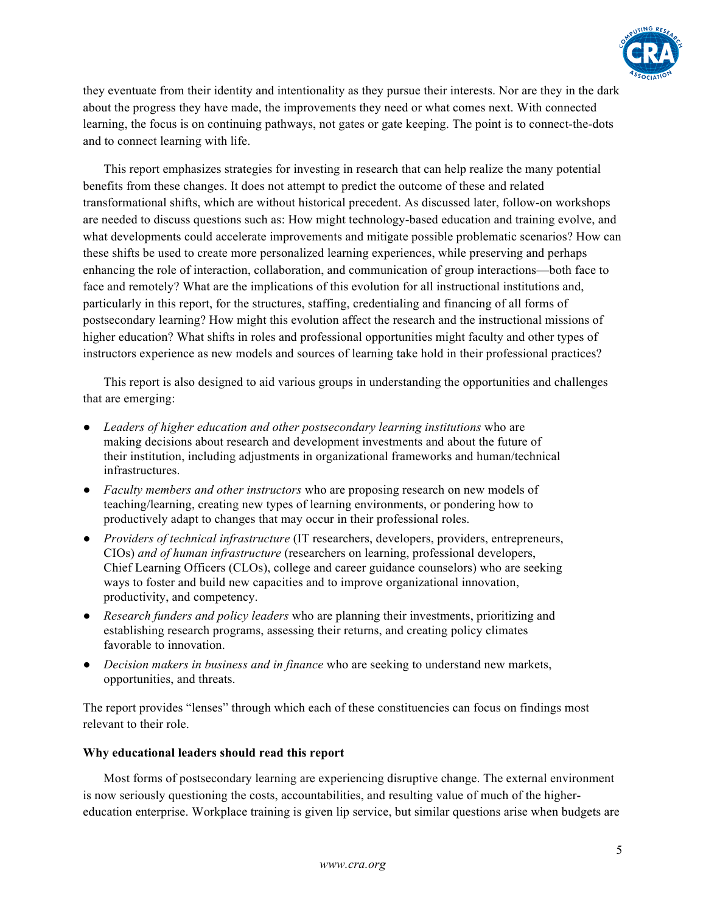they eventuate from their identity and intentionality as they pursue their interests. Nor are they in the dark about the progress they have made, the improvements they need or what comes next. With connected learning, the focus is on continuing pathways, not gates or gate keeping. The point is to connect-the-dots and to connect learning with life.

This report emphasizes strategies for investing in research that can help realize the many potential benefits from these changes. It does not attempt to predict the outcome of these and related transformational shifts, which are without historical precedent. As discussed later, follow-on workshops are needed to discuss questions such as: How might technology-based education and training evolve, and what developments could accelerate improvements and mitigate possible problematic scenarios? How can these shifts be used to create more personalized learning experiences, while preserving and perhaps enhancing the role of interaction, collaboration, and communication of group interactions—both face to face and remotely? What are the implications of this evolution for all instructional institutions and, particularly in this report, for the structures, staffing, credentialing and financing of all forms of postsecondary learning? How might this evolution affect the research and the instructional missions of higher education? What shifts in roles and professional opportunities might faculty and other types of instructors experience as new models and sources of learning take hold in their professional practices?

This report is also designed to aid various groups in understanding the opportunities and challenges that are emerging:

- *Leaders of higher education and other postsecondary learning institutions* who are making decisions about research and development investments and about the future of their institution, including adjustments in organizational frameworks and human/technical infrastructures.
- *Faculty members and other instructors* who are proposing research on new models of teaching/learning, creating new types of learning environments, or pondering how to productively adapt to changes that may occur in their professional roles.
- *Providers of technical infrastructure* (IT researchers, developers, providers, entrepreneurs, CIOs) *and of human infrastructure* (researchers on learning, professional developers, Chief Learning Officers (CLOs), college and career guidance counselors) who are seeking ways to foster and build new capacities and to improve organizational innovation, productivity, and competency.
- *Research funders and policy leaders* who are planning their investments, prioritizing and establishing research programs, assessing their returns, and creating policy climates favorable to innovation.
- *Decision makers in business and in finance* who are seeking to understand new markets, opportunities, and threats.

The report provides "lenses" through which each of these constituencies can focus on findings most relevant to their role.

**Why educational leaders should read this report**

Most forms of postsecondary learning are experiencing disruptive change. The external environment is now seriously questioning the costs, accountabilities, and resulting value of much of the higher-education enterprise. Workplace training is given lip service, but similar questions arise when budgets are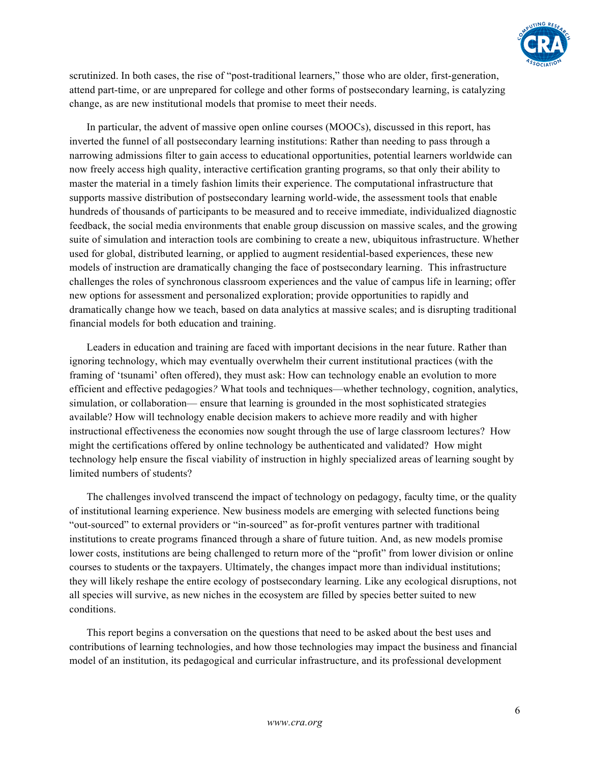scrutinized. In both cases, the rise of "post-traditional learners," those who are older, first-generation, attend part-time, or are unprepared for college and other forms of postsecondary learning, is catalyzing change, as are new institutional models that promise to meet their needs.

In particular, the advent of massive open online courses (MOOCs), discussed in this report, has inverted the funnel of all postsecondary learning institutions: Rather than needing to pass through a narrowing admissions filter to gain access to educational opportunities, potential learners worldwide can now freely access high quality, interactive certification granting programs, so that only their ability to master the material in a timely fashion limits their experience. The computational infrastructure that supports massive distribution of postsecondary learning world-wide, the assessment tools that enable hundreds of thousands of participants to be measured and to receive immediate, individualized diagnostic feedback, the social media environments that enable group discussion on massive scales, and the growing suite of simulation and interaction tools are combining to create a new, ubiquitous infrastructure. Whether used for global, distributed learning, or applied to augment residential-based experiences, these new models of instruction are dramatically changing the face of postsecondary learning. This infrastructure challenges the roles of synchronous classroom experiences and the value of campus life in learning; offer new options for assessment and personalized exploration; provide opportunities to rapidly and dramatically change how we teach, based on data analytics at massive scales; and is disrupting traditional financial models for both education and training.

Leaders in education and training are faced with important decisions in the near future. Rather than ignoring technology, which may eventually overwhelm their current institutional practices (with the framing of 'tsunami' often offered), they must ask: How can technology enable an evolution to more efficient and effective pedagogies? What tools and techniques—whether technology, cognition, analytics, simulation, or collaboration— ensure that learning is grounded in the most sophisticated strategies available? How will technology enable decision makers to achieve more readily and with higher instructional effectiveness the economies now sought through the use of large classroom lectures? How might the certifications offered by online technology be authenticated and validated? How might technology help ensure the fiscal viability of instruction in highly specialized areas of learning sought by limited numbers of students?

The challenges involved transcend the impact of technology on pedagogy, faculty time, or the quality of institutional learning experience. New business models are emerging with selected functions being "out-sourced" to external providers or "in-sourced" as for-profit ventures partner with traditional institutions to create programs financed through a share of future tuition. And, as new models promise lower costs, institutions are being challenged to return more of the "profit" from lower division or online courses to students or the taxpayers. Ultimately, the changes impact more than individual institutions; they will likely reshape the entire ecology of postsecondary learning. Like any ecological disruptions, not all species will survive, as new niches in the ecosystem are filled by species better suited to new conditions.

This report begins a conversation on the questions that need to be asked about the best uses and contributions of learning technologies, and how those technologies may impact the business and financial model of an institution, its pedagogical and curricular infrastructure, and its professional development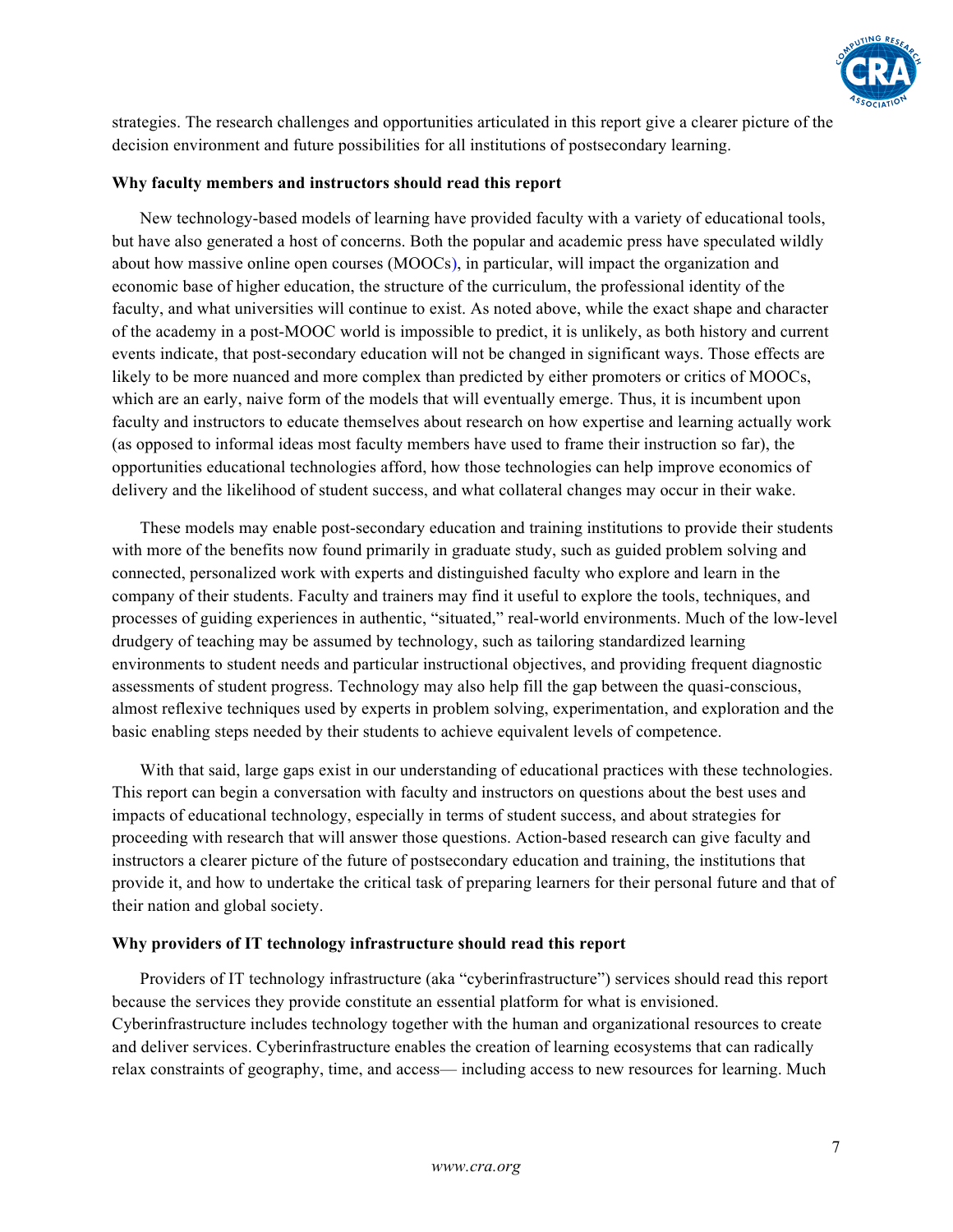strategies. The research challenges and opportunities articulated in this report give a clearer picture of the decision environment and future possibilities for all institutions of postsecondary learning.

**Why faculty members and instructors should read this report**

New technology-based models of learning have provided faculty with a variety of educational tools, but have also generated a host of concerns. Both the popular and academic press have speculated wildly about how massive online open courses (MOOCs), in particular, will impact the organization and economic base of higher education, the structure of the curriculum, the professional identity of the faculty, and what universities will continue to exist. As noted above, while the exact shape and character of the academy in a post-MOOC world is impossible to predict, it is unlikely, as both history and current events indicate, that post-secondary education will not be changed in significant ways. Those effects are likely to be more nuanced and more complex than predicted by either promoters or critics of MOOCs, which are an early, naive form of the models that will eventually emerge. Thus, it is incumbent upon faculty and instructors to educate themselves about research on how expertise and learning actually work (as opposed to informal ideas most faculty members have used to frame their instruction so far), the opportunities educational technologies afford, how those technologies can help improve economics of delivery and the likelihood of student success, and what collateral changes may occur in their wake.

These models may enable post-secondary education and training institutions to provide their students with more of the benefits now found primarily in graduate study, such as guided problem solving and connected, personalized work with experts and distinguished faculty who explore and learn in the company of their students. Faculty and trainers may find it useful to explore the tools, techniques, and processes of guiding experiences in authentic, "situated," real-world environments. Much of the low-level drudgery of teaching may be assumed by technology, such as tailoring standardized learning environments to student needs and particular instructional objectives, and providing frequent diagnostic assessments of student progress. Technology may also help fill the gap between the quasi-conscious, almost reflexive techniques used by experts in problem solving, experimentation, and exploration and the basic enabling steps needed by their students to achieve equivalent levels of competence.

With that said, large gaps exist in our understanding of educational practices with these technologies. This report can begin a conversation with faculty and instructors on questions about the best uses and impacts of educational technology, especially in terms of student success, and about strategies for proceeding with research that will answer those questions. Action-based research can give faculty and instructors a clearer picture of the future of postsecondary education and training, the institutions that provide it, and how to undertake the critical task of preparing learners for their personal future and that of their nation and global society.

**Why providers of IT technology infrastructure should read this report**

Providers of IT technology infrastructure (aka "cyberinfrastructure") services should read this report because the services they provide constitute an essential platform for what is envisioned. Cyberinfrastructure includes technology together with the human and organizational resources to create and deliver services. Cyberinfrastructure enables the creation of learning ecosystems that can radically relax constraints of geography, time, and access— including access to new resources for learning. Much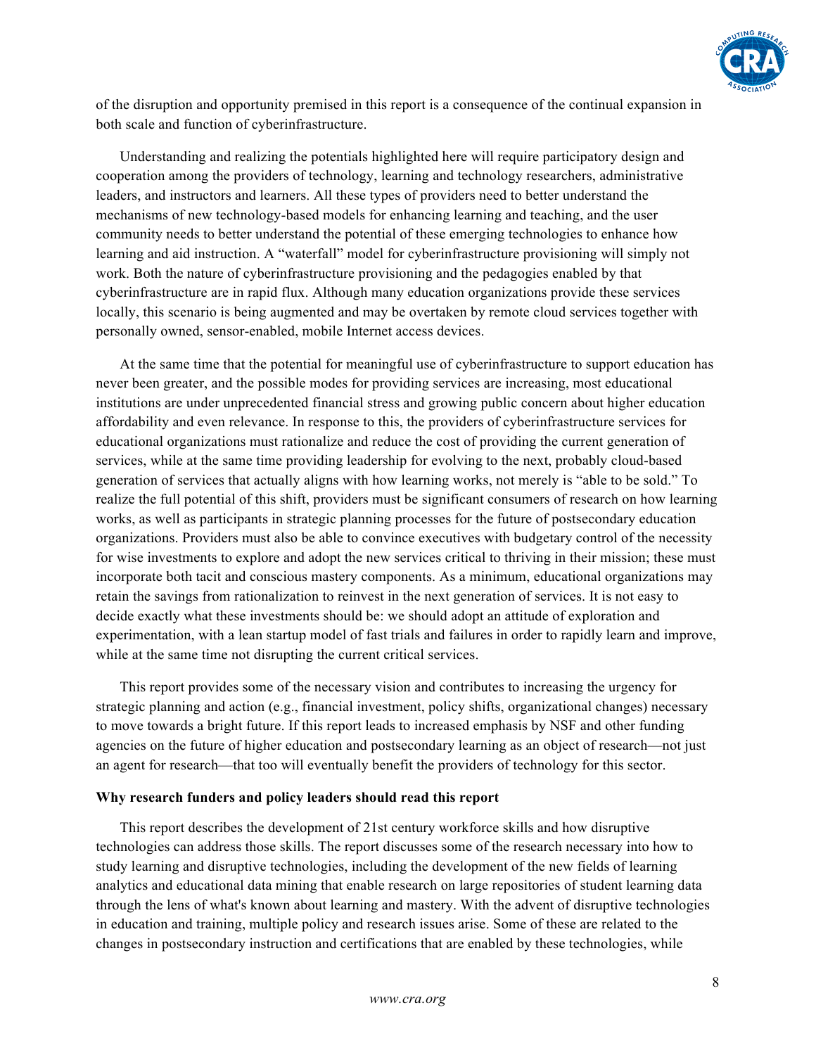of the disruption and opportunity premised in this report is a consequence of the continual expansion in both scale and function of cyberinfrastructure.

Understanding and realizing the potentials highlighted here will require participatory design and cooperation among the providers of technology, learning and technology researchers, administrative leaders, and instructors and learners. All these types of providers need to better understand the mechanisms of new technology-based models for enhancing learning and teaching, and the user community needs to better understand the potential of these emerging technologies to enhance how learning and aid instruction. A "waterfall" model for cyberinfrastructure provisioning will simply not work. Both the nature of cyberinfrastructure provisioning and the pedagogies enabled by that cyberinfrastructure are in rapid flux. Although many education organizations provide these services locally, this scenario is being augmented and may be overtaken by remote cloud services together with personally owned, sensor-enabled, mobile Internet access devices.

At the same time that the potential for meaningful use of cyberinfrastructure to support education has never been greater, and the possible modes for providing services are increasing, most educational institutions are under unprecedented financial stress and growing public concern about higher education affordability and even relevance. In response to this, the providers of cyberinfrastructure services for educational organizations must rationalize and reduce the cost of providing the current generation of services, while at the same time providing leadership for evolving to the next, probably cloud-based generation of services that actually aligns with how learning works, not merely is "able to be sold." To realize the full potential of this shift, providers must be significant consumers of research on how learning works, as well as participants in strategic planning processes for the future of postsecondary education organizations. Providers must also be able to convince executives with budgetary control of the necessity for wise investments to explore and adopt the new services critical to thriving in their mission; these must incorporate both tacit and conscious mastery components. As a minimum, educational organizations may retain the savings from rationalization to reinvest in the next generation of services. It is not easy to decide exactly what these investments should be: we should adopt an attitude of exploration and experimentation, with a lean startup model of fast trials and failures in order to rapidly learn and improve, while at the same time not disrupting the current critical services.

This report provides some of the necessary vision and contributes to increasing the urgency for strategic planning and action (e.g., financial investment, policy shifts, organizational changes) necessary to move towards a bright future. If this report leads to increased emphasis by NSF and other funding agencies on the future of higher education and postsecondary learning as an object of research—not just an agent for research—that too will eventually benefit the providers of technology for this sector.

**Why research funders and policy leaders should read this report**

This report describes the development of 21st century workforce skills and how disruptive technologies can address those skills. The report discusses some of the research necessary into how to study learning and disruptive technologies, including the development of the new fields of learning analytics and educational data mining that enable research on large repositories of student learning data through the lens of what's known about learning and mastery. With the advent of disruptive technologies in education and training, multiple policy and research issues arise. Some of these are related to the changes in postsecondary instruction and certifications that are enabled by these technologies, while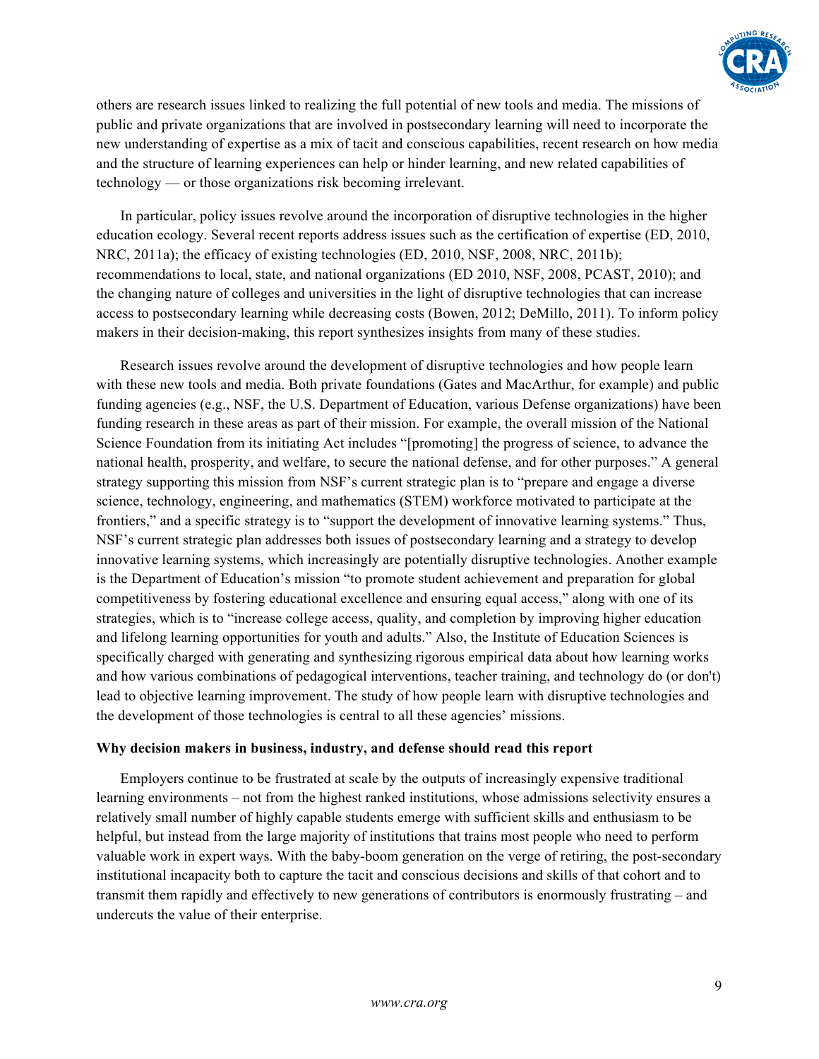others are research issues linked to realizing the full potential of new tools and media. The missions of public and private organizations that are involved in postsecondary learning will need to incorporate the new understanding of expertise as a mix of tacit and conscious capabilities, recent research on how media and the structure of learning experiences can help or hinder learning, and new related capabilities of technology — or those organizations risk becoming irrelevant.

In particular, policy issues revolve around the incorporation of disruptive technologies in the higher education ecology. Several recent reports address issues such as the certification of expertise (ED, 2010, NRC, 2011a); the efficacy of existing technologies (ED, 2010, NSF, 2008, NRC, 2011b); recommendations to local, state, and national organizations (ED 2010, NSF, 2008, PCAST, 2010); and the changing nature of colleges and universities in the light of disruptive technologies that can increase access to postsecondary learning while decreasing costs (Bowen, 2012; DeMillo, 2011). To inform policy makers in their decision-making, this report synthesizes insights from many of these studies.

Research issues revolve around the development of disruptive technologies and how people learn with these new tools and media. Both private foundations (Gates and MacArthur, for example) and public funding agencies (e.g., NSF, the U.S. Department of Education, various Defense organizations) have been funding research in these areas as part of their mission. For example, the overall mission of the National Science Foundation from its initiating Act includes "[promoting] the progress of science, to advance the national health, prosperity, and welfare, to secure the national defense, and for other purposes." A general strategy supporting this mission from NSF's current strategic plan is to "prepare and engage a diverse science, technology, engineering, and mathematics (STEM) workforce motivated to participate at the frontiers," and a specific strategy is to "support the development of innovative learning systems." Thus, NSF's current strategic plan addresses both issues of postsecondary learning and a strategy to develop innovative learning systems, which increasingly are potentially disruptive technologies. Another example is the Department of Education's mission "to promote student achievement and preparation for global competitiveness by fostering educational excellence and ensuring equal access," along with one of its strategies, which is to "increase college access, quality, and completion by improving higher education and lifelong learning opportunities for youth and adults." Also, the Institute of Education Sciences is specifically charged with generating and synthesizing rigorous empirical data about how learning works and how various combinations of pedagogical interventions, teacher training, and technology do (or don't) lead to objective learning improvement. The study of how people learn with disruptive technologies and the development of those technologies is central to all these agencies' missions.

**Why decision makers in business, industry, and defense should read this report**

Employers continue to be frustrated at scale by the outputs of increasingly expensive traditional learning environments – not from the highest ranked institutions, whose admissions selectivity ensures a relatively small number of highly capable students emerge with sufficient skills and enthusiasm to be helpful, but instead from the large majority of institutions that trains most people who need to perform valuable work in expert ways. With the baby-boom generation on the verge of retiring, the post-secondary institutional incapacity both to capture the tacit and conscious decisions and skills of that cohort and to transmit them rapidly and effectively to new generations of contributors is enormously frustrating – and undercuts the value of their enterprise.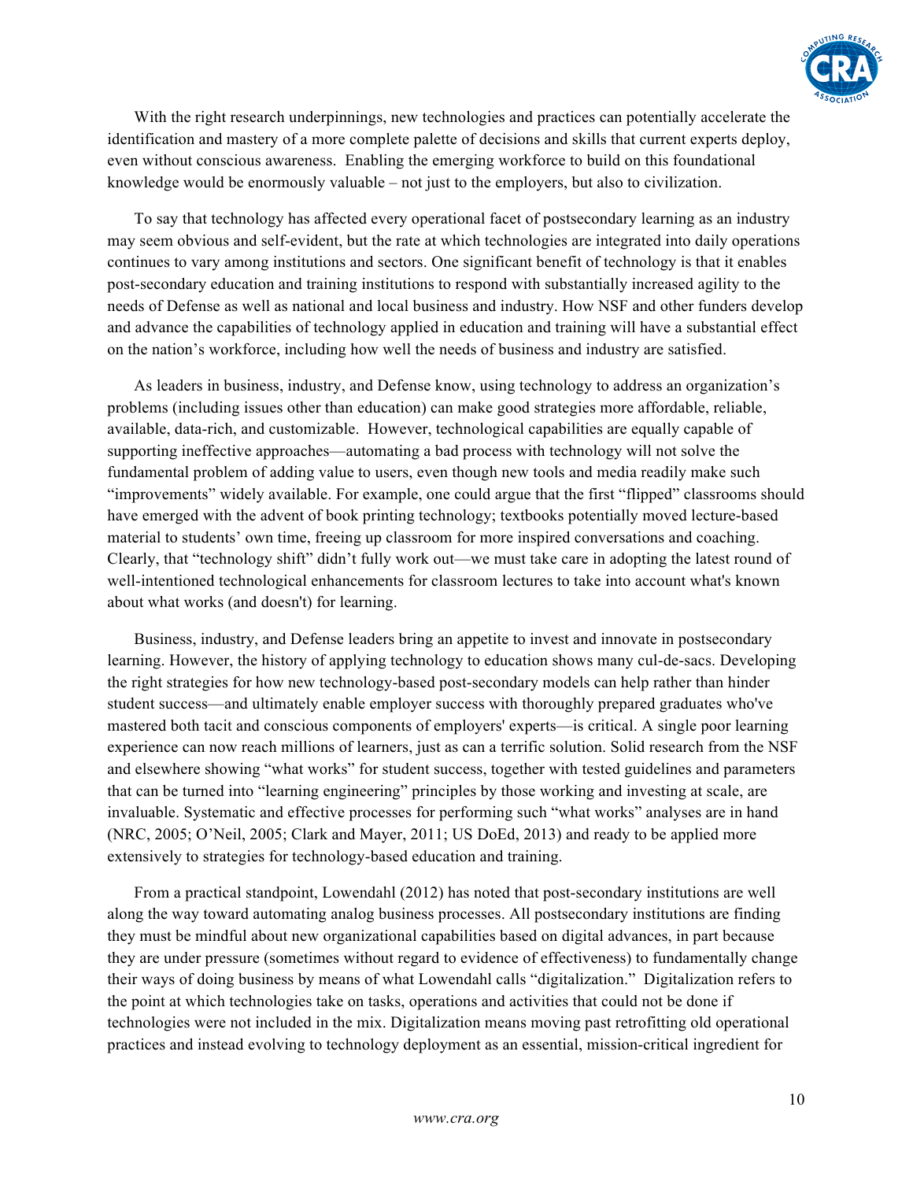With the right research underpinnings, new technologies and practices can potentially accelerate the identification and mastery of a more complete palette of decisions and skills that current experts deploy, even without conscious awareness. Enabling the emerging workforce to build on this foundational knowledge would be enormously valuable – not just to the employers, but also to civilization.

To say that technology has affected every operational facet of postsecondary learning as an industry may seem obvious and self-evident, but the rate at which technologies are integrated into daily operations continues to vary among institutions and sectors. One significant benefit of technology is that it enables post-secondary education and training institutions to respond with substantially increased agility to the needs of Defense as well as national and local business and industry. How NSF and other funders develop and advance the capabilities of technology applied in education and training will have a substantial effect on the nation's workforce, including how well the needs of business and industry are satisfied.

As leaders in business, industry, and Defense know, using technology to address an organization's problems (including issues other than education) can make good strategies more affordable, reliable, available, data-rich, and customizable. However, technological capabilities are equally capable of supporting ineffective approaches—automating a bad process with technology will not solve the fundamental problem of adding value to users, even though new tools and media readily make such "improvements" widely available. For example, one could argue that the first "flipped" classrooms should have emerged with the advent of book printing technology; textbooks potentially moved lecture-based material to students' own time, freeing up classroom for more inspired conversations and coaching. Clearly, that "technology shift" didn't fully work out—we must take care in adopting the latest round of well-intentioned technological enhancements for classroom lectures to take into account what's known about what works (and doesn't) for learning.

Business, industry, and Defense leaders bring an appetite to invest and innovate in postsecondary learning. However, the history of applying technology to education shows many cul-de-sacs. Developing the right strategies for how new technology-based post-secondary models can help rather than hinder student success—and ultimately enable employer success with thoroughly prepared graduates who've mastered both tacit and conscious components of employers' experts—is critical. A single poor learning experience can now reach millions of learners, just as can a terrific solution. Solid research from the NSF and elsewhere showing "what works" for student success, together with tested guidelines and parameters that can be turned into "learning engineering" principles by those working and investing at scale, are invaluable. Systematic and effective processes for performing such "what works" analyses are in hand (NRC, 2005; O'Neil, 2005; Clark and Mayer, 2011; US DoEd, 2013) and ready to be applied more extensively to strategies for technology-based education and training.

From a practical standpoint, Lowendahl (2012) has noted that post-secondary institutions are well along the way toward automating analog business processes. All postsecondary institutions are finding they must be mindful about new organizational capabilities based on digital advances, in part because they are under pressure (sometimes without regard to evidence of effectiveness) to fundamentally change their ways of doing business by means of what Lowendahl calls "digitalization." Digitalization refers to the point at which technologies take on tasks, operations and activities that could not be done if technologies were not included in the mix. Digitalization means moving past retrofitting old operational practices and instead evolving to technology deployment as an essential, mission-critical ingredient for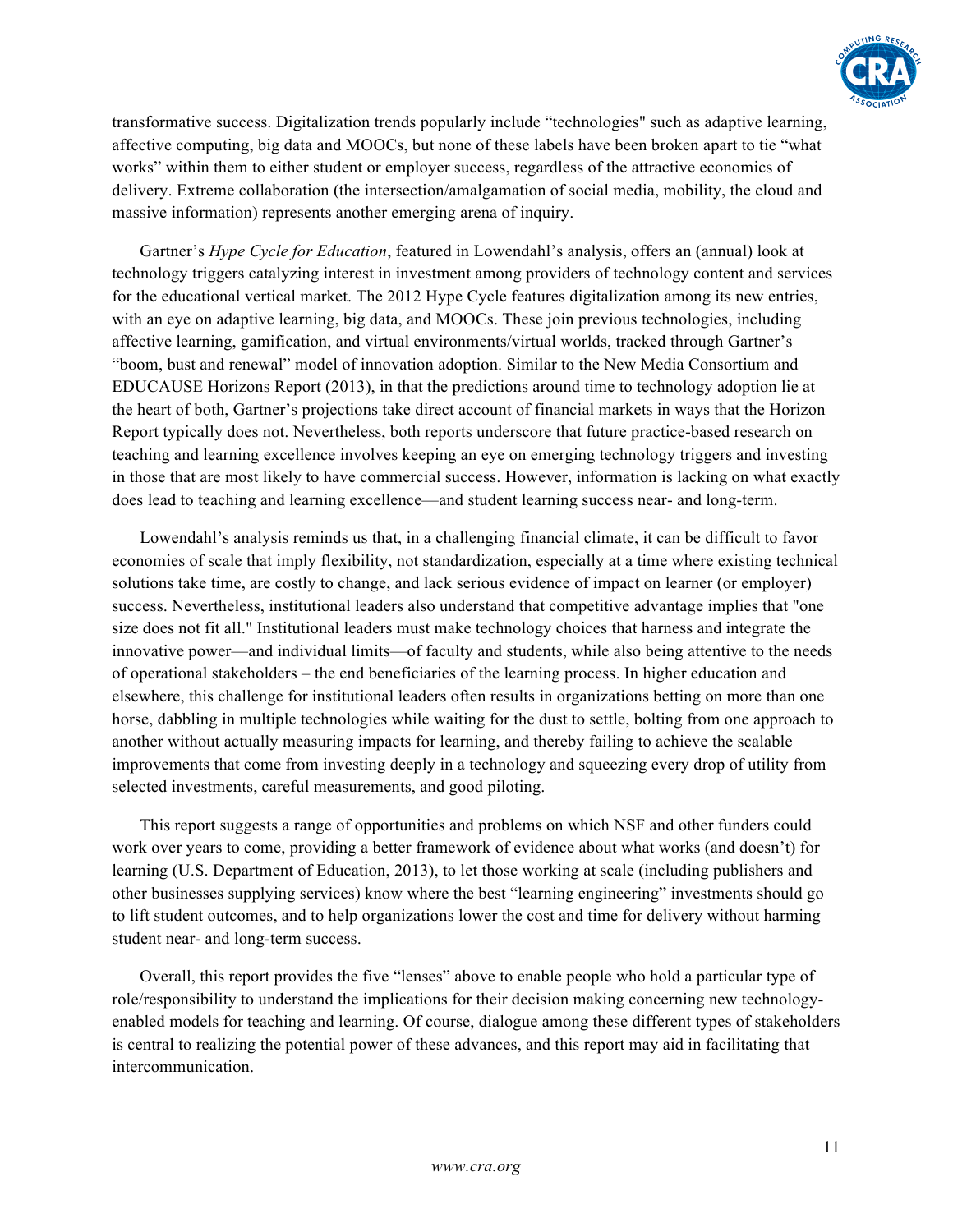transformative success. Digitalization trends popularly include "technologies" such as adaptive learning, affective computing, big data and MOOCs, but none of these labels have been broken apart to tie "what works" within them to either student or employer success, regardless of the attractive economics of delivery. Extreme collaboration (the intersection/amalgamation of social media, mobility, the cloud and massive information) represents another emerging arena of inquiry.

Gartner's *Hype Cycle for Education*, featured in Lowendahl's analysis, offers an (annual) look at technology triggers catalyzing interest in investment among providers of technology content and services for the educational vertical market. The 2012 Hype Cycle features digitalization among its new entries, with an eye on adaptive learning, big data, and MOOCs. These join previous technologies, including affective learning, gamification, and virtual environments/virtual worlds, tracked through Gartner's "boom, bust and renewal" model of innovation adoption. Similar to the New Media Consortium and EDUCAUSE Horizons Report (2013), in that the predictions around time to technology adoption lie at the heart of both, Gartner's projections take direct account of financial markets in ways that the Horizon Report typically does not. Nevertheless, both reports underscore that future practice-based research on teaching and learning excellence involves keeping an eye on emerging technology triggers and investing in those that are most likely to have commercial success. However, information is lacking on what exactly does lead to teaching and learning excellence—and student learning success near- and long-term.

Lowendahl's analysis reminds us that, in a challenging financial climate, it can be difficult to favor economies of scale that imply flexibility, not standardization, especially at a time where existing technical solutions take time, are costly to change, and lack serious evidence of impact on learner (or employer) success. Nevertheless, institutional leaders also understand that competitive advantage implies that "one size does not fit all." Institutional leaders must make technology choices that harness and integrate the innovative power—and individual limits—of faculty and students, while also being attentive to the needs of operational stakeholders – the end beneficiaries of the learning process. In higher education and elsewhere, this challenge for institutional leaders often results in organizations betting on more than one horse, dabbling in multiple technologies while waiting for the dust to settle, bolting from one approach to another without actually measuring impacts for learning, and thereby failing to achieve the scalable improvements that come from investing deeply in a technology and squeezing every drop of utility from selected investments, careful measurements, and good piloting.

This report suggests a range of opportunities and problems on which NSF and other funders could work over years to come, providing a better framework of evidence about what works (and doesn't) for learning (U.S. Department of Education, 2013), to let those working at scale (including publishers and other businesses supplying services) know where the best "learning engineering" investments should go to lift student outcomes, and to help organizations lower the cost and time for delivery without harming student near- and long-term success.

Overall, this report provides the five "lenses" above to enable people who hold a particular type of role/responsibility to understand the implications for their decision making concerning new technology-enabled models for teaching and learning. Of course, dialogue among these different types of stakeholders is central to realizing the potential power of these advances, and this report may aid in facilitating that intercommunication.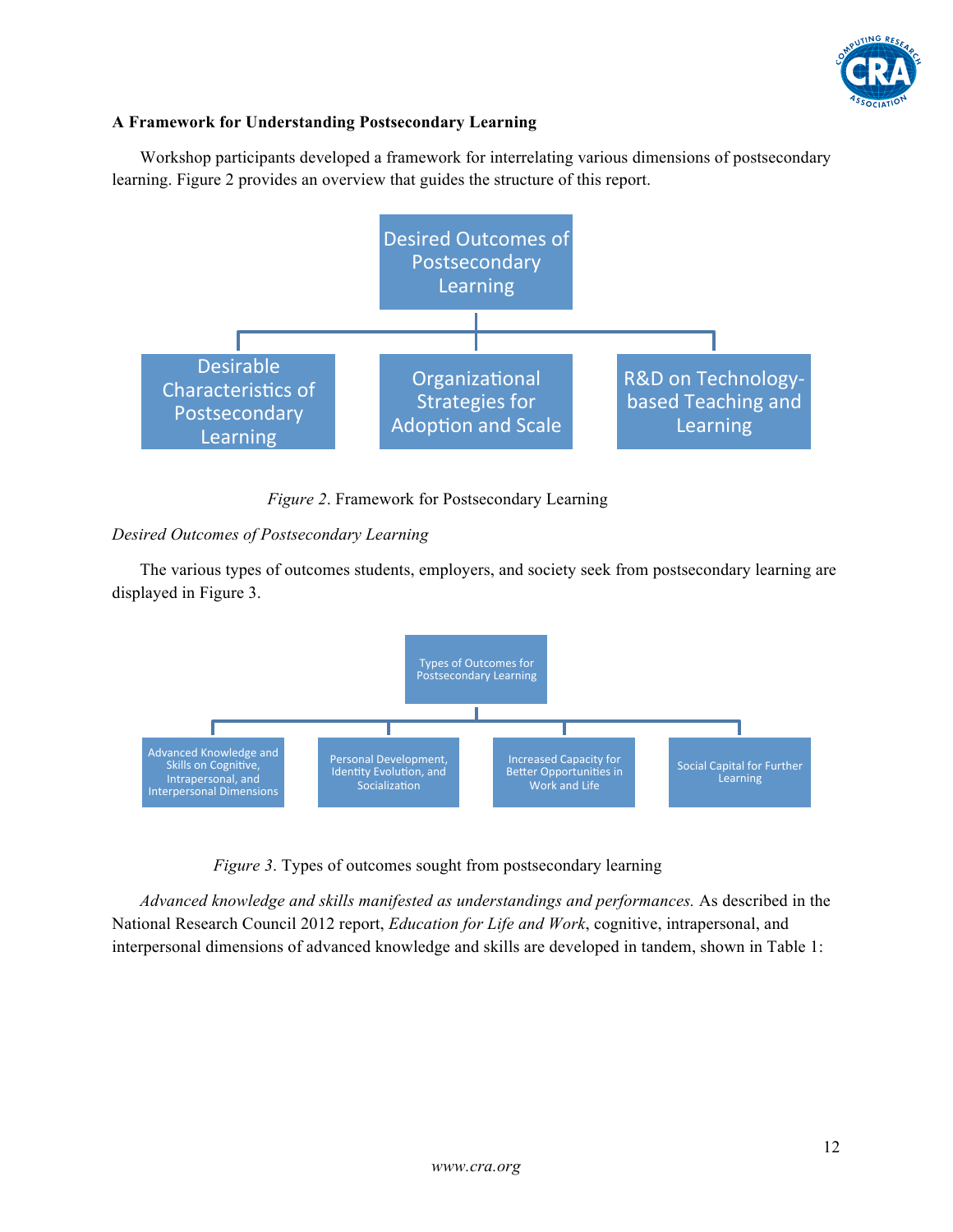**A Framework for Understanding Postsecondary Learning**

Workshop participants developed a framework for interrelating various dimensions of postsecondary learning. Figure 2 provides an overview that guides the structure of this report.

- Desired Outcomes of Postsecondary Learning
  - Desirable Characteristics of Postsecondary Learning
  - Organizational Strategies for Adoption and Scale
  - R&D on Technology-based Teaching and Learning

*Figure 2*. Framework for Postsecondary Learning

*Desired Outcomes of Postsecondary Learning*

The various types of outcomes students, employers, and society seek from postsecondary learning are displayed in Figure 3.

- Types of Outcomes for Postsecondary Learning
  - Advanced Knowledge and Skills on Cognitive, Intrapersonal, and Interpersonal Dimensions
  - Personal Development, Identity Evolution, and Socialization
  - Increased Capacity for Better Opportunities in Work and Life
  - Social Capital for Further Learning

*Figure 3*. Types of outcomes sought from postsecondary learning

*Advanced knowledge and skills manifested as understandings and performances.* As described in the National Research Council 2012 report, *Education for Life and Work*, cognitive, intrapersonal, and interpersonal dimensions of advanced knowledge and skills are developed in tandem, shown in Table 1: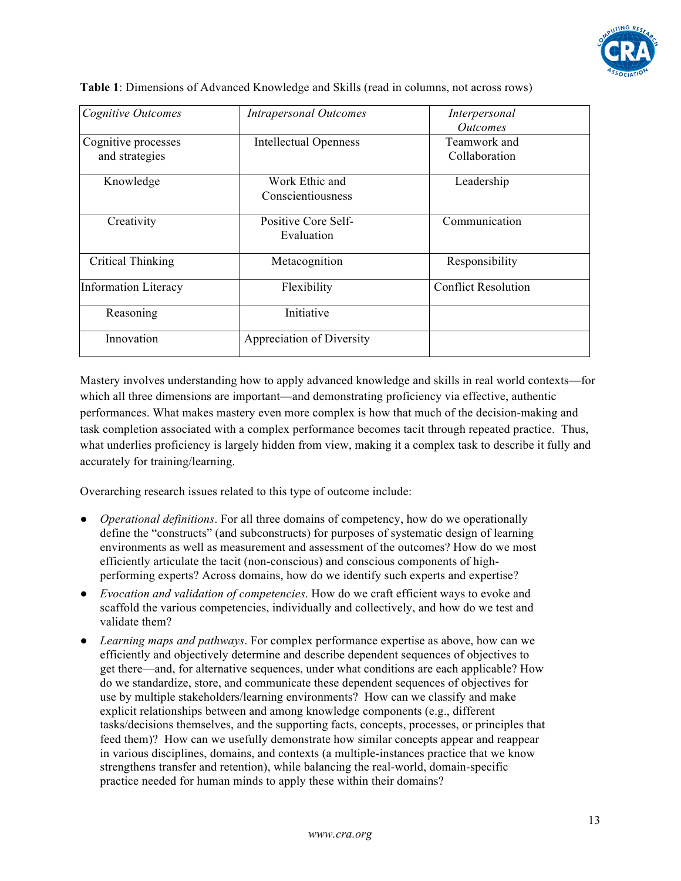**Table 1**: Dimensions of Advanced Knowledge and Skills (read in columns, not across rows)

| *Cognitive Outcomes* | *Intrapersonal Outcomes* | *Interpersonal Outcomes* |
|---|---|---|
| Cognitive processes and strategies | Intellectual Openness | Teamwork and Collaboration |
| Knowledge | Work Ethic and Conscientiousness | Leadership |
| Creativity | Positive Core Self-Evaluation | Communication |
| Critical Thinking | Metacognition | Responsibility |
| Information Literacy | Flexibility | Conflict Resolution |
| Reasoning | Initiative | |
| Innovation | Appreciation of Diversity | |

Mastery involves understanding how to apply advanced knowledge and skills in real world contexts—for which all three dimensions are important—and demonstrating proficiency via effective, authentic performances. What makes mastery even more complex is how that much of the decision-making and task completion associated with a complex performance becomes tacit through repeated practice. Thus, what underlies proficiency is largely hidden from view, making it a complex task to describe it fully and accurately for training/learning.

Overarching research issues related to this type of outcome include:

- *Operational definitions*. For all three domains of competency, how do we operationally define the "constructs" (and subconstructs) for purposes of systematic design of learning environments as well as measurement and assessment of the outcomes? How do we most efficiently articulate the tacit (non-conscious) and conscious components of high-performing experts? Across domains, how do we identify such experts and expertise?
- *Evocation and validation of competencies*. How do we craft efficient ways to evoke and scaffold the various competencies, individually and collectively, and how do we test and validate them?
- *Learning maps and pathways*. For complex performance expertise as above, how can we efficiently and objectively determine and describe dependent sequences of objectives to get there—and, for alternative sequences, under what conditions are each applicable? How do we standardize, store, and communicate these dependent sequences of objectives for use by multiple stakeholders/learning environments? How can we classify and make explicit relationships between and among knowledge components (e.g., different tasks/decisions themselves, and the supporting facts, concepts, processes, or principles that feed them)? How can we usefully demonstrate how similar concepts appear and reappear in various disciplines, domains, and contexts (a multiple-instances practice that we know strengthens transfer and retention), while balancing the real-world, domain-specific practice needed for human minds to apply these within their domains?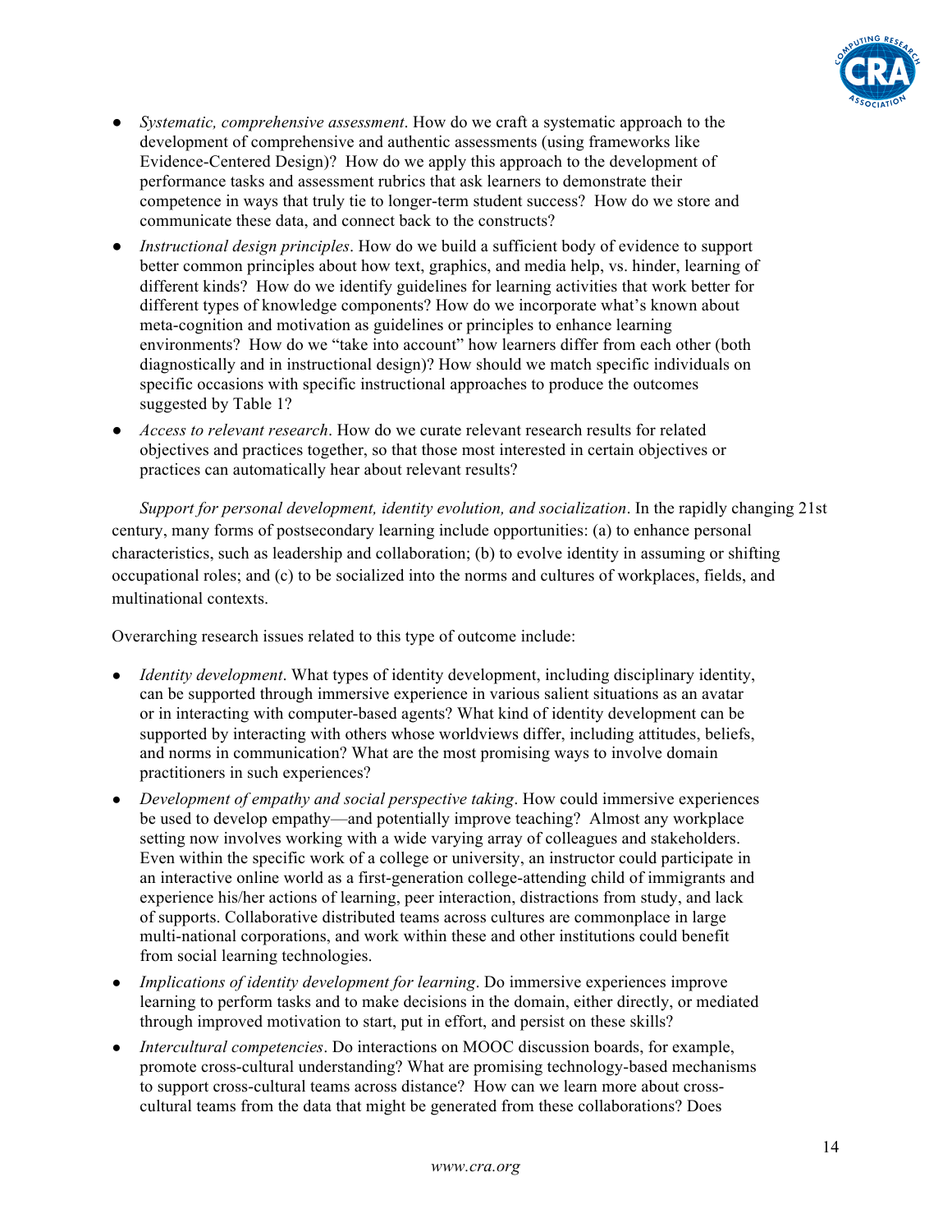- *Systematic, comprehensive assessment*. How do we craft a systematic approach to the development of comprehensive and authentic assessments (using frameworks like Evidence-Centered Design)? How do we apply this approach to the development of performance tasks and assessment rubrics that ask learners to demonstrate their competence in ways that truly tie to longer-term student success? How do we store and communicate these data, and connect back to the constructs?
- *Instructional design principles*. How do we build a sufficient body of evidence to support better common principles about how text, graphics, and media help, vs. hinder, learning of different kinds? How do we identify guidelines for learning activities that work better for different types of knowledge components? How do we incorporate what's known about meta-cognition and motivation as guidelines or principles to enhance learning environments? How do we "take into account" how learners differ from each other (both diagnostically and in instructional design)? How should we match specific individuals on specific occasions with specific instructional approaches to produce the outcomes suggested by Table 1?
- *Access to relevant research*. How do we curate relevant research results for related objectives and practices together, so that those most interested in certain objectives or practices can automatically hear about relevant results?

*Support for personal development, identity evolution, and socialization*. In the rapidly changing 21st century, many forms of postsecondary learning include opportunities: (a) to enhance personal characteristics, such as leadership and collaboration; (b) to evolve identity in assuming or shifting occupational roles; and (c) to be socialized into the norms and cultures of workplaces, fields, and multinational contexts.

Overarching research issues related to this type of outcome include:

- *Identity development*. What types of identity development, including disciplinary identity, can be supported through immersive experience in various salient situations as an avatar or in interacting with computer-based agents? What kind of identity development can be supported by interacting with others whose worldviews differ, including attitudes, beliefs, and norms in communication? What are the most promising ways to involve domain practitioners in such experiences?
- *Development of empathy and social perspective taking*. How could immersive experiences be used to develop empathy—and potentially improve teaching? Almost any workplace setting now involves working with a wide varying array of colleagues and stakeholders. Even within the specific work of a college or university, an instructor could participate in an interactive online world as a first-generation college-attending child of immigrants and experience his/her actions of learning, peer interaction, distractions from study, and lack of supports. Collaborative distributed teams across cultures are commonplace in large multi-national corporations, and work within these and other institutions could benefit from social learning technologies.
- *Implications of identity development for learning*. Do immersive experiences improve learning to perform tasks and to make decisions in the domain, either directly, or mediated through improved motivation to start, put in effort, and persist on these skills?
- *Intercultural competencies*. Do interactions on MOOC discussion boards, for example, promote cross-cultural understanding? What are promising technology-based mechanisms to support cross-cultural teams across distance? How can we learn more about cross-cultural teams from the data that might be generated from these collaborations? Does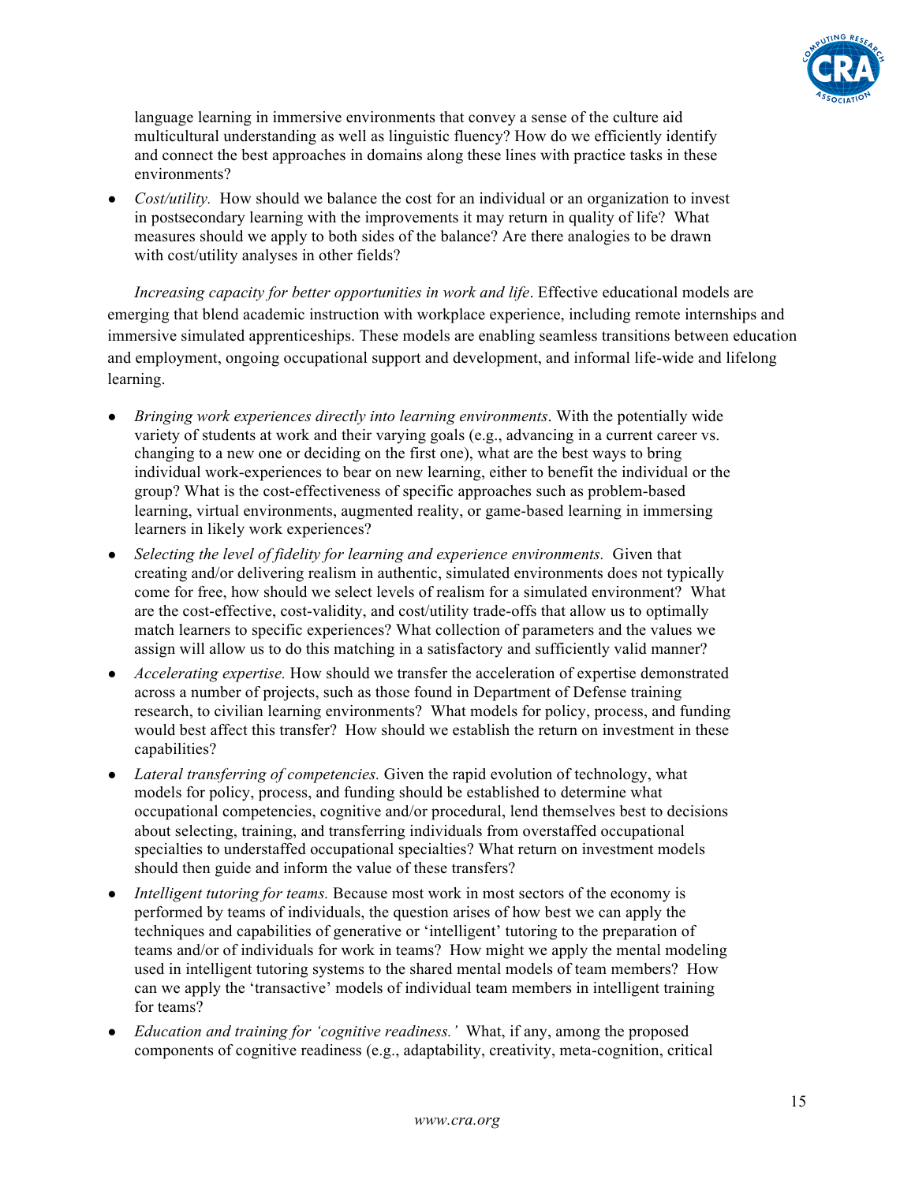language learning in immersive environments that convey a sense of the culture aid multicultural understanding as well as linguistic fluency? How do we efficiently identify and connect the best approaches in domains along these lines with practice tasks in these environments?

- *Cost/utility.* How should we balance the cost for an individual or an organization to invest in postsecondary learning with the improvements it may return in quality of life? What measures should we apply to both sides of the balance? Are there analogies to be drawn with cost/utility analyses in other fields?

*Increasing capacity for better opportunities in work and life*. Effective educational models are emerging that blend academic instruction with workplace experience, including remote internships and immersive simulated apprenticeships. These models are enabling seamless transitions between education and employment, ongoing occupational support and development, and informal life-wide and lifelong learning.

- *Bringing work experiences directly into learning environments*. With the potentially wide variety of students at work and their varying goals (e.g., advancing in a current career vs. changing to a new one or deciding on the first one), what are the best ways to bring individual work-experiences to bear on new learning, either to benefit the individual or the group? What is the cost-effectiveness of specific approaches such as problem-based learning, virtual environments, augmented reality, or game-based learning in immersing learners in likely work experiences?
- *Selecting the level of fidelity for learning and experience environments.* Given that creating and/or delivering realism in authentic, simulated environments does not typically come for free, how should we select levels of realism for a simulated environment? What are the cost-effective, cost-validity, and cost/utility trade-offs that allow us to optimally match learners to specific experiences? What collection of parameters and the values we assign will allow us to do this matching in a satisfactory and sufficiently valid manner?
- *Accelerating expertise.* How should we transfer the acceleration of expertise demonstrated across a number of projects, such as those found in Department of Defense training research, to civilian learning environments? What models for policy, process, and funding would best affect this transfer? How should we establish the return on investment in these capabilities?
- *Lateral transferring of competencies.* Given the rapid evolution of technology, what models for policy, process, and funding should be established to determine what occupational competencies, cognitive and/or procedural, lend themselves best to decisions about selecting, training, and transferring individuals from overstaffed occupational specialties to understaffed occupational specialties? What return on investment models should then guide and inform the value of these transfers?
- *Intelligent tutoring for teams.* Because most work in most sectors of the economy is performed by teams of individuals, the question arises of how best we can apply the techniques and capabilities of generative or 'intelligent' tutoring to the preparation of teams and/or of individuals for work in teams? How might we apply the mental modeling used in intelligent tutoring systems to the shared mental models of team members? How can we apply the 'transactive' models of individual team members in intelligent training for teams?
- *Education and training for 'cognitive readiness.'* What, if any, among the proposed components of cognitive readiness (e.g., adaptability, creativity, meta-cognition, critical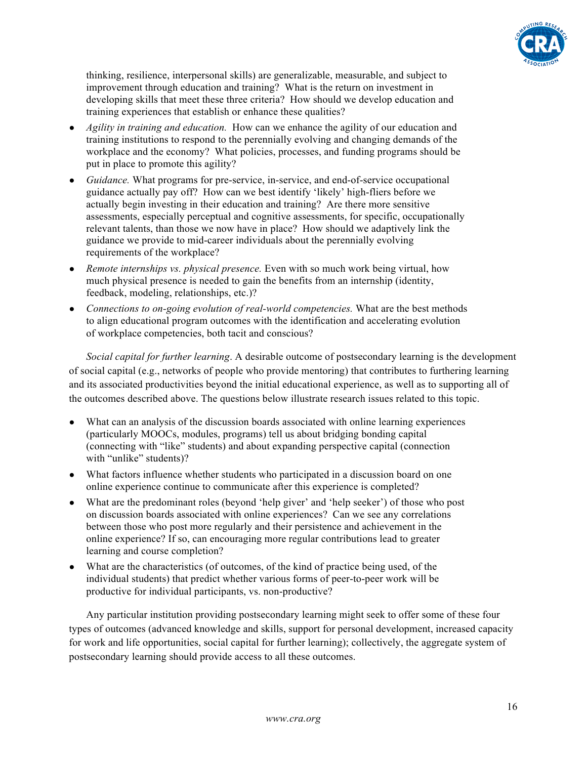thinking, resilience, interpersonal skills) are generalizable, measurable, and subject to improvement through education and training? What is the return on investment in developing skills that meet these three criteria? How should we develop education and training experiences that establish or enhance these qualities?

- *Agility in training and education.* How can we enhance the agility of our education and training institutions to respond to the perennially evolving and changing demands of the workplace and the economy? What policies, processes, and funding programs should be put in place to promote this agility?
- *Guidance.* What programs for pre-service, in-service, and end-of-service occupational guidance actually pay off? How can we best identify 'likely' high-fliers before we actually begin investing in their education and training? Are there more sensitive assessments, especially perceptual and cognitive assessments, for specific, occupationally relevant talents, than those we now have in place? How should we adaptively link the guidance we provide to mid-career individuals about the perennially evolving requirements of the workplace?
- *Remote internships vs. physical presence.* Even with so much work being virtual, how much physical presence is needed to gain the benefits from an internship (identity, feedback, modeling, relationships, etc.)?
- *Connections to on-going evolution of real-world competencies.* What are the best methods to align educational program outcomes with the identification and accelerating evolution of workplace competencies, both tacit and conscious?

*Social capital for further learning*. A desirable outcome of postsecondary learning is the development of social capital (e.g., networks of people who provide mentoring) that contributes to furthering learning and its associated productivities beyond the initial educational experience, as well as to supporting all of the outcomes described above. The questions below illustrate research issues related to this topic.

- What can an analysis of the discussion boards associated with online learning experiences (particularly MOOCs, modules, programs) tell us about bridging bonding capital (connecting with "like" students) and about expanding perspective capital (connection with "unlike" students)?
- What factors influence whether students who participated in a discussion board on one online experience continue to communicate after this experience is completed?
- What are the predominant roles (beyond 'help giver' and 'help seeker') of those who post on discussion boards associated with online experiences? Can we see any correlations between those who post more regularly and their persistence and achievement in the online experience? If so, can encouraging more regular contributions lead to greater learning and course completion?
- What are the characteristics (of outcomes, of the kind of practice being used, of the individual students) that predict whether various forms of peer-to-peer work will be productive for individual participants, vs. non-productive?

Any particular institution providing postsecondary learning might seek to offer some of these four types of outcomes (advanced knowledge and skills, support for personal development, increased capacity for work and life opportunities, social capital for further learning); collectively, the aggregate system of postsecondary learning should provide access to all these outcomes.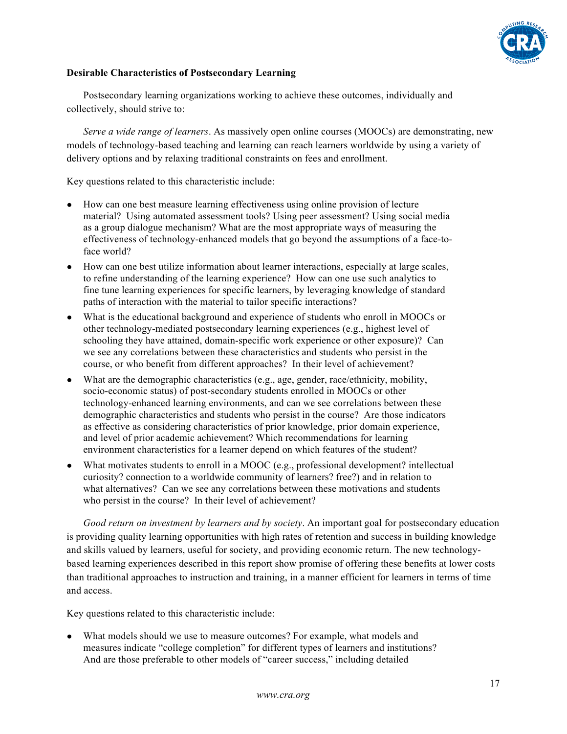**Desirable Characteristics of Postsecondary Learning**

Postsecondary learning organizations working to achieve these outcomes, individually and collectively, should strive to:

*Serve a wide range of learners*. As massively open online courses (MOOCs) are demonstrating, new models of technology-based teaching and learning can reach learners worldwide by using a variety of delivery options and by relaxing traditional constraints on fees and enrollment.

Key questions related to this characteristic include:

- How can one best measure learning effectiveness using online provision of lecture material? Using automated assessment tools? Using peer assessment? Using social media as a group dialogue mechanism? What are the most appropriate ways of measuring the effectiveness of technology-enhanced models that go beyond the assumptions of a face-to-face world?
- How can one best utilize information about learner interactions, especially at large scales, to refine understanding of the learning experience? How can one use such analytics to fine tune learning experiences for specific learners, by leveraging knowledge of standard paths of interaction with the material to tailor specific interactions?
- What is the educational background and experience of students who enroll in MOOCs or other technology-mediated postsecondary learning experiences (e.g., highest level of schooling they have attained, domain-specific work experience or other exposure)? Can we see any correlations between these characteristics and students who persist in the course, or who benefit from different approaches? In their level of achievement?
- What are the demographic characteristics (e.g., age, gender, race/ethnicity, mobility, socio-economic status) of post-secondary students enrolled in MOOCs or other technology-enhanced learning environments, and can we see correlations between these demographic characteristics and students who persist in the course? Are those indicators as effective as considering characteristics of prior knowledge, prior domain experience, and level of prior academic achievement? Which recommendations for learning environment characteristics for a learner depend on which features of the student?
- What motivates students to enroll in a MOOC (e.g., professional development? intellectual curiosity? connection to a worldwide community of learners? free?) and in relation to what alternatives? Can we see any correlations between these motivations and students who persist in the course? In their level of achievement?

*Good return on investment by learners and by society*. An important goal for postsecondary education is providing quality learning opportunities with high rates of retention and success in building knowledge and skills valued by learners, useful for society, and providing economic return. The new technology-based learning experiences described in this report show promise of offering these benefits at lower costs than traditional approaches to instruction and training, in a manner efficient for learners in terms of time and access.

Key questions related to this characteristic include:

- What models should we use to measure outcomes? For example, what models and measures indicate "college completion" for different types of learners and institutions? And are those preferable to other models of "career success," including detailed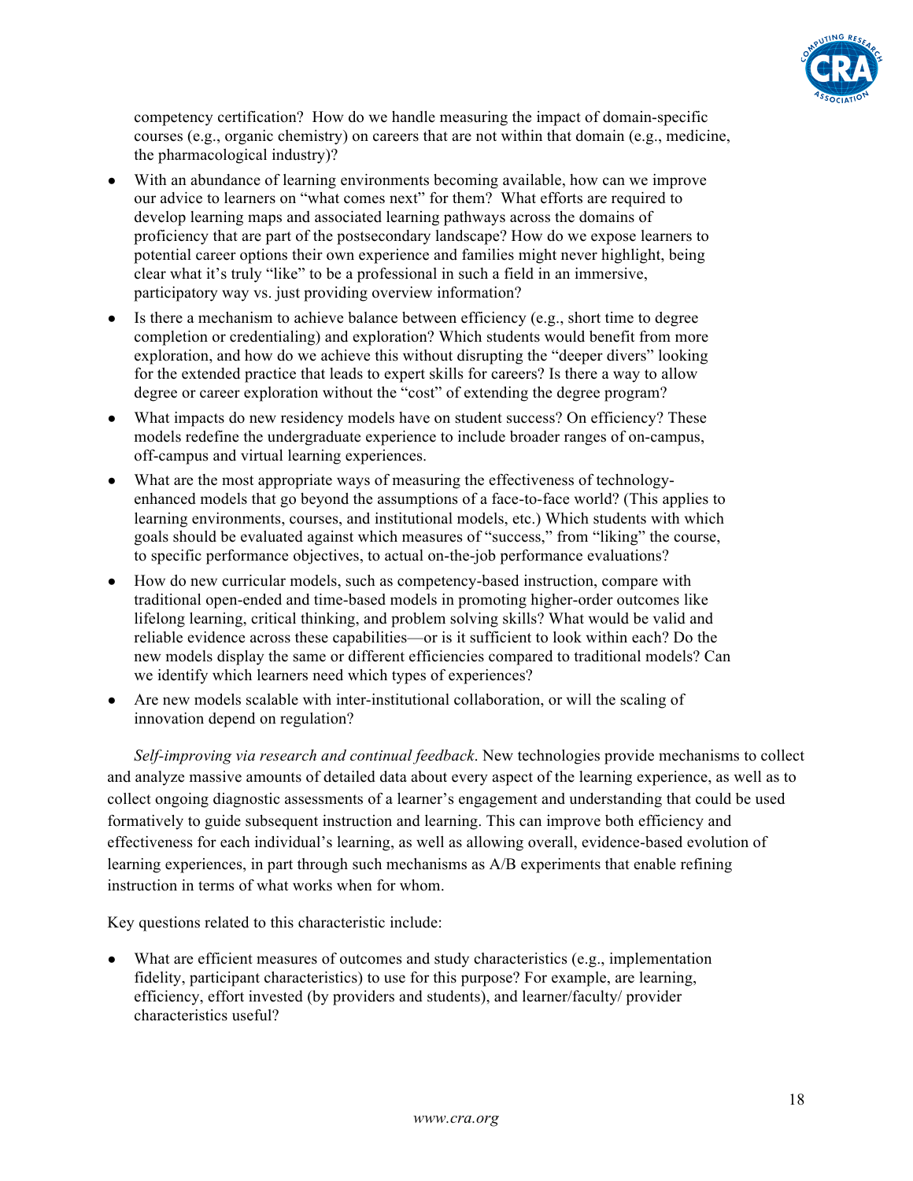competency certification? How do we handle measuring the impact of domain-specific courses (e.g., organic chemistry) on careers that are not within that domain (e.g., medicine, the pharmacological industry)?

- With an abundance of learning environments becoming available, how can we improve our advice to learners on "what comes next" for them? What efforts are required to develop learning maps and associated learning pathways across the domains of proficiency that are part of the postsecondary landscape? How do we expose learners to potential career options their own experience and families might never highlight, being clear what it's truly "like" to be a professional in such a field in an immersive, participatory way vs. just providing overview information?
- Is there a mechanism to achieve balance between efficiency (e.g., short time to degree completion or credentialing) and exploration? Which students would benefit from more exploration, and how do we achieve this without disrupting the "deeper divers" looking for the extended practice that leads to expert skills for careers? Is there a way to allow degree or career exploration without the "cost" of extending the degree program?
- What impacts do new residency models have on student success? On efficiency? These models redefine the undergraduate experience to include broader ranges of on-campus, off-campus and virtual learning experiences.
- What are the most appropriate ways of measuring the effectiveness of technology-enhanced models that go beyond the assumptions of a face-to-face world? (This applies to learning environments, courses, and institutional models, etc.) Which students with which goals should be evaluated against which measures of "success," from "liking" the course, to specific performance objectives, to actual on-the-job performance evaluations?
- How do new curricular models, such as competency-based instruction, compare with traditional open-ended and time-based models in promoting higher-order outcomes like lifelong learning, critical thinking, and problem solving skills? What would be valid and reliable evidence across these capabilities—or is it sufficient to look within each? Do the new models display the same or different efficiencies compared to traditional models? Can we identify which learners need which types of experiences?
- Are new models scalable with inter-institutional collaboration, or will the scaling of innovation depend on regulation?

*Self-improving via research and continual feedback*. New technologies provide mechanisms to collect and analyze massive amounts of detailed data about every aspect of the learning experience, as well as to collect ongoing diagnostic assessments of a learner's engagement and understanding that could be used formatively to guide subsequent instruction and learning. This can improve both efficiency and effectiveness for each individual's learning, as well as allowing overall, evidence-based evolution of learning experiences, in part through such mechanisms as A/B experiments that enable refining instruction in terms of what works when for whom.

Key questions related to this characteristic include:

- What are efficient measures of outcomes and study characteristics (e.g., implementation fidelity, participant characteristics) to use for this purpose? For example, are learning, efficiency, effort invested (by providers and students), and learner/faculty/ provider characteristics useful?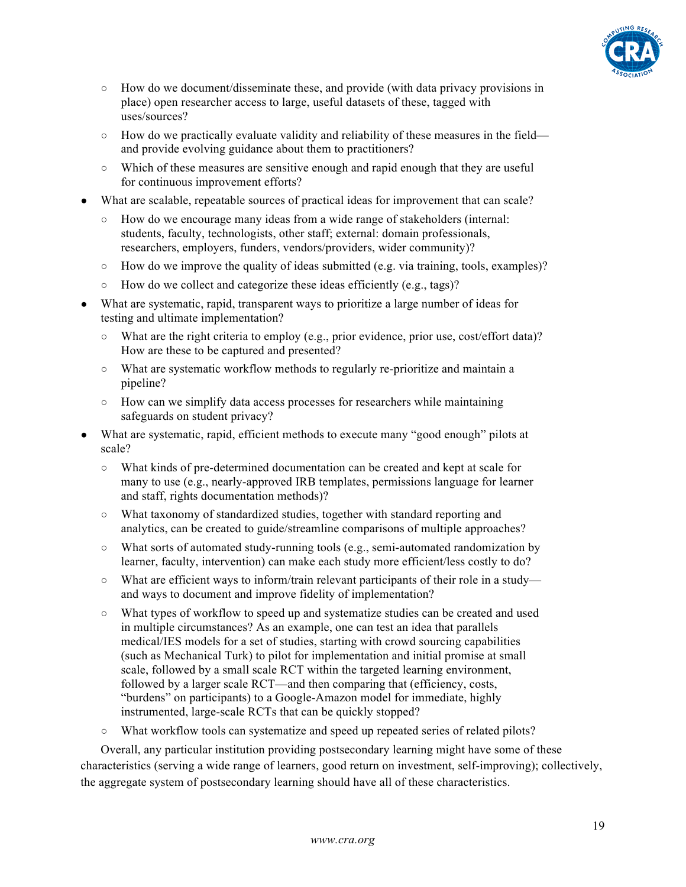- How do we document/disseminate these, and provide (with data privacy provisions in place) open researcher access to large, useful datasets of these, tagged with uses/sources?
  - How do we practically evaluate validity and reliability of these measures in the field—and provide evolving guidance about them to practitioners?
  - Which of these measures are sensitive enough and rapid enough that they are useful for continuous improvement efforts?
- What are scalable, repeatable sources of practical ideas for improvement that can scale?
  - How do we encourage many ideas from a wide range of stakeholders (internal: students, faculty, technologists, other staff; external: domain professionals, researchers, employers, funders, vendors/providers, wider community)?
  - How do we improve the quality of ideas submitted (e.g. via training, tools, examples)?
  - How do we collect and categorize these ideas efficiently (e.g., tags)?
- What are systematic, rapid, transparent ways to prioritize a large number of ideas for testing and ultimate implementation?
  - What are the right criteria to employ (e.g., prior evidence, prior use, cost/effort data)? How are these to be captured and presented?
  - What are systematic workflow methods to regularly re-prioritize and maintain a pipeline?
  - How can we simplify data access processes for researchers while maintaining safeguards on student privacy?
- What are systematic, rapid, efficient methods to execute many "good enough" pilots at scale?
  - What kinds of pre-determined documentation can be created and kept at scale for many to use (e.g., nearly-approved IRB templates, permissions language for learner and staff, rights documentation methods)?
  - What taxonomy of standardized studies, together with standard reporting and analytics, can be created to guide/streamline comparisons of multiple approaches?
  - What sorts of automated study-running tools (e.g., semi-automated randomization by learner, faculty, intervention) can make each study more efficient/less costly to do?
  - What are efficient ways to inform/train relevant participants of their role in a study—and ways to document and improve fidelity of implementation?
  - What types of workflow to speed up and systematize studies can be created and used in multiple circumstances? As an example, one can test an idea that parallels medical/IES models for a set of studies, starting with crowd sourcing capabilities (such as Mechanical Turk) to pilot for implementation and initial promise at small scale, followed by a small scale RCT within the targeted learning environment, followed by a larger scale RCT—and then comparing that (efficiency, costs, "burdens" on participants) to a Google-Amazon model for immediate, highly instrumented, large-scale RCTs that can be quickly stopped?
  - What workflow tools can systematize and speed up repeated series of related pilots?

Overall, any particular institution providing postsecondary learning might have some of these characteristics (serving a wide range of learners, good return on investment, self-improving); collectively, the aggregate system of postsecondary learning should have all of these characteristics.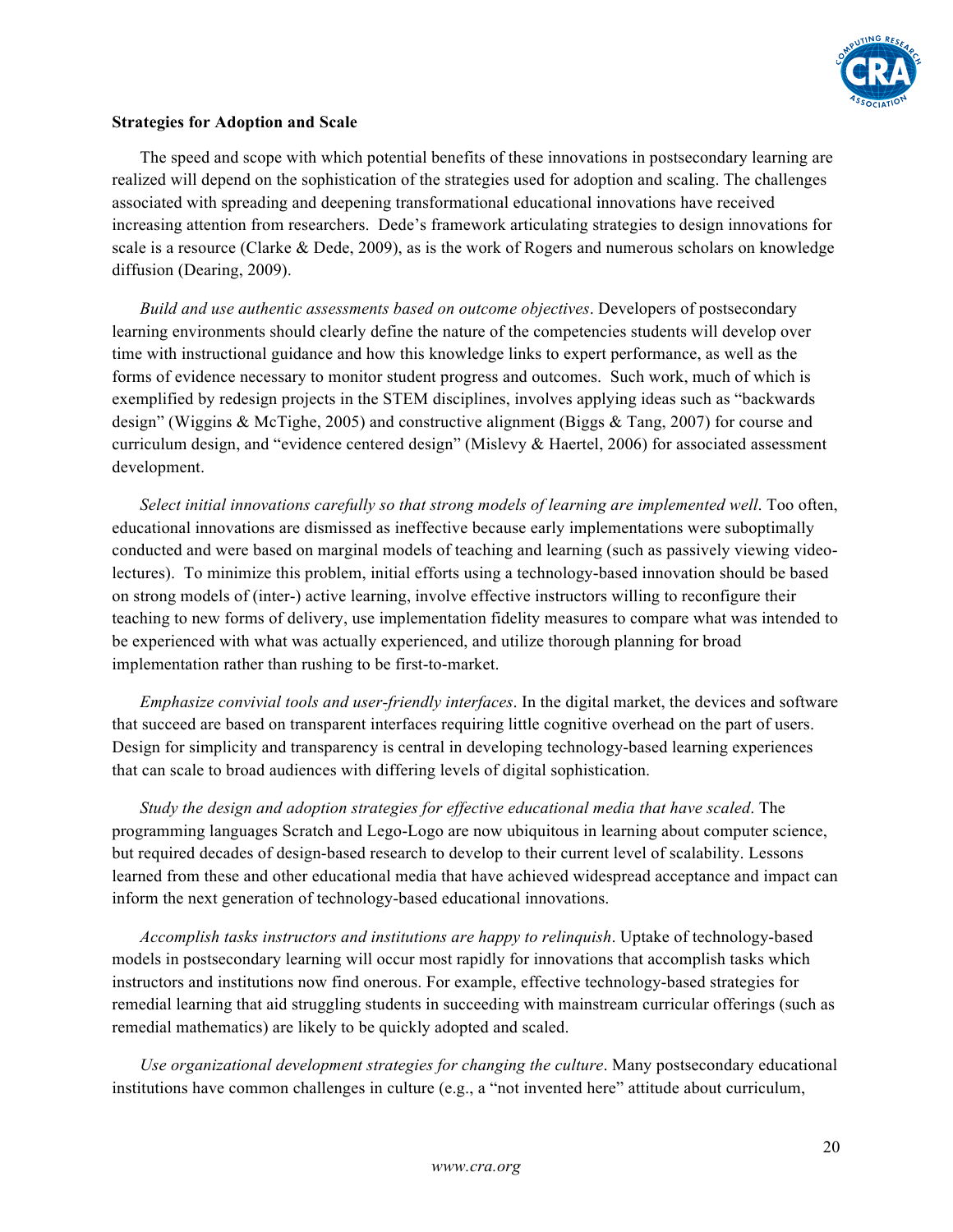**Strategies for Adoption and Scale**

The speed and scope with which potential benefits of these innovations in postsecondary learning are realized will depend on the sophistication of the strategies used for adoption and scaling. The challenges associated with spreading and deepening transformational educational innovations have received increasing attention from researchers. Dede's framework articulating strategies to design innovations for scale is a resource (Clarke & Dede, 2009), as is the work of Rogers and numerous scholars on knowledge diffusion (Dearing, 2009).

*Build and use authentic assessments based on outcome objectives*. Developers of postsecondary learning environments should clearly define the nature of the competencies students will develop over time with instructional guidance and how this knowledge links to expert performance, as well as the forms of evidence necessary to monitor student progress and outcomes. Such work, much of which is exemplified by redesign projects in the STEM disciplines, involves applying ideas such as "backwards design" (Wiggins & McTighe, 2005) and constructive alignment (Biggs & Tang, 2007) for course and curriculum design, and "evidence centered design" (Mislevy & Haertel, 2006) for associated assessment development.

*Select initial innovations carefully so that strong models of learning are implemented well*. Too often, educational innovations are dismissed as ineffective because early implementations were suboptimally conducted and were based on marginal models of teaching and learning (such as passively viewing video-lectures). To minimize this problem, initial efforts using a technology-based innovation should be based on strong models of (inter-) active learning, involve effective instructors willing to reconfigure their teaching to new forms of delivery, use implementation fidelity measures to compare what was intended to be experienced with what was actually experienced, and utilize thorough planning for broad implementation rather than rushing to be first-to-market.

*Emphasize convivial tools and user-friendly interfaces*. In the digital market, the devices and software that succeed are based on transparent interfaces requiring little cognitive overhead on the part of users. Design for simplicity and transparency is central in developing technology-based learning experiences that can scale to broad audiences with differing levels of digital sophistication.

*Study the design and adoption strategies for effective educational media that have scaled*. The programming languages Scratch and Lego-Logo are now ubiquitous in learning about computer science, but required decades of design-based research to develop to their current level of scalability. Lessons learned from these and other educational media that have achieved widespread acceptance and impact can inform the next generation of technology-based educational innovations.

*Accomplish tasks instructors and institutions are happy to relinquish*. Uptake of technology-based models in postsecondary learning will occur most rapidly for innovations that accomplish tasks which instructors and institutions now find onerous. For example, effective technology-based strategies for remedial learning that aid struggling students in succeeding with mainstream curricular offerings (such as remedial mathematics) are likely to be quickly adopted and scaled.

*Use organizational development strategies for changing the culture*. Many postsecondary educational institutions have common challenges in culture (e.g., a "not invented here" attitude about curriculum,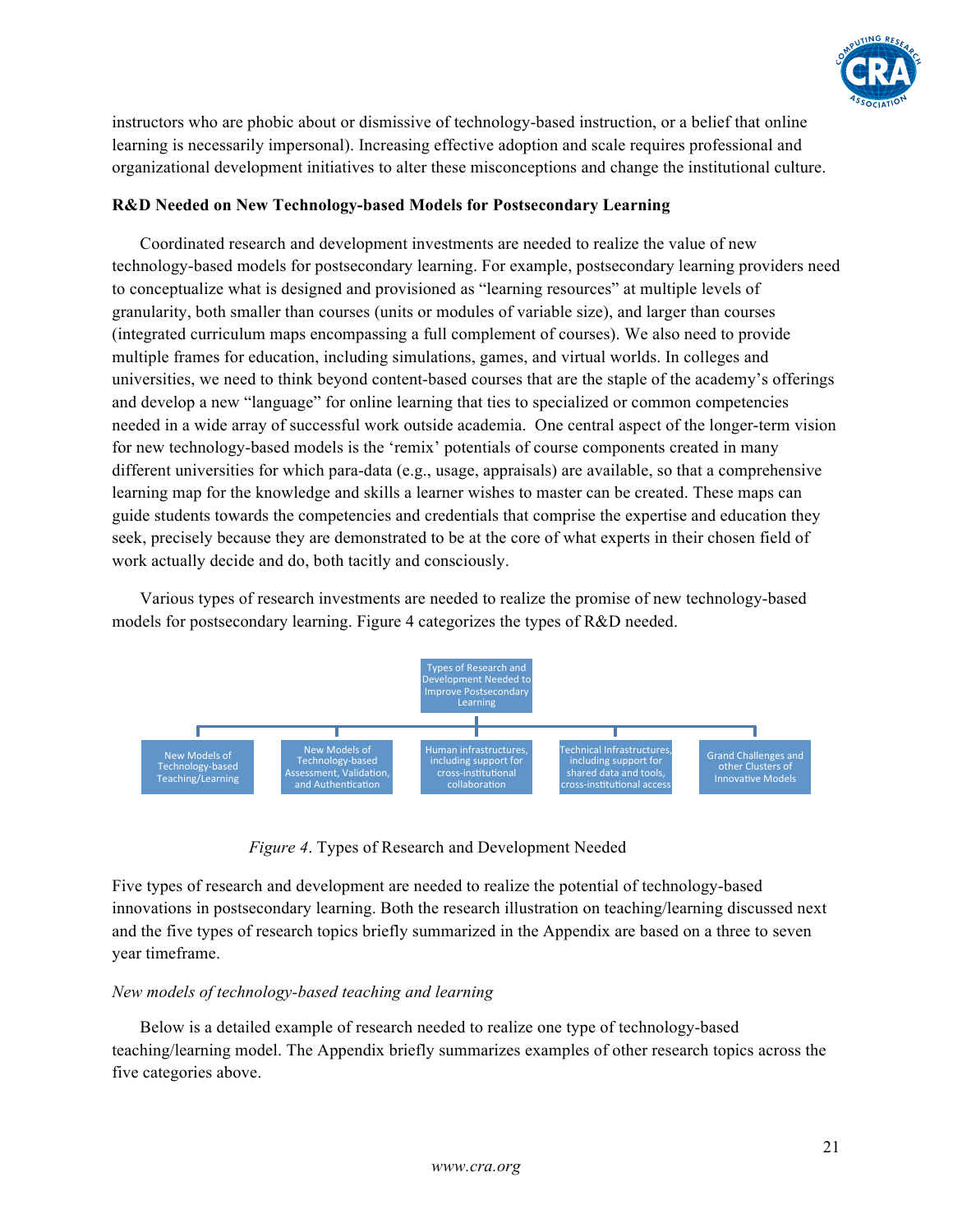instructors who are phobic about or dismissive of technology-based instruction, or a belief that online learning is necessarily impersonal). Increasing effective adoption and scale requires professional and organizational development initiatives to alter these misconceptions and change the institutional culture.

**R&D Needed on New Technology-based Models for Postsecondary Learning**

Coordinated research and development investments are needed to realize the value of new technology-based models for postsecondary learning. For example, postsecondary learning providers need to conceptualize what is designed and provisioned as “learning resources” at multiple levels of granularity, both smaller than courses (units or modules of variable size), and larger than courses (integrated curriculum maps encompassing a full complement of courses). We also need to provide multiple frames for education, including simulations, games, and virtual worlds. In colleges and universities, we need to think beyond content-based courses that are the staple of the academy’s offerings and develop a new “language” for online learning that ties to specialized or common competencies needed in a wide array of successful work outside academia. One central aspect of the longer-term vision for new technology-based models is the ‘remix’ potentials of course components created in many different universities for which para-data (e.g., usage, appraisals) are available, so that a comprehensive learning map for the knowledge and skills a learner wishes to master can be created. These maps can guide students towards the competencies and credentials that comprise the expertise and education they seek, precisely because they are demonstrated to be at the core of what experts in their chosen field of work actually decide and do, both tacitly and consciously.

Various types of research investments are needed to realize the promise of new technology-based models for postsecondary learning. Figure 4 categorizes the types of R&D needed.

Types of Research and Development Needed to Improve Postsecondary Learning

- New Models of Technology-based Teaching/Learning
- New Models of Technology-based Assessment, Validation, and Authentication
- Human infrastructures, including support for cross-institutional collaboration
- Technical Infrastructures, including support for shared data and tools, cross-institutional access
- Grand Challenges and other Clusters of Innovative Models

*Figure 4*. Types of Research and Development Needed

Five types of research and development are needed to realize the potential of technology-based innovations in postsecondary learning. Both the research illustration on teaching/learning discussed next and the five types of research topics briefly summarized in the Appendix are based on a three to seven year timeframe.

*New models of technology-based teaching and learning*

Below is a detailed example of research needed to realize one type of technology-based teaching/learning model. The Appendix briefly summarizes examples of other research topics across the five categories above.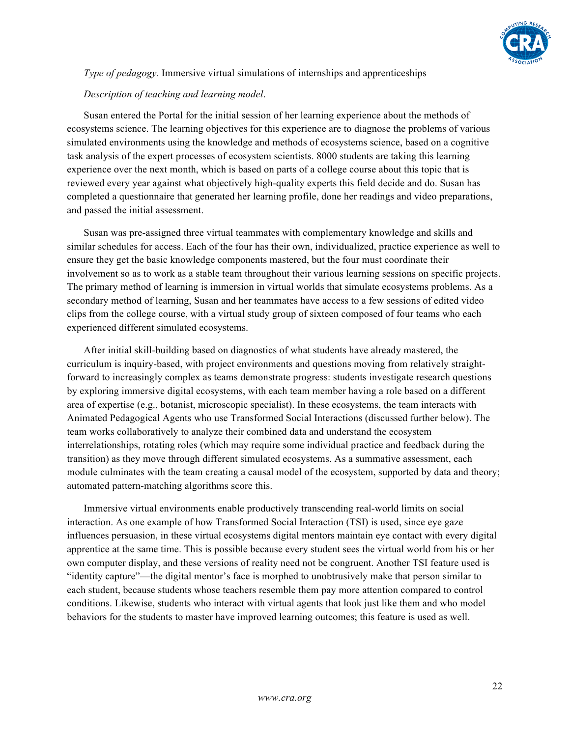*Type of pedagogy*. Immersive virtual simulations of internships and apprenticeships

*Description of teaching and learning model*.

Susan entered the Portal for the initial session of her learning experience about the methods of ecosystems science. The learning objectives for this experience are to diagnose the problems of various simulated environments using the knowledge and methods of ecosystems science, based on a cognitive task analysis of the expert processes of ecosystem scientists. 8000 students are taking this learning experience over the next month, which is based on parts of a college course about this topic that is reviewed every year against what objectively high-quality experts this field decide and do. Susan has completed a questionnaire that generated her learning profile, done her readings and video preparations, and passed the initial assessment.

Susan was pre-assigned three virtual teammates with complementary knowledge and skills and similar schedules for access. Each of the four has their own, individualized, practice experience as well to ensure they get the basic knowledge components mastered, but the four must coordinate their involvement so as to work as a stable team throughout their various learning sessions on specific projects. The primary method of learning is immersion in virtual worlds that simulate ecosystems problems. As a secondary method of learning, Susan and her teammates have access to a few sessions of edited video clips from the college course, with a virtual study group of sixteen composed of four teams who each experienced different simulated ecosystems.

After initial skill-building based on diagnostics of what students have already mastered, the curriculum is inquiry-based, with project environments and questions moving from relatively straight-forward to increasingly complex as teams demonstrate progress: students investigate research questions by exploring immersive digital ecosystems, with each team member having a role based on a different area of expertise (e.g., botanist, microscopic specialist). In these ecosystems, the team interacts with Animated Pedagogical Agents who use Transformed Social Interactions (discussed further below). The team works collaboratively to analyze their combined data and understand the ecosystem interrelationships, rotating roles (which may require some individual practice and feedback during the transition) as they move through different simulated ecosystems. As a summative assessment, each module culminates with the team creating a causal model of the ecosystem, supported by data and theory; automated pattern-matching algorithms score this.

Immersive virtual environments enable productively transcending real-world limits on social interaction. As one example of how Transformed Social Interaction (TSI) is used, since eye gaze influences persuasion, in these virtual ecosystems digital mentors maintain eye contact with every digital apprentice at the same time. This is possible because every student sees the virtual world from his or her own computer display, and these versions of reality need not be congruent. Another TSI feature used is "identity capture"—the digital mentor's face is morphed to unobtrusively make that person similar to each student, because students whose teachers resemble them pay more attention compared to control conditions. Likewise, students who interact with virtual agents that look just like them and who model behaviors for the students to master have improved learning outcomes; this feature is used as well.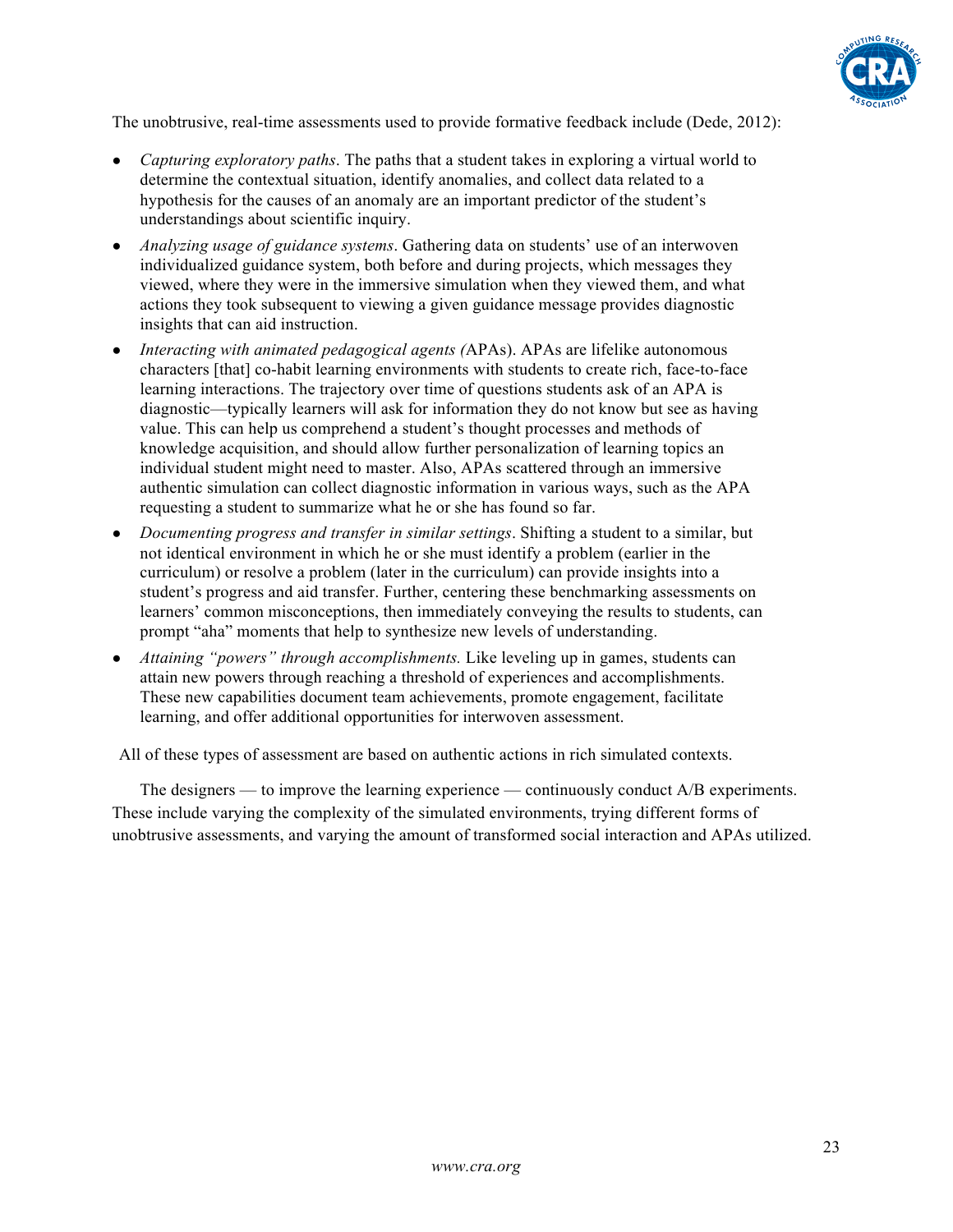The unobtrusive, real-time assessments used to provide formative feedback include (Dede, 2012):

- *Capturing exploratory paths*. The paths that a student takes in exploring a virtual world to determine the contextual situation, identify anomalies, and collect data related to a hypothesis for the causes of an anomaly are an important predictor of the student's understandings about scientific inquiry.
- *Analyzing usage of guidance systems*. Gathering data on students' use of an interwoven individualized guidance system, both before and during projects, which messages they viewed, where they were in the immersive simulation when they viewed them, and what actions they took subsequent to viewing a given guidance message provides diagnostic insights that can aid instruction.
- *Interacting with animated pedagogical agents (*APAs). APAs are lifelike autonomous characters [that] co-habit learning environments with students to create rich, face-to-face learning interactions. The trajectory over time of questions students ask of an APA is diagnostic—typically learners will ask for information they do not know but see as having value. This can help us comprehend a student's thought processes and methods of knowledge acquisition, and should allow further personalization of learning topics an individual student might need to master. Also, APAs scattered through an immersive authentic simulation can collect diagnostic information in various ways, such as the APA requesting a student to summarize what he or she has found so far.
- *Documenting progress and transfer in similar settings*. Shifting a student to a similar, but not identical environment in which he or she must identify a problem (earlier in the curriculum) or resolve a problem (later in the curriculum) can provide insights into a student's progress and aid transfer. Further, centering these benchmarking assessments on learners' common misconceptions, then immediately conveying the results to students, can prompt "aha" moments that help to synthesize new levels of understanding.
- *Attaining "powers" through accomplishments.* Like leveling up in games, students can attain new powers through reaching a threshold of experiences and accomplishments. These new capabilities document team achievements, promote engagement, facilitate learning, and offer additional opportunities for interwoven assessment.

All of these types of assessment are based on authentic actions in rich simulated contexts.

The designers — to improve the learning experience — continuously conduct A/B experiments. These include varying the complexity of the simulated environments, trying different forms of unobtrusive assessments, and varying the amount of transformed social interaction and APAs utilized.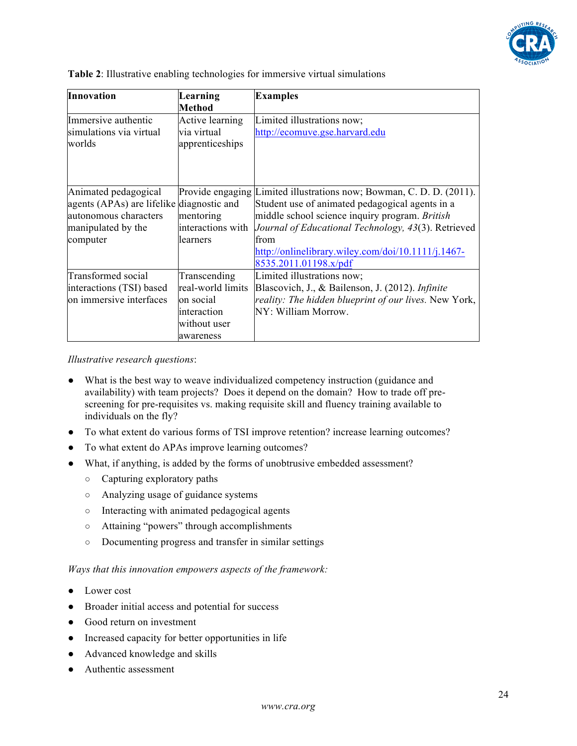**Table 2**: Illustrative enabling technologies for immersive virtual simulations

| Innovation | Learning Method | Examples |
|---|---|---|
| Immersive authentic simulations via virtual worlds | Active learning via virtual apprenticeships | Limited illustrations now; http://ecomuve.gse.harvard.edu |
| Animated pedagogical agents (APAs) are lifelike autonomous characters manipulated by the computer | Provide engaging diagnostic and mentoring interactions with learners | Limited illustrations now; Bowman, C. D. D. (2011). Student use of animated pedagogical agents in a middle school science inquiry program. *British Journal of Educational Technology, 43*(3). Retrieved from http://onlinelibrary.wiley.com/doi/10.1111/j.1467-8535.2011.01198.x/pdf |
| Transformed social interactions (TSI) based on immersive interfaces | Transcending real-world limits on social interaction without user awareness | Limited illustrations now; Blascovich, J., & Bailenson, J. (2012). *Infinite reality: The hidden blueprint of our lives.* New York, NY: William Morrow. |

*Illustrative research questions*:

- What is the best way to weave individualized competency instruction (guidance and availability) with team projects? Does it depend on the domain? How to trade off pre-screening for pre-requisites vs. making requisite skill and fluency training available to individuals on the fly?
- To what extent do various forms of TSI improve retention? increase learning outcomes?
- To what extent do APAs improve learning outcomes?
- What, if anything, is added by the forms of unobtrusive embedded assessment?
  - Capturing exploratory paths
  - Analyzing usage of guidance systems
  - Interacting with animated pedagogical agents
  - Attaining "powers" through accomplishments
  - Documenting progress and transfer in similar settings

*Ways that this innovation empowers aspects of the framework:*

- Lower cost
- Broader initial access and potential for success
- Good return on investment
- Increased capacity for better opportunities in life
- Advanced knowledge and skills
- Authentic assessment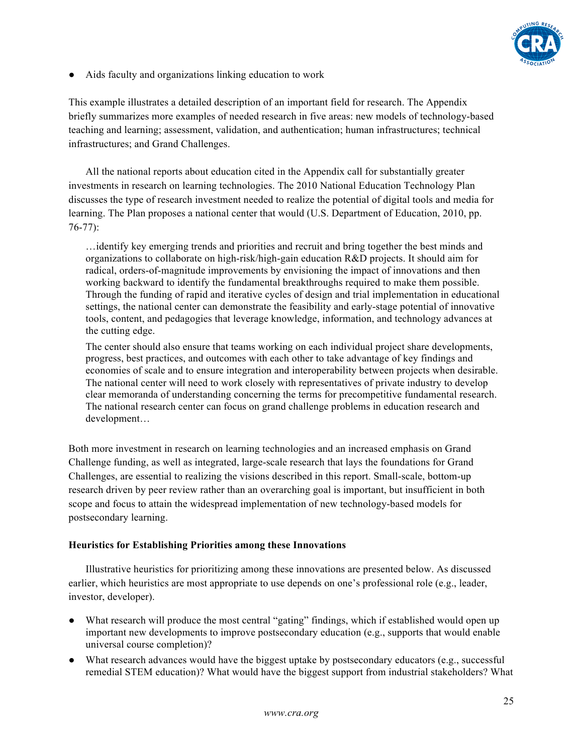- Aids faculty and organizations linking education to work

This example illustrates a detailed description of an important field for research. The Appendix briefly summarizes more examples of needed research in five areas: new models of technology-based teaching and learning; assessment, validation, and authentication; human infrastructures; technical infrastructures; and Grand Challenges.

All the national reports about education cited in the Appendix call for substantially greater investments in research on learning technologies. The 2010 National Education Technology Plan discusses the type of research investment needed to realize the potential of digital tools and media for learning. The Plan proposes a national center that would (U.S. Department of Education, 2010, pp. 76-77):

> …identify key emerging trends and priorities and recruit and bring together the best minds and organizations to collaborate on high-risk/high-gain education R&D projects. It should aim for radical, orders-of-magnitude improvements by envisioning the impact of innovations and then working backward to identify the fundamental breakthroughs required to make them possible. Through the funding of rapid and iterative cycles of design and trial implementation in educational settings, the national center can demonstrate the feasibility and early-stage potential of innovative tools, content, and pedagogies that leverage knowledge, information, and technology advances at the cutting edge.
>
> The center should also ensure that teams working on each individual project share developments, progress, best practices, and outcomes with each other to take advantage of key findings and economies of scale and to ensure integration and interoperability between projects when desirable. The national center will need to work closely with representatives of private industry to develop clear memoranda of understanding concerning the terms for precompetitive fundamental research. The national research center can focus on grand challenge problems in education research and development…

Both more investment in research on learning technologies and an increased emphasis on Grand Challenge funding, as well as integrated, large-scale research that lays the foundations for Grand Challenges, are essential to realizing the visions described in this report. Small-scale, bottom-up research driven by peer review rather than an overarching goal is important, but insufficient in both scope and focus to attain the widespread implementation of new technology-based models for postsecondary learning.

**Heuristics for Establishing Priorities among these Innovations**

Illustrative heuristics for prioritizing among these innovations are presented below. As discussed earlier, which heuristics are most appropriate to use depends on one's professional role (e.g., leader, investor, developer).

- What research will produce the most central "gating" findings, which if established would open up important new developments to improve postsecondary education (e.g., supports that would enable universal course completion)?
- What research advances would have the biggest uptake by postsecondary educators (e.g., successful remedial STEM education)? What would have the biggest support from industrial stakeholders? What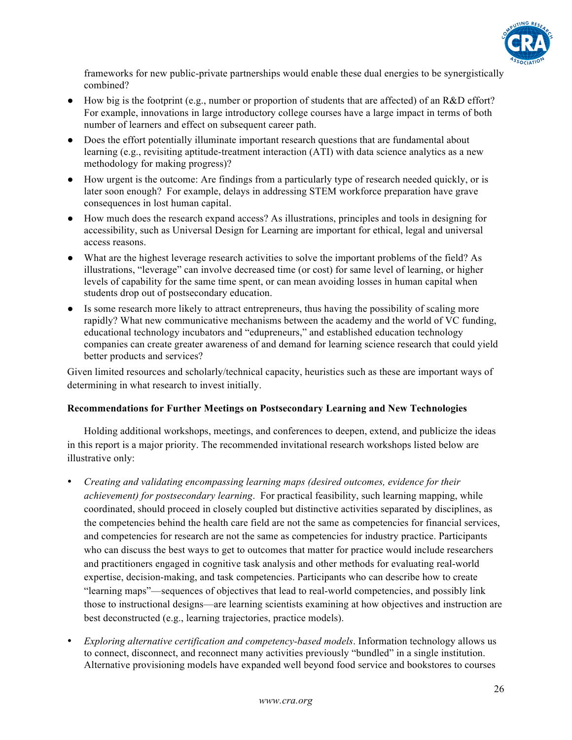frameworks for new public-private partnerships would enable these dual energies to be synergistically combined?

- How big is the footprint (e.g., number or proportion of students that are affected) of an R&D effort? For example, innovations in large introductory college courses have a large impact in terms of both number of learners and effect on subsequent career path.
- Does the effort potentially illuminate important research questions that are fundamental about learning (e.g., revisiting aptitude-treatment interaction (ATI) with data science analytics as a new methodology for making progress)?
- How urgent is the outcome: Are findings from a particularly type of research needed quickly, or is later soon enough? For example, delays in addressing STEM workforce preparation have grave consequences in lost human capital.
- How much does the research expand access? As illustrations, principles and tools in designing for accessibility, such as Universal Design for Learning are important for ethical, legal and universal access reasons.
- What are the highest leverage research activities to solve the important problems of the field? As illustrations, "leverage" can involve decreased time (or cost) for same level of learning, or higher levels of capability for the same time spent, or can mean avoiding losses in human capital when students drop out of postsecondary education.
- Is some research more likely to attract entrepreneurs, thus having the possibility of scaling more rapidly? What new communicative mechanisms between the academy and the world of VC funding, educational technology incubators and "edupreneurs," and established education technology companies can create greater awareness of and demand for learning science research that could yield better products and services?

Given limited resources and scholarly/technical capacity, heuristics such as these are important ways of determining in what research to invest initially.

**Recommendations for Further Meetings on Postsecondary Learning and New Technologies**

Holding additional workshops, meetings, and conferences to deepen, extend, and publicize the ideas in this report is a major priority. The recommended invitational research workshops listed below are illustrative only:

- *Creating and validating encompassing learning maps (desired outcomes, evidence for their achievement) for postsecondary learning*. For practical feasibility, such learning mapping, while coordinated, should proceed in closely coupled but distinctive activities separated by disciplines, as the competencies behind the health care field are not the same as competencies for financial services, and competencies for research are not the same as competencies for industry practice. Participants who can discuss the best ways to get to outcomes that matter for practice would include researchers and practitioners engaged in cognitive task analysis and other methods for evaluating real-world expertise, decision-making, and task competencies. Participants who can describe how to create "learning maps"—sequences of objectives that lead to real-world competencies, and possibly link those to instructional designs—are learning scientists examining at how objectives and instruction are best deconstructed (e.g., learning trajectories, practice models).

- *Exploring alternative certification and competency-based models*. Information technology allows us to connect, disconnect, and reconnect many activities previously "bundled" in a single institution. Alternative provisioning models have expanded well beyond food service and bookstores to courses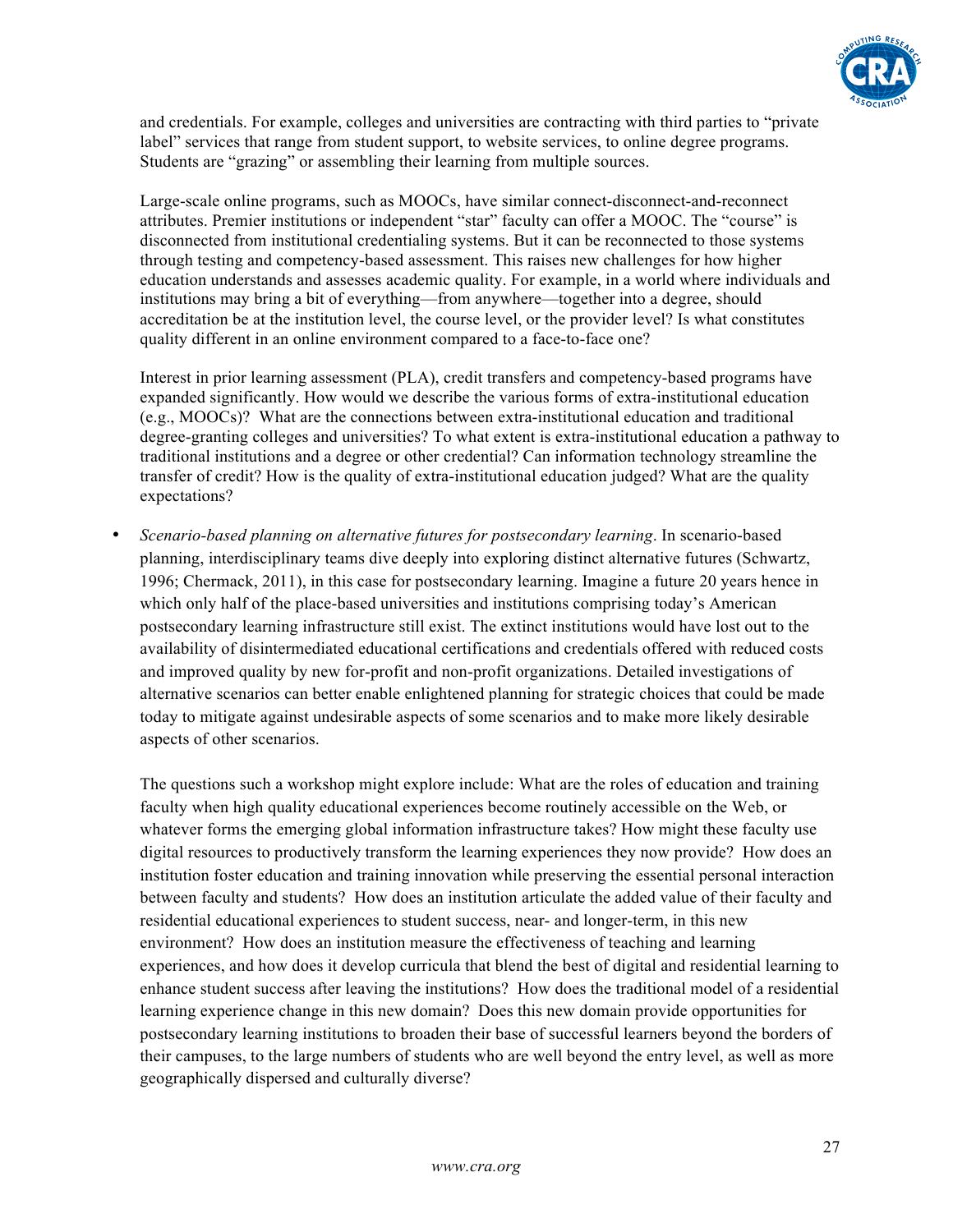and credentials. For example, colleges and universities are contracting with third parties to "private label" services that range from student support, to website services, to online degree programs. Students are "grazing" or assembling their learning from multiple sources.

Large-scale online programs, such as MOOCs, have similar connect-disconnect-and-reconnect attributes. Premier institutions or independent "star" faculty can offer a MOOC. The "course" is disconnected from institutional credentialing systems. But it can be reconnected to those systems through testing and competency-based assessment. This raises new challenges for how higher education understands and assesses academic quality. For example, in a world where individuals and institutions may bring a bit of everything—from anywhere—together into a degree, should accreditation be at the institution level, the course level, or the provider level? Is what constitutes quality different in an online environment compared to a face-to-face one?

Interest in prior learning assessment (PLA), credit transfers and competency-based programs have expanded significantly. How would we describe the various forms of extra-institutional education (e.g., MOOCs)? What are the connections between extra-institutional education and traditional degree-granting colleges and universities? To what extent is extra-institutional education a pathway to traditional institutions and a degree or other credential? Can information technology streamline the transfer of credit? How is the quality of extra-institutional education judged? What are the quality expectations?

- *Scenario-based planning on alternative futures for postsecondary learning*. In scenario-based planning, interdisciplinary teams dive deeply into exploring distinct alternative futures (Schwartz, 1996; Chermack, 2011), in this case for postsecondary learning. Imagine a future 20 years hence in which only half of the place-based universities and institutions comprising today's American postsecondary learning infrastructure still exist. The extinct institutions would have lost out to the availability of disintermediated educational certifications and credentials offered with reduced costs and improved quality by new for-profit and non-profit organizations. Detailed investigations of alternative scenarios can better enable enlightened planning for strategic choices that could be made today to mitigate against undesirable aspects of some scenarios and to make more likely desirable aspects of other scenarios.

  The questions such a workshop might explore include: What are the roles of education and training faculty when high quality educational experiences become routinely accessible on the Web, or whatever forms the emerging global information infrastructure takes? How might these faculty use digital resources to productively transform the learning experiences they now provide? How does an institution foster education and training innovation while preserving the essential personal interaction between faculty and students? How does an institution articulate the added value of their faculty and residential educational experiences to student success, near- and longer-term, in this new environment? How does an institution measure the effectiveness of teaching and learning experiences, and how does it develop curricula that blend the best of digital and residential learning to enhance student success after leaving the institutions? How does the traditional model of a residential learning experience change in this new domain? Does this new domain provide opportunities for postsecondary learning institutions to broaden their base of successful learners beyond the borders of their campuses, to the large numbers of students who are well beyond the entry level, as well as more geographically dispersed and culturally diverse?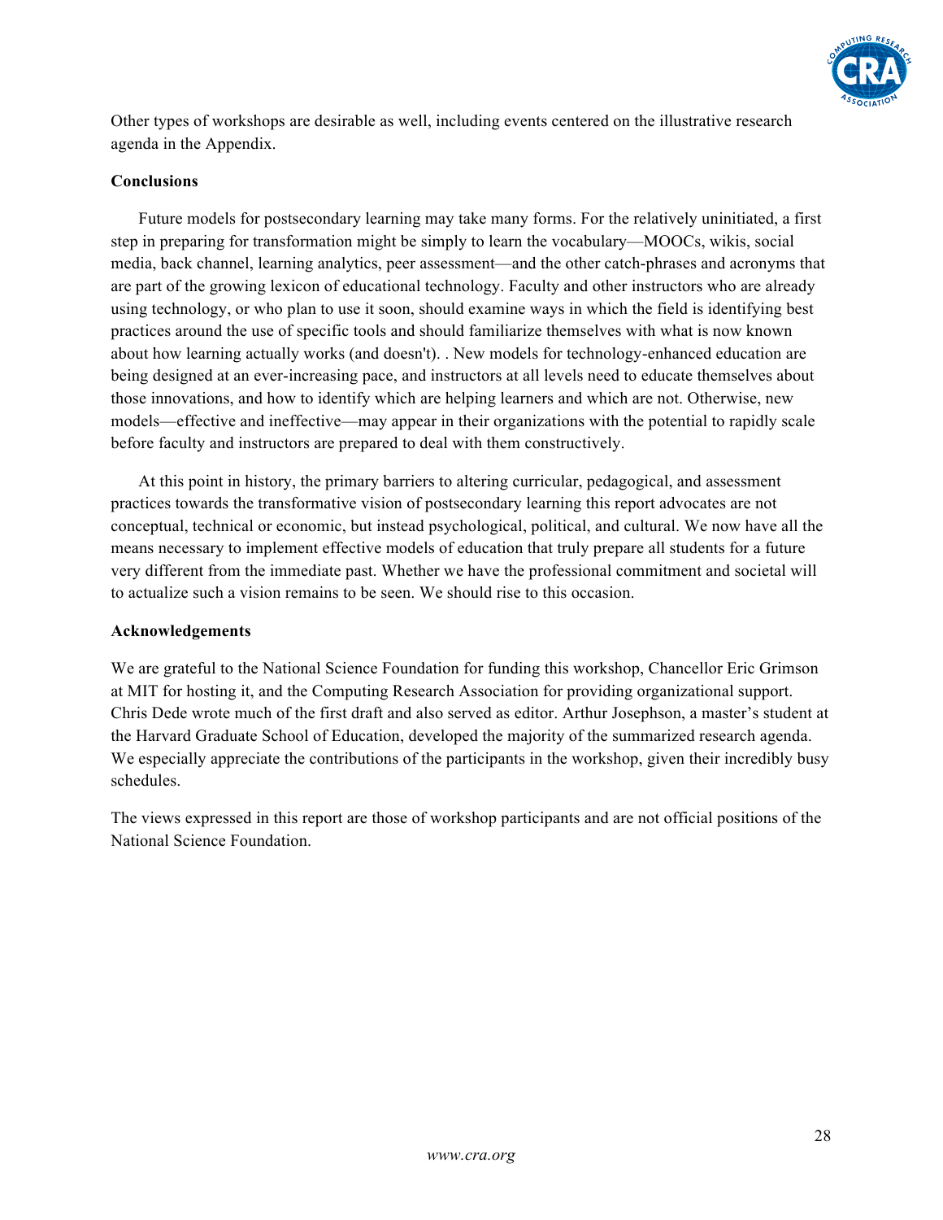Other types of workshops are desirable as well, including events centered on the illustrative research agenda in the Appendix.

**Conclusions**

Future models for postsecondary learning may take many forms. For the relatively uninitiated, a first step in preparing for transformation might be simply to learn the vocabulary—MOOCs, wikis, social media, back channel, learning analytics, peer assessment—and the other catch-phrases and acronyms that are part of the growing lexicon of educational technology. Faculty and other instructors who are already using technology, or who plan to use it soon, should examine ways in which the field is identifying best practices around the use of specific tools and should familiarize themselves with what is now known about how learning actually works (and doesn't). . New models for technology-enhanced education are being designed at an ever-increasing pace, and instructors at all levels need to educate themselves about those innovations, and how to identify which are helping learners and which are not. Otherwise, new models—effective and ineffective—may appear in their organizations with the potential to rapidly scale before faculty and instructors are prepared to deal with them constructively.

At this point in history, the primary barriers to altering curricular, pedagogical, and assessment practices towards the transformative vision of postsecondary learning this report advocates are not conceptual, technical or economic, but instead psychological, political, and cultural. We now have all the means necessary to implement effective models of education that truly prepare all students for a future very different from the immediate past. Whether we have the professional commitment and societal will to actualize such a vision remains to be seen. We should rise to this occasion.

**Acknowledgements**

We are grateful to the National Science Foundation for funding this workshop, Chancellor Eric Grimson at MIT for hosting it, and the Computing Research Association for providing organizational support. Chris Dede wrote much of the first draft and also served as editor. Arthur Josephson, a master's student at the Harvard Graduate School of Education, developed the majority of the summarized research agenda. We especially appreciate the contributions of the participants in the workshop, given their incredibly busy schedules.

The views expressed in this report are those of workshop participants and are not official positions of the National Science Foundation.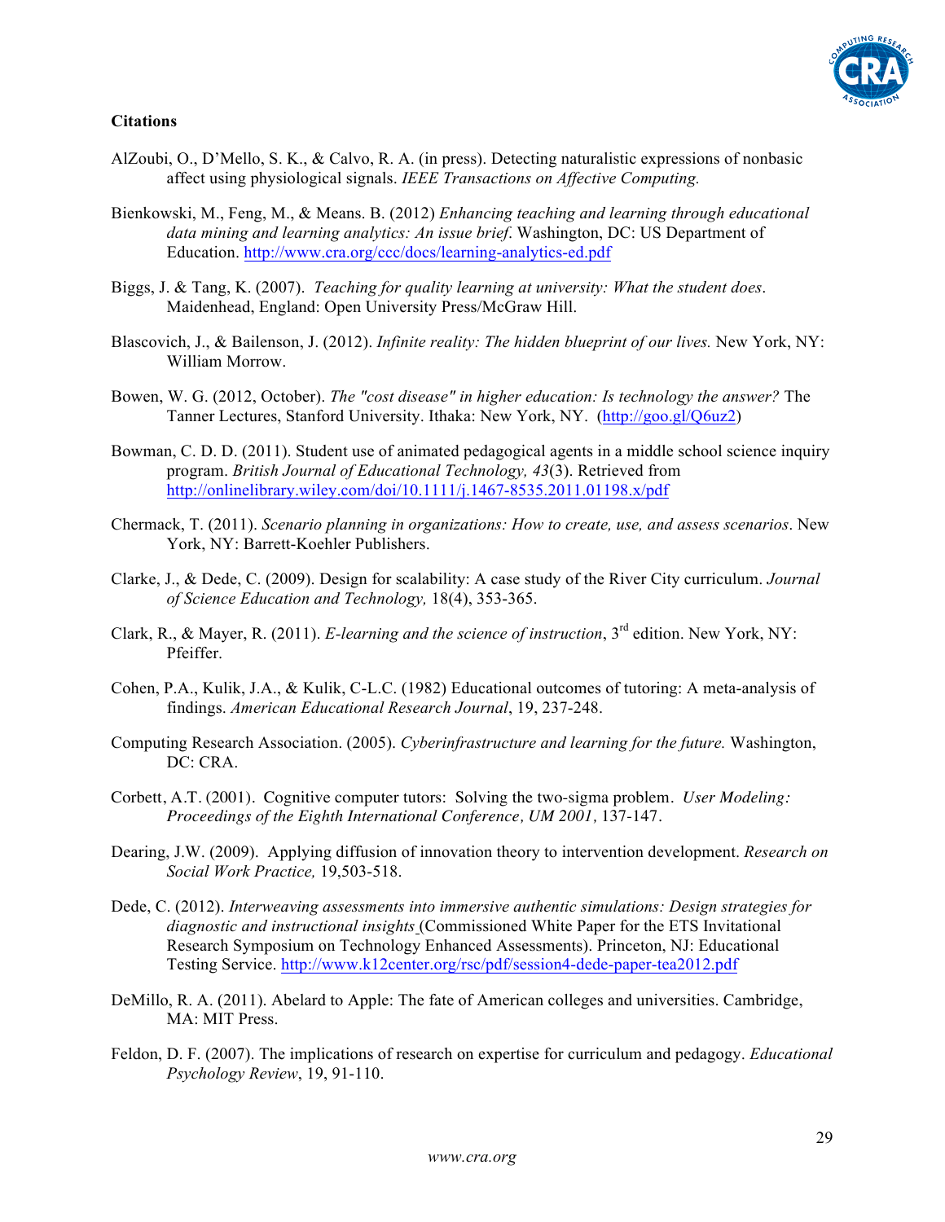**Citations**

AlZoubi, O., D'Mello, S. K., & Calvo, R. A. (in press). Detecting naturalistic expressions of nonbasic affect using physiological signals. *IEEE Transactions on Affective Computing.*

Bienkowski, M., Feng, M., & Means. B. (2012) *Enhancing teaching and learning through educational data mining and learning analytics: An issue brief*. Washington, DC: US Department of Education. http://www.cra.org/ccc/docs/learning-analytics-ed.pdf

Biggs, J. & Tang, K. (2007). *Teaching for quality learning at university: What the student does*. Maidenhead, England: Open University Press/McGraw Hill.

Blascovich, J., & Bailenson, J. (2012). *Infinite reality: The hidden blueprint of our lives.* New York, NY: William Morrow.

Bowen, W. G. (2012, October). *The "cost disease" in higher education: Is technology the answer?* The Tanner Lectures, Stanford University. Ithaka: New York, NY. (http://goo.gl/Q6uz2)

Bowman, C. D. D. (2011). Student use of animated pedagogical agents in a middle school science inquiry program. *British Journal of Educational Technology, 43*(3). Retrieved from http://onlinelibrary.wiley.com/doi/10.1111/j.1467-8535.2011.01198.x/pdf

Chermack, T. (2011). *Scenario planning in organizations: How to create, use, and assess scenarios*. New York, NY: Barrett-Koehler Publishers.

Clarke, J., & Dede, C. (2009). Design for scalability: A case study of the River City curriculum. *Journal of Science Education and Technology,* 18(4), 353-365.

Clark, R., & Mayer, R. (2011). *E-learning and the science of instruction*, 3rd edition. New York, NY: Pfeiffer.

Cohen, P.A., Kulik, J.A., & Kulik, C-L.C. (1982) Educational outcomes of tutoring: A meta-analysis of findings. *American Educational Research Journal*, 19, 237-248.

Computing Research Association. (2005). *Cyberinfrastructure and learning for the future.* Washington, DC: CRA.

Corbett, A.T. (2001). Cognitive computer tutors: Solving the two-sigma problem. *User Modeling: Proceedings of the Eighth International Conference, UM 2001*, 137-147.

Dearing, J.W. (2009). Applying diffusion of innovation theory to intervention development. *Research on Social Work Practice,* 19,503-518.

Dede, C. (2012). *Interweaving assessments into immersive authentic simulations: Design strategies for diagnostic and instructional insights* (Commissioned White Paper for the ETS Invitational Research Symposium on Technology Enhanced Assessments). Princeton, NJ: Educational Testing Service. http://www.k12center.org/rsc/pdf/session4-dede-paper-tea2012.pdf

DeMillo, R. A. (2011). Abelard to Apple: The fate of American colleges and universities. Cambridge, MA: MIT Press.

Feldon, D. F. (2007). The implications of research on expertise for curriculum and pedagogy. *Educational Psychology Review*, 19, 91-110.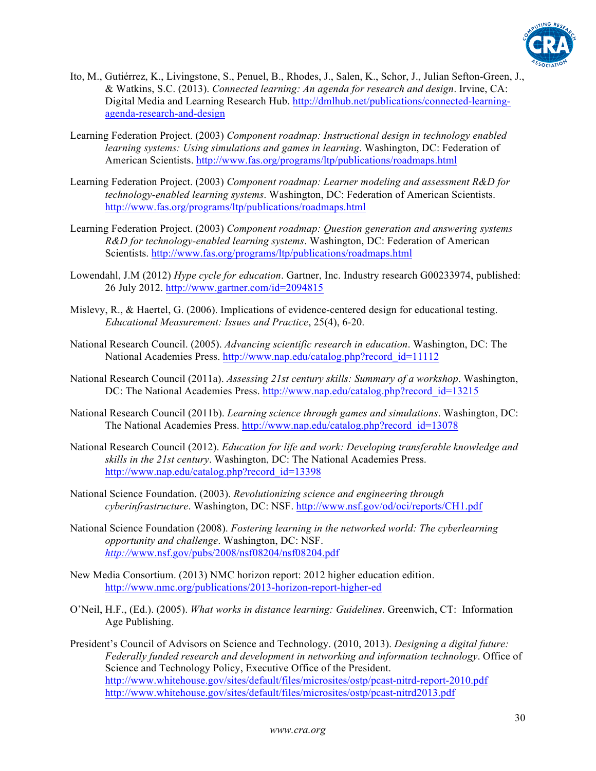Ito, M., Gutiérrez, K., Livingstone, S., Penuel, B., Rhodes, J., Salen, K., Schor, J., Julian Sefton-Green, J., & Watkins, S.C. (2013). *Connected learning: An agenda for research and design*. Irvine, CA: Digital Media and Learning Research Hub. http://dmlhub.net/publications/connected-learning-agenda-research-and-design

Learning Federation Project. (2003) *Component roadmap: Instructional design in technology enabled learning systems: Using simulations and games in learning*. Washington, DC: Federation of American Scientists. http://www.fas.org/programs/ltp/publications/roadmaps.html

Learning Federation Project. (2003) *Component roadmap: Learner modeling and assessment R&D for technology-enabled learning systems*. Washington, DC: Federation of American Scientists. http://www.fas.org/programs/ltp/publications/roadmaps.html

Learning Federation Project. (2003) *Component roadmap: Question generation and answering systems R&D for technology-enabled learning systems*. Washington, DC: Federation of American Scientists. http://www.fas.org/programs/ltp/publications/roadmaps.html

Lowendahl, J.M (2012) *Hype cycle for education*. Gartner, Inc. Industry research G00233974, published: 26 July 2012. http://www.gartner.com/id=2094815

Mislevy, R., & Haertel, G. (2006). Implications of evidence-centered design for educational testing. *Educational Measurement: Issues and Practice*, 25(4), 6-20.

National Research Council. (2005). *Advancing scientific research in education*. Washington, DC: The National Academies Press. http://www.nap.edu/catalog.php?record_id=11112

National Research Council (2011a). *Assessing 21st century skills: Summary of a workshop*. Washington, DC: The National Academies Press. http://www.nap.edu/catalog.php?record_id=13215

National Research Council (2011b). *Learning science through games and simulations*. Washington, DC: The National Academies Press. http://www.nap.edu/catalog.php?record_id=13078

National Research Council (2012). *Education for life and work: Developing transferable knowledge and skills in the 21st century*. Washington, DC: The National Academies Press. http://www.nap.edu/catalog.php?record_id=13398

National Science Foundation. (2003). *Revolutionizing science and engineering through cyberinfrastructure*. Washington, DC: NSF. http://www.nsf.gov/od/oci/reports/CH1.pdf

National Science Foundation (2008). *Fostering learning in the networked world: The cyberlearning opportunity and challenge*. Washington, DC: NSF. http://www.nsf.gov/pubs/2008/nsf08204/nsf08204.pdf

New Media Consortium. (2013) NMC horizon report: 2012 higher education edition. http://www.nmc.org/publications/2013-horizon-report-higher-ed

O'Neil, H.F., (Ed.). (2005). *What works in distance learning: Guidelines*. Greenwich, CT: Information Age Publishing.

President's Council of Advisors on Science and Technology. (2010, 2013). *Designing a digital future: Federally funded research and development in networking and information technology*. Office of Science and Technology Policy, Executive Office of the President. http://www.whitehouse.gov/sites/default/files/microsites/ostp/pcast-nitrd-report-2010.pdf http://www.whitehouse.gov/sites/default/files/microsites/ostp/pcast-nitrd2013.pdf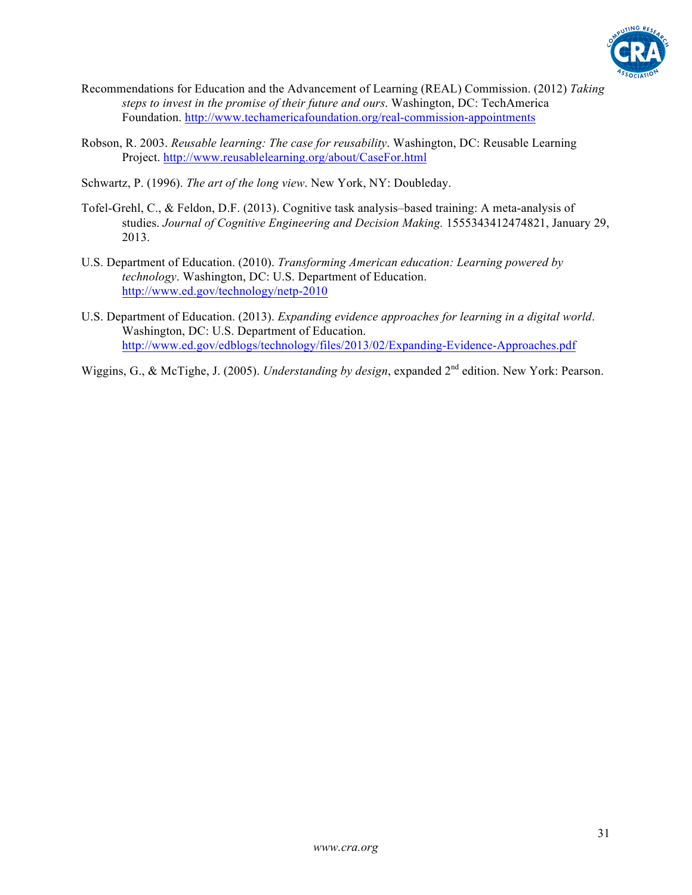Recommendations for Education and the Advancement of Learning (REAL) Commission. (2012) *Taking steps to invest in the promise of their future and ours*. Washington, DC: TechAmerica Foundation. http://www.techamericafoundation.org/real-commission-appointments

Robson, R. 2003. *Reusable learning: The case for reusability*. Washington, DC: Reusable Learning Project. http://www.reusablelearning.org/about/CaseFor.html

Schwartz, P. (1996). *The art of the long view*. New York, NY: Doubleday.

Tofel-Grehl, C., & Feldon, D.F. (2013). Cognitive task analysis–based training: A meta-analysis of studies. *Journal of Cognitive Engineering and Decision Making.* 1555343412474821, January 29, 2013.

U.S. Department of Education. (2010). *Transforming American education: Learning powered by technology*. Washington, DC: U.S. Department of Education. http://www.ed.gov/technology/netp-2010

U.S. Department of Education. (2013). *Expanding evidence approaches for learning in a digital world*. Washington, DC: U.S. Department of Education. http://www.ed.gov/edblogs/technology/files/2013/02/Expanding-Evidence-Approaches.pdf

Wiggins, G., & McTighe, J. (2005). *Understanding by design*, expanded 2nd edition. New York: Pearson.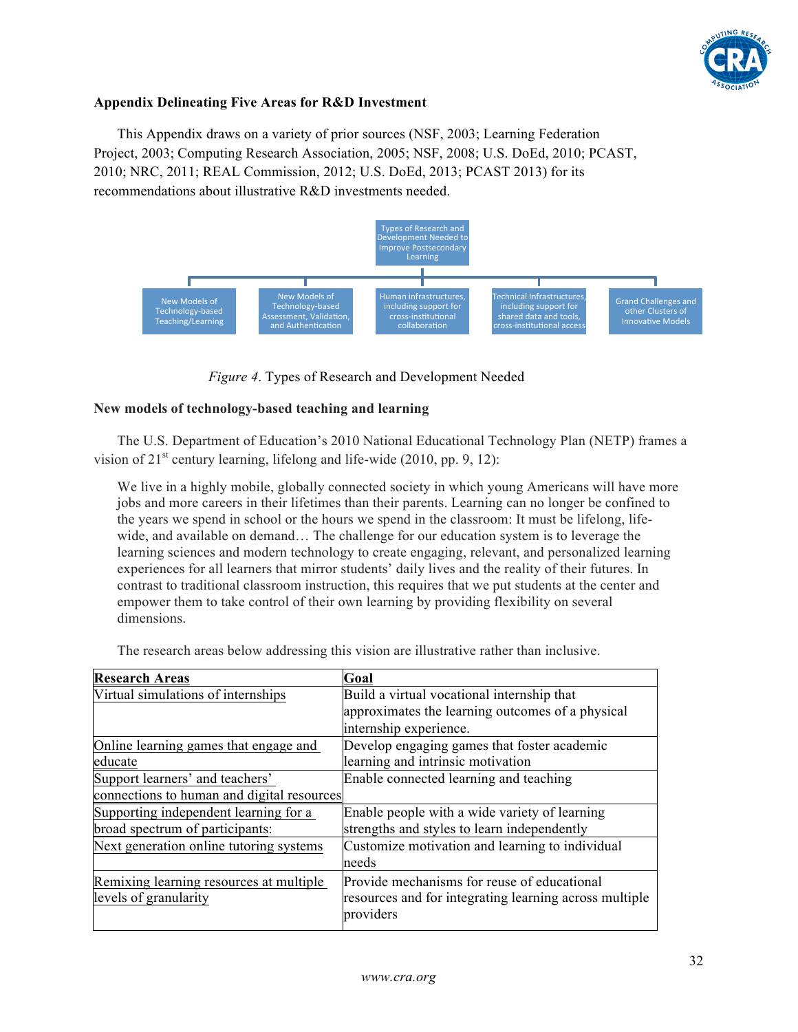## Appendix Delineating Five Areas for R&D Investment

This Appendix draws on a variety of prior sources (NSF, 2003; Learning Federation Project, 2003; Computing Research Association, 2005; NSF, 2008; U.S. DoEd, 2010; PCAST, 2010; NRC, 2011; REAL Commission, 2012; U.S. DoEd, 2013; PCAST 2013) for its recommendations about illustrative R&D investments needed.

Types of Research and Development Needed to Improve Postsecondary Learning

- New Models of Technology-based Teaching/Learning
- New Models of Technology-based Assessment, Validation, and Authentication
- Human infrastructures, including support for cross-institutional collaboration
- Technical Infrastructures, including support for shared data and tools, cross-institutional access
- Grand Challenges and other Clusters of Innovative Models

*Figure 4*. Types of Research and Development Needed

### New models of technology-based teaching and learning

The U.S. Department of Education's 2010 National Educational Technology Plan (NETP) frames a vision of 21st century learning, lifelong and life-wide (2010, pp. 9, 12):

> We live in a highly mobile, globally connected society in which young Americans will have more jobs and more careers in their lifetimes than their parents. Learning can no longer be confined to the years we spend in school or the hours we spend in the classroom: It must be lifelong, life-wide, and available on demand… The challenge for our education system is to leverage the learning sciences and modern technology to create engaging, relevant, and personalized learning experiences for all learners that mirror students' daily lives and the reality of their futures. In contrast to traditional classroom instruction, this requires that we put students at the center and empower them to take control of their own learning by providing flexibility on several dimensions.

The research areas below addressing this vision are illustrative rather than inclusive.

| Research Areas | Goal |
|---|---|
| Virtual simulations of internships | Build a virtual vocational internship that approximates the learning outcomes of a physical internship experience. |
| Online learning games that engage and educate | Develop engaging games that foster academic learning and intrinsic motivation |
| Support learners' and teachers' connections to human and digital resources | Enable connected learning and teaching |
| Supporting independent learning for a broad spectrum of participants: | Enable people with a wide variety of learning strengths and styles to learn independently |
| Next generation online tutoring systems | Customize motivation and learning to individual needs |
| Remixing learning resources at multiple levels of granularity | Provide mechanisms for reuse of educational resources and for integrating learning across multiple providers |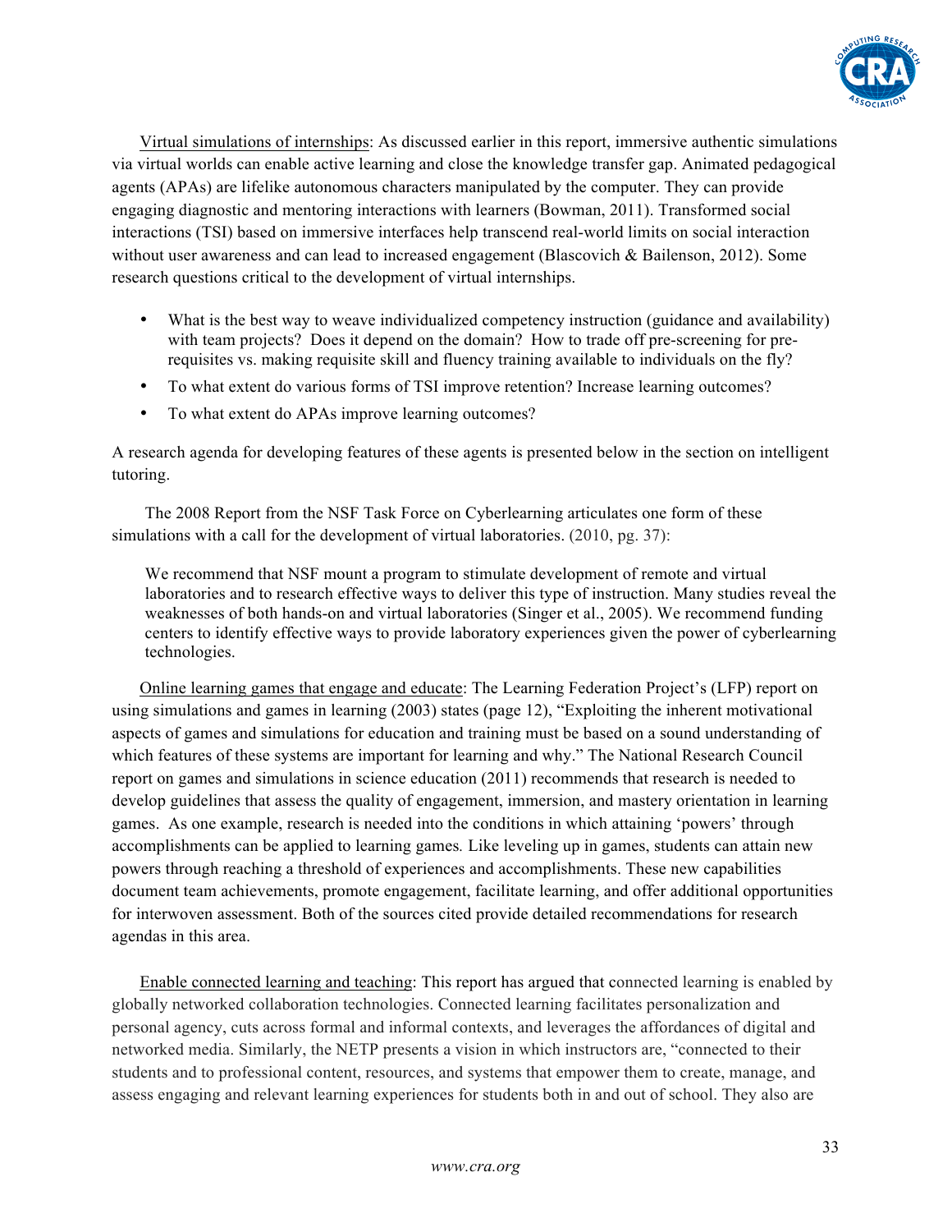Virtual simulations of internships: As discussed earlier in this report, immersive authentic simulations via virtual worlds can enable active learning and close the knowledge transfer gap. Animated pedagogical agents (APAs) are lifelike autonomous characters manipulated by the computer. They can provide engaging diagnostic and mentoring interactions with learners (Bowman, 2011). Transformed social interactions (TSI) based on immersive interfaces help transcend real-world limits on social interaction without user awareness and can lead to increased engagement (Blascovich & Bailenson, 2012). Some research questions critical to the development of virtual internships.

- What is the best way to weave individualized competency instruction (guidance and availability) with team projects? Does it depend on the domain? How to trade off pre-screening for pre-requisites vs. making requisite skill and fluency training available to individuals on the fly?
- To what extent do various forms of TSI improve retention? Increase learning outcomes?
- To what extent do APAs improve learning outcomes?

A research agenda for developing features of these agents is presented below in the section on intelligent tutoring.

The 2008 Report from the NSF Task Force on Cyberlearning articulates one form of these simulations with a call for the development of virtual laboratories. (2010, pg. 37):

> We recommend that NSF mount a program to stimulate development of remote and virtual laboratories and to research effective ways to deliver this type of instruction. Many studies reveal the weaknesses of both hands-on and virtual laboratories (Singer et al., 2005). We recommend funding centers to identify effective ways to provide laboratory experiences given the power of cyberlearning technologies.

Online learning games that engage and educate: The Learning Federation Project's (LFP) report on using simulations and games in learning (2003) states (page 12), "Exploiting the inherent motivational aspects of games and simulations for education and training must be based on a sound understanding of which features of these systems are important for learning and why." The National Research Council report on games and simulations in science education (2011) recommends that research is needed to develop guidelines that assess the quality of engagement, immersion, and mastery orientation in learning games. As one example, research is needed into the conditions in which attaining 'powers' through accomplishments can be applied to learning games. Like leveling up in games, students can attain new powers through reaching a threshold of experiences and accomplishments. These new capabilities document team achievements, promote engagement, facilitate learning, and offer additional opportunities for interwoven assessment. Both of the sources cited provide detailed recommendations for research agendas in this area.

Enable connected learning and teaching: This report has argued that connected learning is enabled by globally networked collaboration technologies. Connected learning facilitates personalization and personal agency, cuts across formal and informal contexts, and leverages the affordances of digital and networked media. Similarly, the NETP presents a vision in which instructors are, "connected to their students and to professional content, resources, and systems that empower them to create, manage, and assess engaging and relevant learning experiences for students both in and out of school. They also are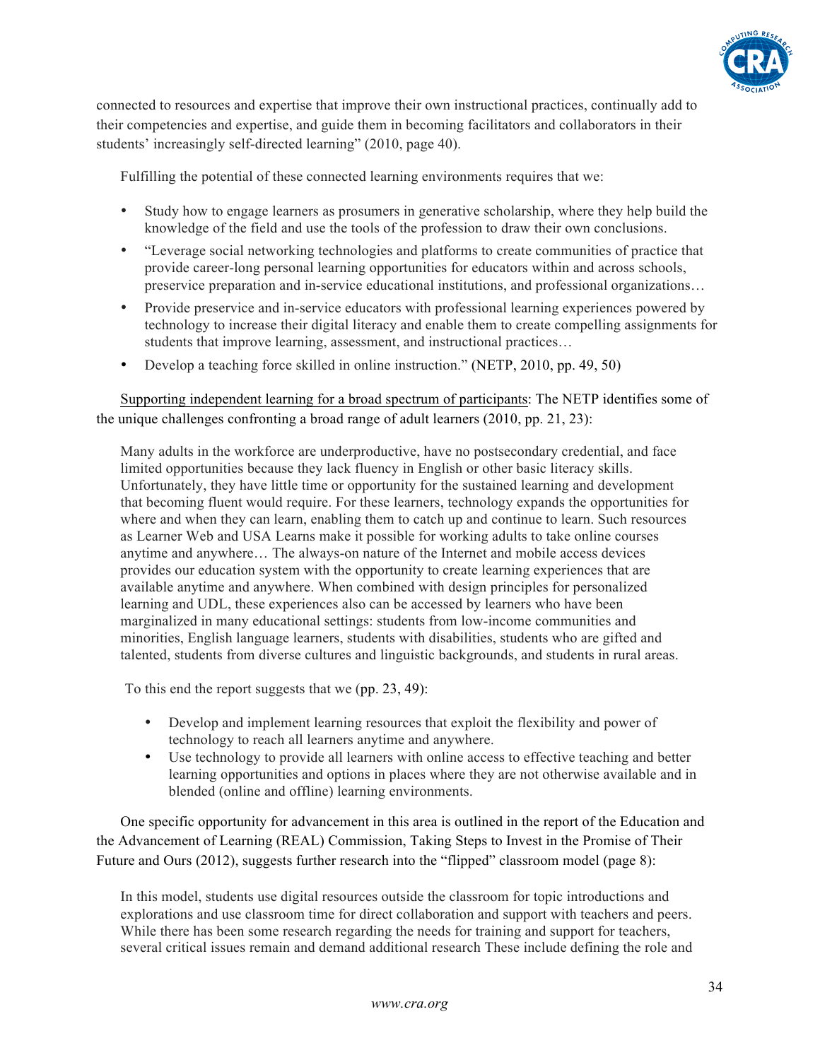connected to resources and expertise that improve their own instructional practices, continually add to their competencies and expertise, and guide them in becoming facilitators and collaborators in their students' increasingly self-directed learning" (2010, page 40).

Fulfilling the potential of these connected learning environments requires that we:

- Study how to engage learners as prosumers in generative scholarship, where they help build the knowledge of the field and use the tools of the profession to draw their own conclusions.
- "Leverage social networking technologies and platforms to create communities of practice that provide career-long personal learning opportunities for educators within and across schools, preservice preparation and in-service educational institutions, and professional organizations…
- Provide preservice and in-service educators with professional learning experiences powered by technology to increase their digital literacy and enable them to create compelling assignments for students that improve learning, assessment, and instructional practices…
- Develop a teaching force skilled in online instruction." (NETP, 2010, pp. 49, 50)

Supporting independent learning for a broad spectrum of participants: The NETP identifies some of the unique challenges confronting a broad range of adult learners (2010, pp. 21, 23):

> Many adults in the workforce are underproductive, have no postsecondary credential, and face limited opportunities because they lack fluency in English or other basic literacy skills. Unfortunately, they have little time or opportunity for the sustained learning and development that becoming fluent would require. For these learners, technology expands the opportunities for where and when they can learn, enabling them to catch up and continue to learn. Such resources as Learner Web and USA Learns make it possible for working adults to take online courses anytime and anywhere… The always-on nature of the Internet and mobile access devices provides our education system with the opportunity to create learning experiences that are available anytime and anywhere. When combined with design principles for personalized learning and UDL, these experiences also can be accessed by learners who have been marginalized in many educational settings: students from low-income communities and minorities, English language learners, students with disabilities, students who are gifted and talented, students from diverse cultures and linguistic backgrounds, and students in rural areas.

To this end the report suggests that we (pp. 23, 49):

- Develop and implement learning resources that exploit the flexibility and power of technology to reach all learners anytime and anywhere.
- Use technology to provide all learners with online access to effective teaching and better learning opportunities and options in places where they are not otherwise available and in blended (online and offline) learning environments.

One specific opportunity for advancement in this area is outlined in the report of the Education and the Advancement of Learning (REAL) Commission, Taking Steps to Invest in the Promise of Their Future and Ours (2012), suggests further research into the "flipped" classroom model (page 8):

> In this model, students use digital resources outside the classroom for topic introductions and explorations and use classroom time for direct collaboration and support with teachers and peers. While there has been some research regarding the needs for training and support for teachers, several critical issues remain and demand additional research These include defining the role and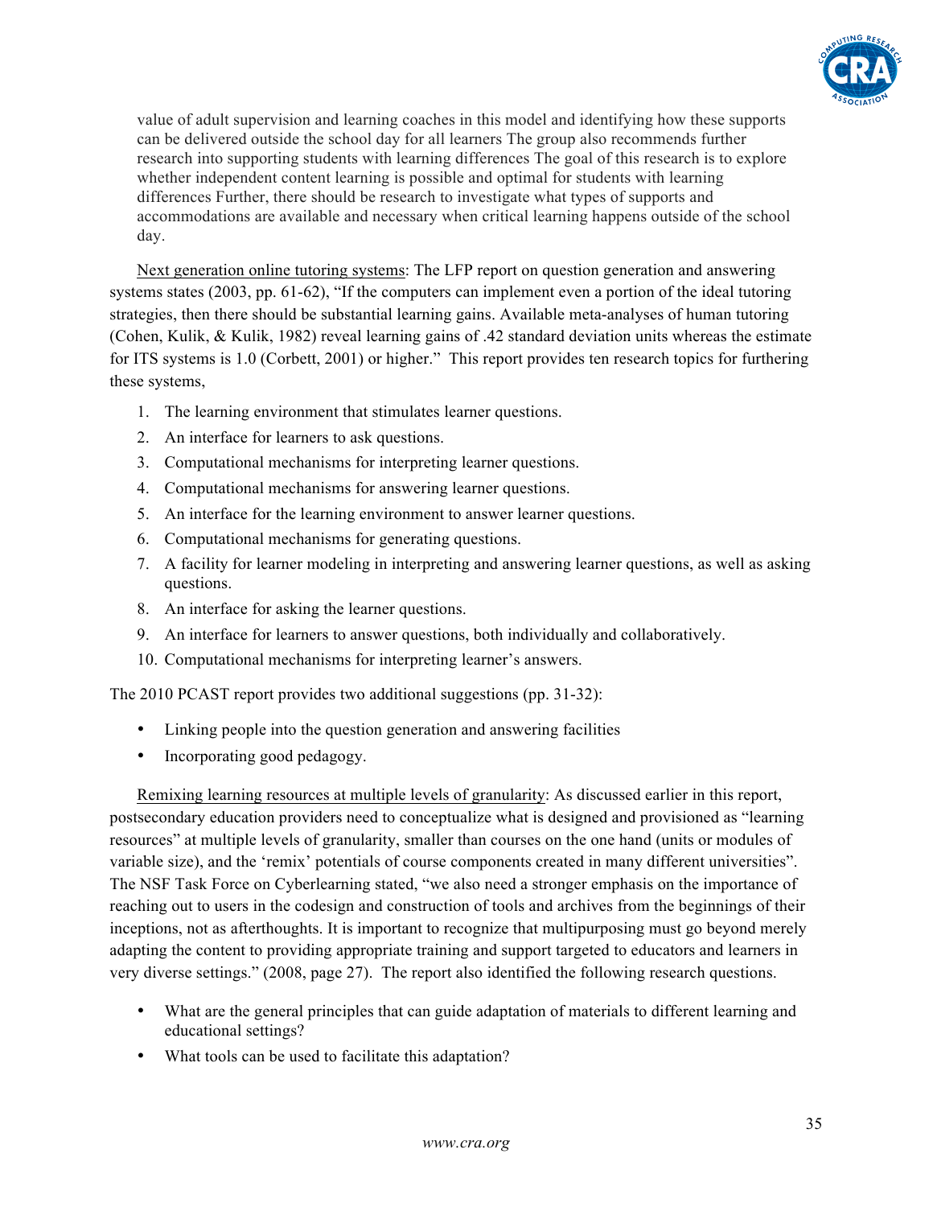value of adult supervision and learning coaches in this model and identifying how these supports can be delivered outside the school day for all learners The group also recommends further research into supporting students with learning differences The goal of this research is to explore whether independent content learning is possible and optimal for students with learning differences Further, there should be research to investigate what types of supports and accommodations are available and necessary when critical learning happens outside of the school day.

Next generation online tutoring systems: The LFP report on question generation and answering systems states (2003, pp. 61-62), "If the computers can implement even a portion of the ideal tutoring strategies, then there should be substantial learning gains. Available meta-analyses of human tutoring (Cohen, Kulik, & Kulik, 1982) reveal learning gains of .42 standard deviation units whereas the estimate for ITS systems is 1.0 (Corbett, 2001) or higher." This report provides ten research topics for furthering these systems,

1. The learning environment that stimulates learner questions.
2. An interface for learners to ask questions.
3. Computational mechanisms for interpreting learner questions.
4. Computational mechanisms for answering learner questions.
5. An interface for the learning environment to answer learner questions.
6. Computational mechanisms for generating questions.
7. A facility for learner modeling in interpreting and answering learner questions, as well as asking questions.
8. An interface for asking the learner questions.
9. An interface for learners to answer questions, both individually and collaboratively.
10. Computational mechanisms for interpreting learner's answers.

The 2010 PCAST report provides two additional suggestions (pp. 31-32):

- Linking people into the question generation and answering facilities
- Incorporating good pedagogy.

Remixing learning resources at multiple levels of granularity: As discussed earlier in this report, postsecondary education providers need to conceptualize what is designed and provisioned as "learning resources" at multiple levels of granularity, smaller than courses on the one hand (units or modules of variable size), and the 'remix' potentials of course components created in many different universities". The NSF Task Force on Cyberlearning stated, "we also need a stronger emphasis on the importance of reaching out to users in the codesign and construction of tools and archives from the beginnings of their inceptions, not as afterthoughts. It is important to recognize that multipurposing must go beyond merely adapting the content to providing appropriate training and support targeted to educators and learners in very diverse settings." (2008, page 27). The report also identified the following research questions.

- What are the general principles that can guide adaptation of materials to different learning and educational settings?
- What tools can be used to facilitate this adaptation?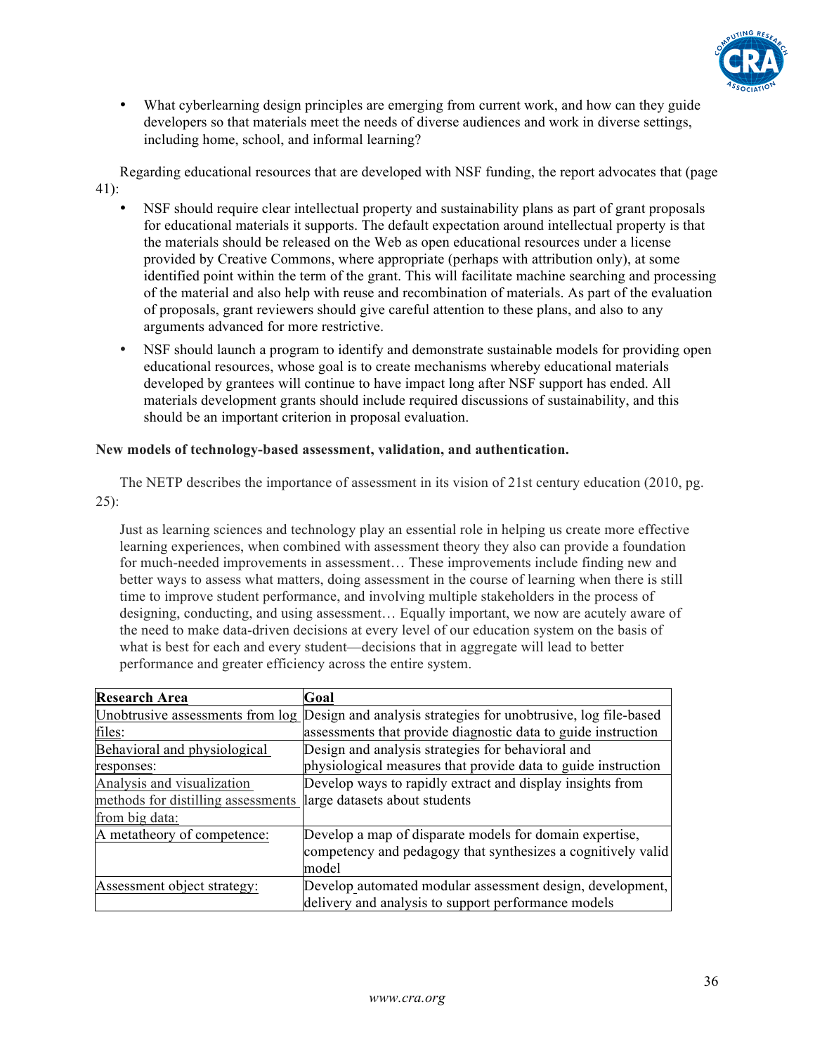- What cyberlearning design principles are emerging from current work, and how can they guide developers so that materials meet the needs of diverse audiences and work in diverse settings, including home, school, and informal learning?

Regarding educational resources that are developed with NSF funding, the report advocates that (page 41):

- NSF should require clear intellectual property and sustainability plans as part of grant proposals for educational materials it supports. The default expectation around intellectual property is that the materials should be released on the Web as open educational resources under a license provided by Creative Commons, where appropriate (perhaps with attribution only), at some identified point within the term of the grant. This will facilitate machine searching and processing of the material and also help with reuse and recombination of materials. As part of the evaluation of proposals, grant reviewers should give careful attention to these plans, and also to any arguments advanced for more restrictive.
- NSF should launch a program to identify and demonstrate sustainable models for providing open educational resources, whose goal is to create mechanisms whereby educational materials developed by grantees will continue to have impact long after NSF support has ended. All materials development grants should include required discussions of sustainability, and this should be an important criterion in proposal evaluation.

**New models of technology-based assessment, validation, and authentication.**

The NETP describes the importance of assessment in its vision of 21st century education (2010, pg. 25):

> Just as learning sciences and technology play an essential role in helping us create more effective learning experiences, when combined with assessment theory they also can provide a foundation for much-needed improvements in assessment… These improvements include finding new and better ways to assess what matters, doing assessment in the course of learning when there is still time to improve student performance, and involving multiple stakeholders in the process of designing, conducting, and using assessment… Equally important, we now are acutely aware of the need to make data-driven decisions at every level of our education system on the basis of what is best for each and every student—decisions that in aggregate will lead to better performance and greater efficiency across the entire system.

| **Research Area** | **Goal** |
|---|---|
| Unobtrusive assessments from log files: | Design and analysis strategies for unobtrusive, log file-based assessments that provide diagnostic data to guide instruction |
| Behavioral and physiological responses: | Design and analysis strategies for behavioral and physiological measures that provide data to guide instruction |
| Analysis and visualization methods for distilling assessments from big data: | Develop ways to rapidly extract and display insights from large datasets about students |
| A metatheory of competence: | Develop a map of disparate models for domain expertise, competency and pedagogy that synthesizes a cognitively valid model |
| Assessment object strategy: | Develop automated modular assessment design, development, delivery and analysis to support performance models |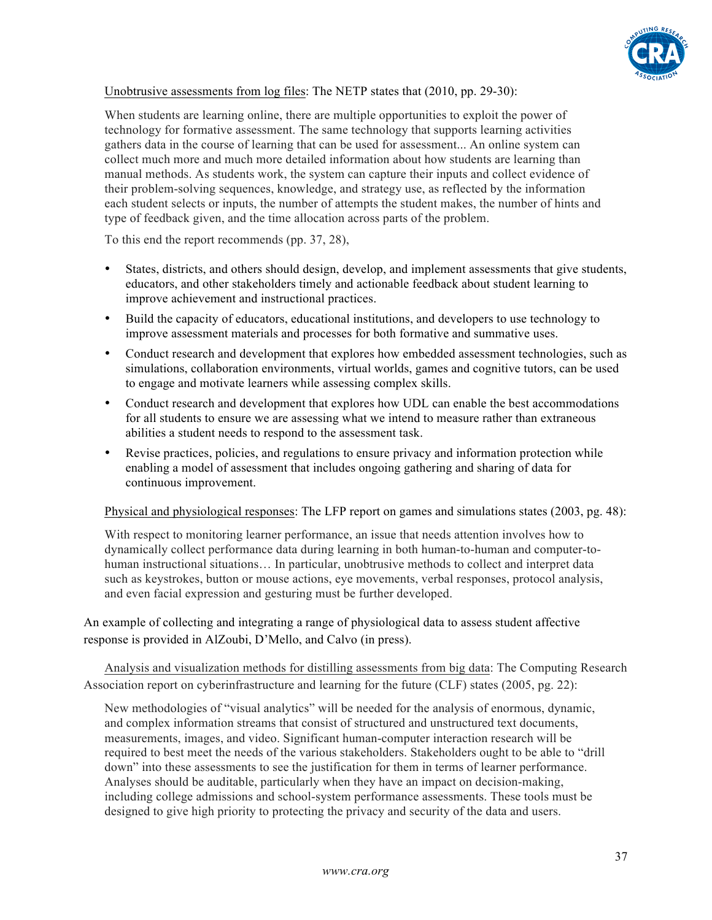<u>Unobtrusive assessments from log files</u>: The NETP states that (2010, pp. 29-30):

> When students are learning online, there are multiple opportunities to exploit the power of technology for formative assessment. The same technology that supports learning activities gathers data in the course of learning that can be used for assessment... An online system can collect much more and much more detailed information about how students are learning than manual methods. As students work, the system can capture their inputs and collect evidence of their problem-solving sequences, knowledge, and strategy use, as reflected by the information each student selects or inputs, the number of attempts the student makes, the number of hints and type of feedback given, and the time allocation across parts of the problem.
>
> To this end the report recommends (pp. 37, 28),
>
> - States, districts, and others should design, develop, and implement assessments that give students, educators, and other stakeholders timely and actionable feedback about student learning to improve achievement and instructional practices.
> - Build the capacity of educators, educational institutions, and developers to use technology to improve assessment materials and processes for both formative and summative uses.
> - Conduct research and development that explores how embedded assessment technologies, such as simulations, collaboration environments, virtual worlds, games and cognitive tutors, can be used to engage and motivate learners while assessing complex skills.
> - Conduct research and development that explores how UDL can enable the best accommodations for all students to ensure we are assessing what we intend to measure rather than extraneous abilities a student needs to respond to the assessment task.
> - Revise practices, policies, and regulations to ensure privacy and information protection while enabling a model of assessment that includes ongoing gathering and sharing of data for continuous improvement.

<u>Physical and physiological responses</u>: The LFP report on games and simulations states (2003, pg. 48):

> With respect to monitoring learner performance, an issue that needs attention involves how to dynamically collect performance data during learning in both human-to-human and computer-to-human instructional situations… In particular, unobtrusive methods to collect and interpret data such as keystrokes, button or mouse actions, eye movements, verbal responses, protocol analysis, and even facial expression and gesturing must be further developed.

An example of collecting and integrating a range of physiological data to assess student affective response is provided in AlZoubi, D'Mello, and Calvo (in press).

<u>Analysis and visualization methods for distilling assessments from big data</u>: The Computing Research Association report on cyberinfrastructure and learning for the future (CLF) states (2005, pg. 22):

> New methodologies of "visual analytics" will be needed for the analysis of enormous, dynamic, and complex information streams that consist of structured and unstructured text documents, measurements, images, and video. Significant human-computer interaction research will be required to best meet the needs of the various stakeholders. Stakeholders ought to be able to "drill down" into these assessments to see the justification for them in terms of learner performance. Analyses should be auditable, particularly when they have an impact on decision-making, including college admissions and school-system performance assessments. These tools must be designed to give high priority to protecting the privacy and security of the data and users.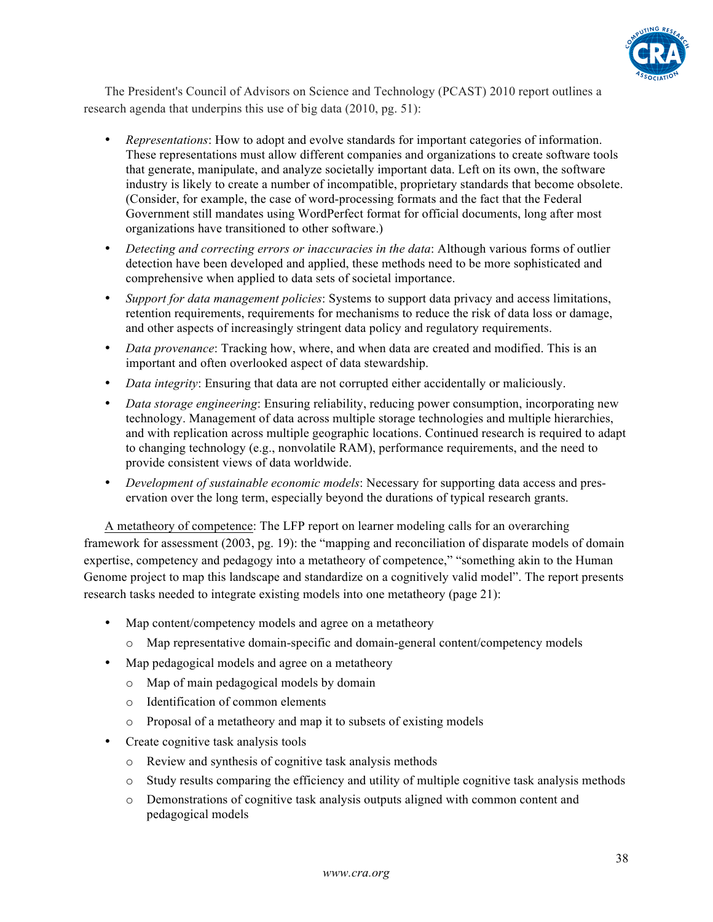The President's Council of Advisors on Science and Technology (PCAST) 2010 report outlines a research agenda that underpins this use of big data (2010, pg. 51):

- *Representations*: How to adopt and evolve standards for important categories of information. These representations must allow different companies and organizations to create software tools that generate, manipulate, and analyze societally important data. Left on its own, the software industry is likely to create a number of incompatible, proprietary standards that become obsolete. (Consider, for example, the case of word-processing formats and the fact that the Federal Government still mandates using WordPerfect format for official documents, long after most organizations have transitioned to other software.)
- *Detecting and correcting errors or inaccuracies in the data*: Although various forms of outlier detection have been developed and applied, these methods need to be more sophisticated and comprehensive when applied to data sets of societal importance.
- *Support for data management policies*: Systems to support data privacy and access limitations, retention requirements, requirements for mechanisms to reduce the risk of data loss or damage, and other aspects of increasingly stringent data policy and regulatory requirements.
- *Data provenance*: Tracking how, where, and when data are created and modified. This is an important and often overlooked aspect of data stewardship.
- *Data integrity*: Ensuring that data are not corrupted either accidentally or maliciously.
- *Data storage engineering*: Ensuring reliability, reducing power consumption, incorporating new technology. Management of data across multiple storage technologies and multiple hierarchies, and with replication across multiple geographic locations. Continued research is required to adapt to changing technology (e.g., nonvolatile RAM), performance requirements, and the need to provide consistent views of data worldwide.
- *Development of sustainable economic models*: Necessary for supporting data access and preservation over the long term, especially beyond the durations of typical research grants.

<u>A metatheory of competence</u>: The LFP report on learner modeling calls for an overarching framework for assessment (2003, pg. 19): the "mapping and reconciliation of disparate models of domain expertise, competency and pedagogy into a metatheory of competence," "something akin to the Human Genome project to map this landscape and standardize on a cognitively valid model". The report presents research tasks needed to integrate existing models into one metatheory (page 21):

- Map content/competency models and agree on a metatheory
  - Map representative domain-specific and domain-general content/competency models
- Map pedagogical models and agree on a metatheory
  - Map of main pedagogical models by domain
  - Identification of common elements
  - Proposal of a metatheory and map it to subsets of existing models
- Create cognitive task analysis tools
  - Review and synthesis of cognitive task analysis methods
  - Study results comparing the efficiency and utility of multiple cognitive task analysis methods
  - Demonstrations of cognitive task analysis outputs aligned with common content and pedagogical models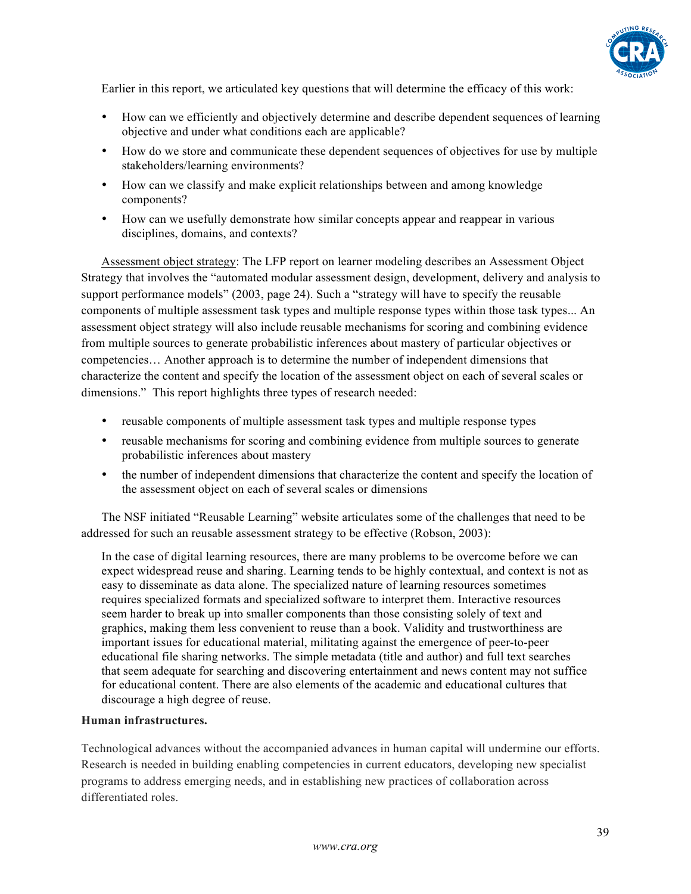Earlier in this report, we articulated key questions that will determine the efficacy of this work:

- How can we efficiently and objectively determine and describe dependent sequences of learning objective and under what conditions each are applicable?
- How do we store and communicate these dependent sequences of objectives for use by multiple stakeholders/learning environments?
- How can we classify and make explicit relationships between and among knowledge components?
- How can we usefully demonstrate how similar concepts appear and reappear in various disciplines, domains, and contexts?

Assessment object strategy: The LFP report on learner modeling describes an Assessment Object Strategy that involves the "automated modular assessment design, development, delivery and analysis to support performance models" (2003, page 24). Such a "strategy will have to specify the reusable components of multiple assessment task types and multiple response types within those task types... An assessment object strategy will also include reusable mechanisms for scoring and combining evidence from multiple sources to generate probabilistic inferences about mastery of particular objectives or competencies… Another approach is to determine the number of independent dimensions that characterize the content and specify the location of the assessment object on each of several scales or dimensions." This report highlights three types of research needed:

- reusable components of multiple assessment task types and multiple response types
- reusable mechanisms for scoring and combining evidence from multiple sources to generate probabilistic inferences about mastery
- the number of independent dimensions that characterize the content and specify the location of the assessment object on each of several scales or dimensions

The NSF initiated "Reusable Learning" website articulates some of the challenges that need to be addressed for such an reusable assessment strategy to be effective (Robson, 2003):

> In the case of digital learning resources, there are many problems to be overcome before we can expect widespread reuse and sharing. Learning tends to be highly contextual, and context is not as easy to disseminate as data alone. The specialized nature of learning resources sometimes requires specialized formats and specialized software to interpret them. Interactive resources seem harder to break up into smaller components than those consisting solely of text and graphics, making them less convenient to reuse than a book. Validity and trustworthiness are important issues for educational material, militating against the emergence of peer-to-peer educational file sharing networks. The simple metadata (title and author) and full text searches that seem adequate for searching and discovering entertainment and news content may not suffice for educational content. There are also elements of the academic and educational cultures that discourage a high degree of reuse.

**Human infrastructures.**

Technological advances without the accompanied advances in human capital will undermine our efforts. Research is needed in building enabling competencies in current educators, developing new specialist programs to address emerging needs, and in establishing new practices of collaboration across differentiated roles.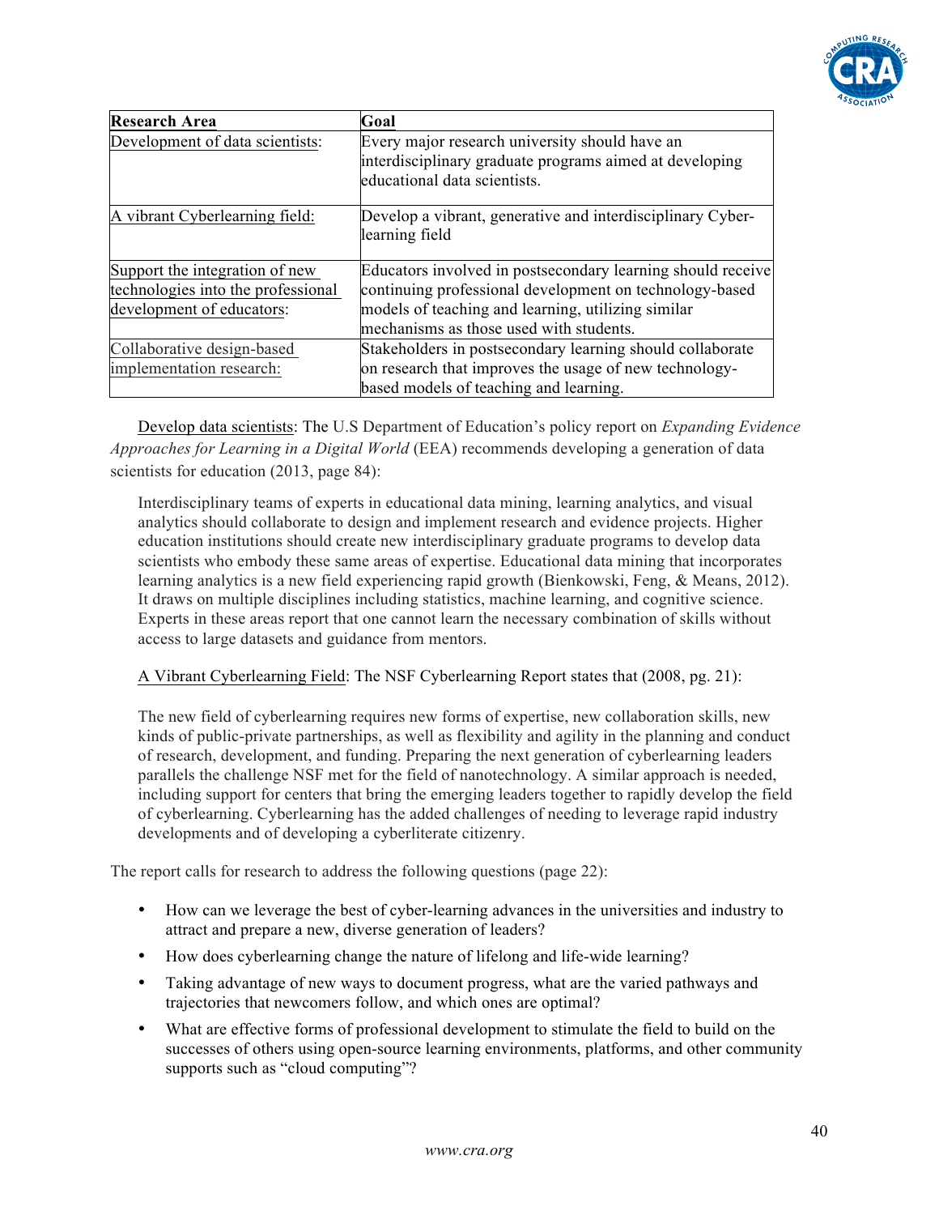| Research Area | Goal |
| --- | --- |
| Development of data scientists: | Every major research university should have an interdisciplinary graduate programs aimed at developing educational data scientists. |
| A vibrant Cyberlearning field: | Develop a vibrant, generative and interdisciplinary Cyber-learning field |
| Support the integration of new technologies into the professional development of educators: | Educators involved in postsecondary learning should receive continuing professional development on technology-based models of teaching and learning, utilizing similar mechanisms as those used with students. |
| Collaborative design-based implementation research: | Stakeholders in postsecondary learning should collaborate on research that improves the usage of new technology-based models of teaching and learning. |

Develop data scientists: The U.S Department of Education's policy report on *Expanding Evidence Approaches for Learning in a Digital World* (EEA) recommends developing a generation of data scientists for education (2013, page 84):

> Interdisciplinary teams of experts in educational data mining, learning analytics, and visual analytics should collaborate to design and implement research and evidence projects. Higher education institutions should create new interdisciplinary graduate programs to develop data scientists who embody these same areas of expertise. Educational data mining that incorporates learning analytics is a new field experiencing rapid growth (Bienkowski, Feng, & Means, 2012). It draws on multiple disciplines including statistics, machine learning, and cognitive science. Experts in these areas report that one cannot learn the necessary combination of skills without access to large datasets and guidance from mentors.

A Vibrant Cyberlearning Field: The NSF Cyberlearning Report states that (2008, pg. 21):

> The new field of cyberlearning requires new forms of expertise, new collaboration skills, new kinds of public-private partnerships, as well as flexibility and agility in the planning and conduct of research, development, and funding. Preparing the next generation of cyberlearning leaders parallels the challenge NSF met for the field of nanotechnology. A similar approach is needed, including support for centers that bring the emerging leaders together to rapidly develop the field of cyberlearning. Cyberlearning has the added challenges of needing to leverage rapid industry developments and of developing a cyberliterate citizenry.

The report calls for research to address the following questions (page 22):

- How can we leverage the best of cyber-learning advances in the universities and industry to attract and prepare a new, diverse generation of leaders?
- How does cyberlearning change the nature of lifelong and life-wide learning?
- Taking advantage of new ways to document progress, what are the varied pathways and trajectories that newcomers follow, and which ones are optimal?
- What are effective forms of professional development to stimulate the field to build on the successes of others using open-source learning environments, platforms, and other community supports such as "cloud computing"?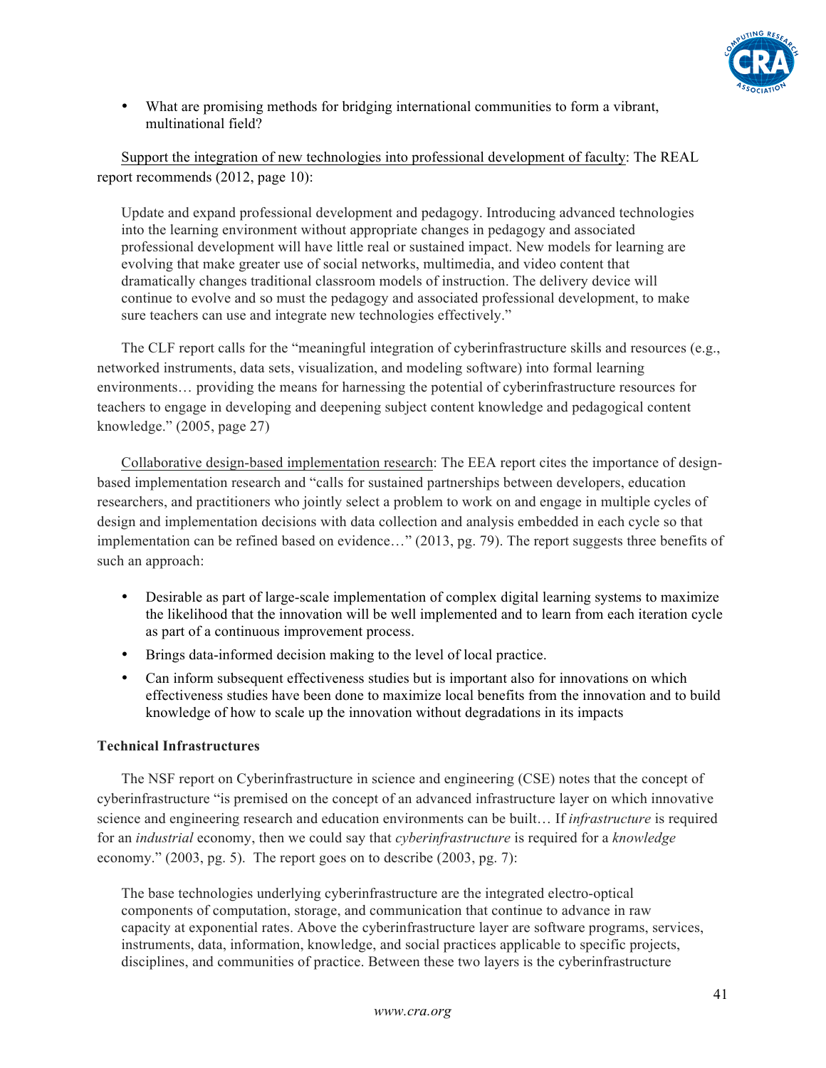- What are promising methods for bridging international communities to form a vibrant, multinational field?

Support the integration of new technologies into professional development of faculty: The REAL report recommends (2012, page 10):

> Update and expand professional development and pedagogy. Introducing advanced technologies into the learning environment without appropriate changes in pedagogy and associated professional development will have little real or sustained impact. New models for learning are evolving that make greater use of social networks, multimedia, and video content that dramatically changes traditional classroom models of instruction. The delivery device will continue to evolve and so must the pedagogy and associated professional development, to make sure teachers can use and integrate new technologies effectively."

The CLF report calls for the "meaningful integration of cyberinfrastructure skills and resources (e.g., networked instruments, data sets, visualization, and modeling software) into formal learning environments… providing the means for harnessing the potential of cyberinfrastructure resources for teachers to engage in developing and deepening subject content knowledge and pedagogical content knowledge." (2005, page 27)

Collaborative design-based implementation research: The EEA report cites the importance of design-based implementation research and "calls for sustained partnerships between developers, education researchers, and practitioners who jointly select a problem to work on and engage in multiple cycles of design and implementation decisions with data collection and analysis embedded in each cycle so that implementation can be refined based on evidence…" (2013, pg. 79). The report suggests three benefits of such an approach:

- Desirable as part of large-scale implementation of complex digital learning systems to maximize the likelihood that the innovation will be well implemented and to learn from each iteration cycle as part of a continuous improvement process.
- Brings data-informed decision making to the level of local practice.
- Can inform subsequent effectiveness studies but is important also for innovations on which effectiveness studies have been done to maximize local benefits from the innovation and to build knowledge of how to scale up the innovation without degradations in its impacts

**Technical Infrastructures**

The NSF report on Cyberinfrastructure in science and engineering (CSE) notes that the concept of cyberinfrastructure "is premised on the concept of an advanced infrastructure layer on which innovative science and engineering research and education environments can be built… If *infrastructure* is required for an *industrial* economy, then we could say that *cyberinfrastructure* is required for a *knowledge* economy." (2003, pg. 5). The report goes on to describe (2003, pg. 7):

> The base technologies underlying cyberinfrastructure are the integrated electro-optical components of computation, storage, and communication that continue to advance in raw capacity at exponential rates. Above the cyberinfrastructure layer are software programs, services, instruments, data, information, knowledge, and social practices applicable to specific projects, disciplines, and communities of practice. Between these two layers is the cyberinfrastructure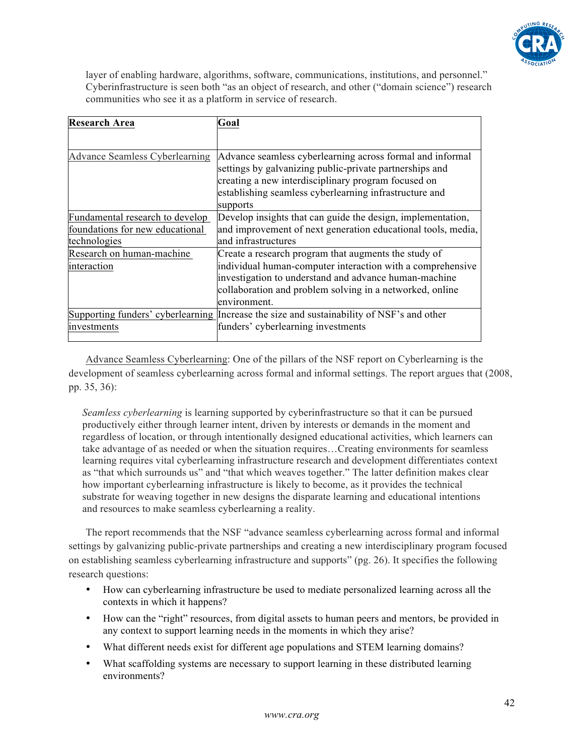layer of enabling hardware, algorithms, software, communications, institutions, and personnel." Cyberinfrastructure is seen both "as an object of research, and other ("domain science") research communities who see it as a platform in service of research.

| **Research Area** | **Goal** |
|---|---|
| Advance Seamless Cyberlearning | Advance seamless cyberlearning across formal and informal settings by galvanizing public-private partnerships and creating a new interdisciplinary program focused on establishing seamless cyberlearning infrastructure and supports |
| Fundamental research to develop foundations for new educational technologies | Develop insights that can guide the design, implementation, and improvement of next generation educational tools, media, and infrastructures |
| Research on human-machine interaction | Create a research program that augments the study of individual human-computer interaction with a comprehensive investigation to understand and advance human-machine collaboration and problem solving in a networked, online environment. |
| Supporting funders' cyberlearning investments | Increase the size and sustainability of NSF's and other funders' cyberlearning investments |

Advance Seamless Cyberlearning: One of the pillars of the NSF report on Cyberlearning is the development of seamless cyberlearning across formal and informal settings. The report argues that (2008, pp. 35, 36):

> *Seamless cyberlearning* is learning supported by cyberinfrastructure so that it can be pursued productively either through learner intent, driven by interests or demands in the moment and regardless of location, or through intentionally designed educational activities, which learners can take advantage of as needed or when the situation requires…Creating environments for seamless learning requires vital cyberlearning infrastructure research and development differentiates context as "that which surrounds us" and "that which weaves together." The latter definition makes clear how important cyberlearning infrastructure is likely to become, as it provides the technical substrate for weaving together in new designs the disparate learning and educational intentions and resources to make seamless cyberlearning a reality.

The report recommends that the NSF "advance seamless cyberlearning across formal and informal settings by galvanizing public-private partnerships and creating a new interdisciplinary program focused on establishing seamless cyberlearning infrastructure and supports" (pg. 26). It specifies the following research questions:

- How can cyberlearning infrastructure be used to mediate personalized learning across all the contexts in which it happens?
- How can the "right" resources, from digital assets to human peers and mentors, be provided in any context to support learning needs in the moments in which they arise?
- What different needs exist for different age populations and STEM learning domains?
- What scaffolding systems are necessary to support learning in these distributed learning environments?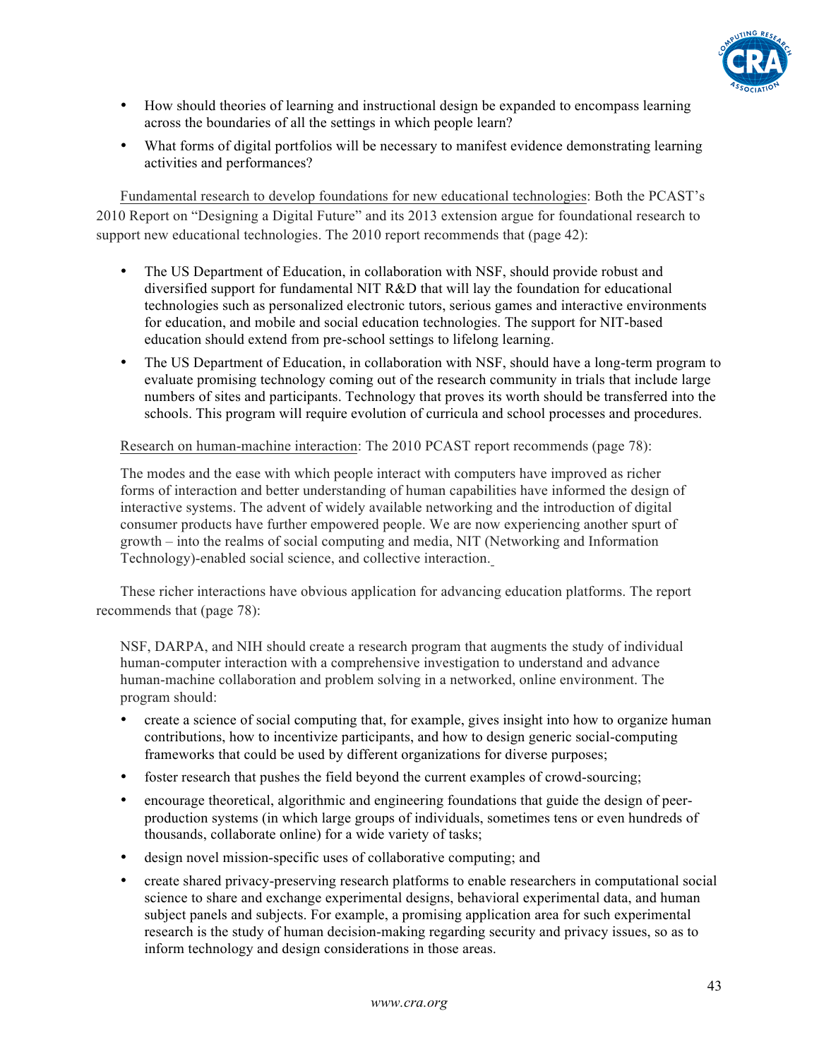- How should theories of learning and instructional design be expanded to encompass learning across the boundaries of all the settings in which people learn?
- What forms of digital portfolios will be necessary to manifest evidence demonstrating learning activities and performances?

Fundamental research to develop foundations for new educational technologies: Both the PCAST's 2010 Report on "Designing a Digital Future" and its 2013 extension argue for foundational research to support new educational technologies. The 2010 report recommends that (page 42):

- The US Department of Education, in collaboration with NSF, should provide robust and diversified support for fundamental NIT R&D that will lay the foundation for educational technologies such as personalized electronic tutors, serious games and interactive environments for education, and mobile and social education technologies. The support for NIT-based education should extend from pre-school settings to lifelong learning.
- The US Department of Education, in collaboration with NSF, should have a long-term program to evaluate promising technology coming out of the research community in trials that include large numbers of sites and participants. Technology that proves its worth should be transferred into the schools. This program will require evolution of curricula and school processes and procedures.

Research on human-machine interaction: The 2010 PCAST report recommends (page 78):

> The modes and the ease with which people interact with computers have improved as richer forms of interaction and better understanding of human capabilities have informed the design of interactive systems. The advent of widely available networking and the introduction of digital consumer products have further empowered people. We are now experiencing another spurt of growth – into the realms of social computing and media, NIT (Networking and Information Technology)-enabled social science, and collective interaction.

These richer interactions have obvious application for advancing education platforms. The report recommends that (page 78):

> NSF, DARPA, and NIH should create a research program that augments the study of individual human-computer interaction with a comprehensive investigation to understand and advance human-machine collaboration and problem solving in a networked, online environment. The program should:
>
> - create a science of social computing that, for example, gives insight into how to organize human contributions, how to incentivize participants, and how to design generic social-computing frameworks that could be used by different organizations for diverse purposes;
> - foster research that pushes the field beyond the current examples of crowd-sourcing;
> - encourage theoretical, algorithmic and engineering foundations that guide the design of peer-production systems (in which large groups of individuals, sometimes tens or even hundreds of thousands, collaborate online) for a wide variety of tasks;
> - design novel mission-specific uses of collaborative computing; and
> - create shared privacy-preserving research platforms to enable researchers in computational social science to share and exchange experimental designs, behavioral experimental data, and human subject panels and subjects. For example, a promising application area for such experimental research is the study of human decision-making regarding security and privacy issues, so as to inform technology and design considerations in those areas.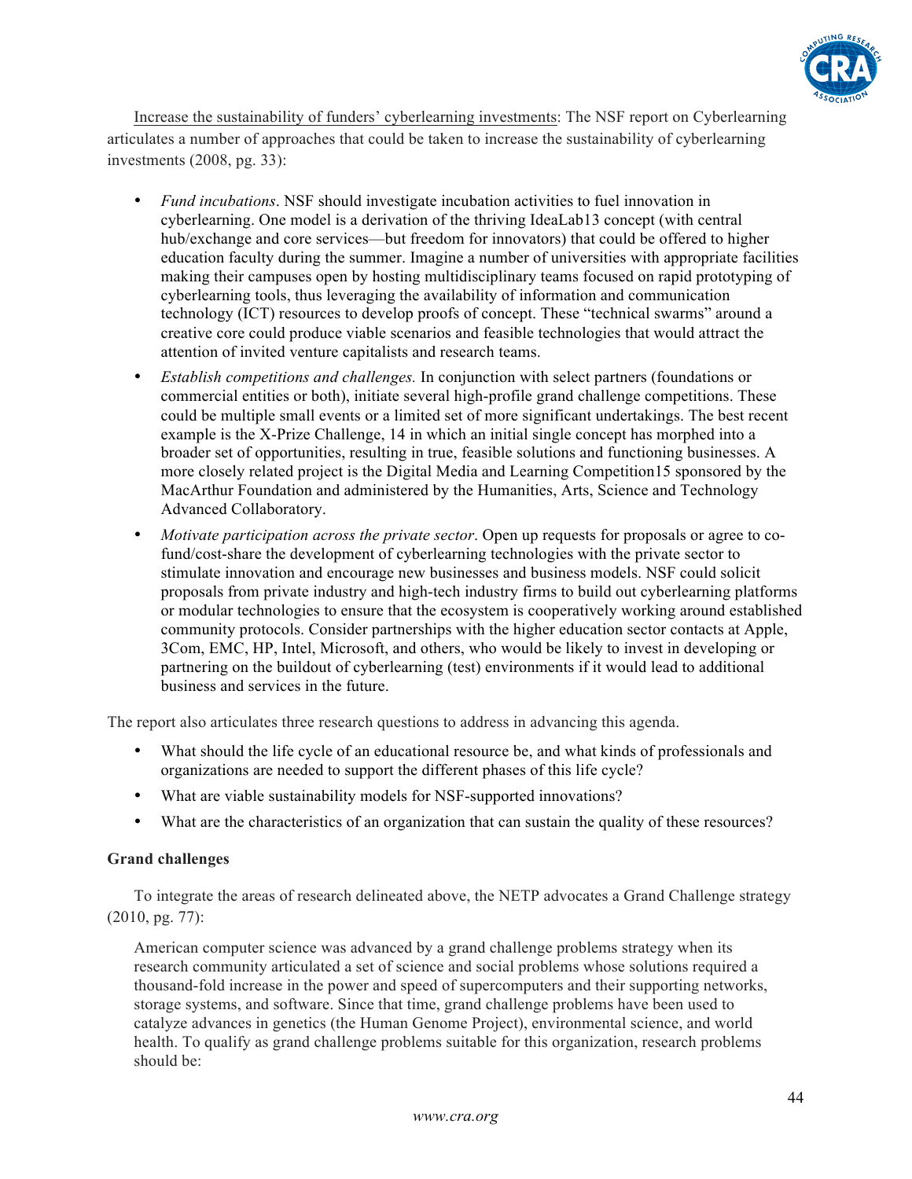Increase the sustainability of funders' cyberlearning investments: The NSF report on Cyberlearning articulates a number of approaches that could be taken to increase the sustainability of cyberlearning investments (2008, pg. 33):

- *Fund incubations*. NSF should investigate incubation activities to fuel innovation in cyberlearning. One model is a derivation of the thriving IdeaLab13 concept (with central hub/exchange and core services—but freedom for innovators) that could be offered to higher education faculty during the summer. Imagine a number of universities with appropriate facilities making their campuses open by hosting multidisciplinary teams focused on rapid prototyping of cyberlearning tools, thus leveraging the availability of information and communication technology (ICT) resources to develop proofs of concept. These "technical swarms" around a creative core could produce viable scenarios and feasible technologies that would attract the attention of invited venture capitalists and research teams.
- *Establish competitions and challenges.* In conjunction with select partners (foundations or commercial entities or both), initiate several high-profile grand challenge competitions. These could be multiple small events or a limited set of more significant undertakings. The best recent example is the X-Prize Challenge, 14 in which an initial single concept has morphed into a broader set of opportunities, resulting in true, feasible solutions and functioning businesses. A more closely related project is the Digital Media and Learning Competition15 sponsored by the MacArthur Foundation and administered by the Humanities, Arts, Science and Technology Advanced Collaboratory.
- *Motivate participation across the private sector*. Open up requests for proposals or agree to co-fund/cost-share the development of cyberlearning technologies with the private sector to stimulate innovation and encourage new businesses and business models. NSF could solicit proposals from private industry and high-tech industry firms to build out cyberlearning platforms or modular technologies to ensure that the ecosystem is cooperatively working around established community protocols. Consider partnerships with the higher education sector contacts at Apple, 3Com, EMC, HP, Intel, Microsoft, and others, who would be likely to invest in developing or partnering on the buildout of cyberlearning (test) environments if it would lead to additional business and services in the future.

The report also articulates three research questions to address in advancing this agenda.

- What should the life cycle of an educational resource be, and what kinds of professionals and organizations are needed to support the different phases of this life cycle?
- What are viable sustainability models for NSF-supported innovations?
- What are the characteristics of an organization that can sustain the quality of these resources?

**Grand challenges**

To integrate the areas of research delineated above, the NETP advocates a Grand Challenge strategy (2010, pg. 77):

> American computer science was advanced by a grand challenge problems strategy when its research community articulated a set of science and social problems whose solutions required a thousand-fold increase in the power and speed of supercomputers and their supporting networks, storage systems, and software. Since that time, grand challenge problems have been used to catalyze advances in genetics (the Human Genome Project), environmental science, and world health. To qualify as grand challenge problems suitable for this organization, research problems should be: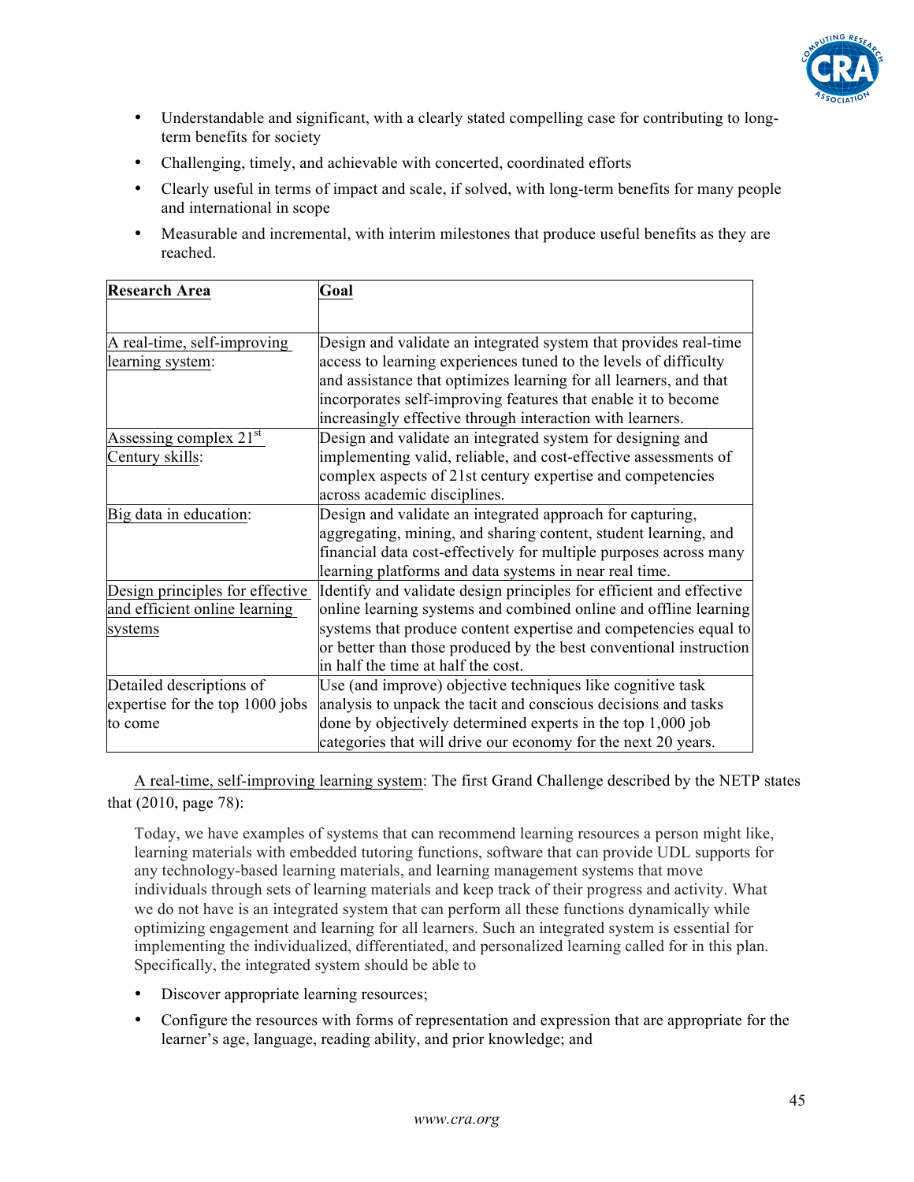- Understandable and significant, with a clearly stated compelling case for contributing to long-term benefits for society
- Challenging, timely, and achievable with concerted, coordinated efforts
- Clearly useful in terms of impact and scale, if solved, with long-term benefits for many people and international in scope
- Measurable and incremental, with interim milestones that produce useful benefits as they are reached.

| Research Area | Goal |
|---|---|
| A real-time, self-improving learning system: | Design and validate an integrated system that provides real-time access to learning experiences tuned to the levels of difficulty and assistance that optimizes learning for all learners, and that incorporates self-improving features that enable it to become increasingly effective through interaction with learners. |
| Assessing complex 21st Century skills: | Design and validate an integrated system for designing and implementing valid, reliable, and cost-effective assessments of complex aspects of 21st century expertise and competencies across academic disciplines. |
| Big data in education: | Design and validate an integrated approach for capturing, aggregating, mining, and sharing content, student learning, and financial data cost-effectively for multiple purposes across many learning platforms and data systems in near real time. |
| Design principles for effective and efficient online learning systems | Identify and validate design principles for efficient and effective online learning systems and combined online and offline learning systems that produce content expertise and competencies equal to or better than those produced by the best conventional instruction in half the time at half the cost. |
| Detailed descriptions of expertise for the top 1000 jobs to come | Use (and improve) objective techniques like cognitive task analysis to unpack the tacit and conscious decisions and tasks done by objectively determined experts in the top 1,000 job categories that will drive our economy for the next 20 years. |

A real-time, self-improving learning system: The first Grand Challenge described by the NETP states that (2010, page 78):

> Today, we have examples of systems that can recommend learning resources a person might like, learning materials with embedded tutoring functions, software that can provide UDL supports for any technology-based learning materials, and learning management systems that move individuals through sets of learning materials and keep track of their progress and activity. What we do not have is an integrated system that can perform all these functions dynamically while optimizing engagement and learning for all learners. Such an integrated system is essential for implementing the individualized, differentiated, and personalized learning called for in this plan. Specifically, the integrated system should be able to

- Discover appropriate learning resources;
- Configure the resources with forms of representation and expression that are appropriate for the learner's age, language, reading ability, and prior knowledge; and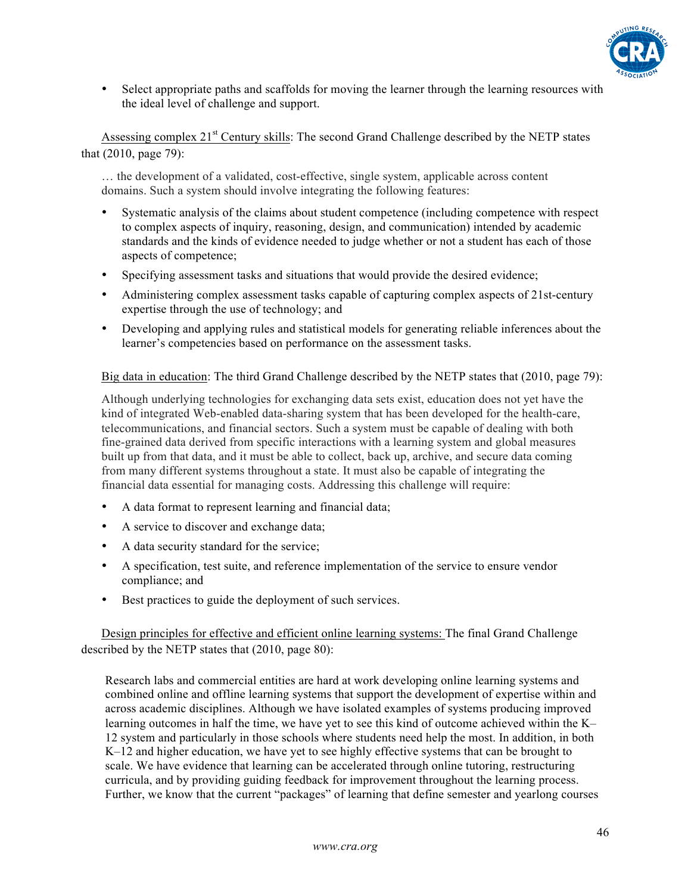- Select appropriate paths and scaffolds for moving the learner through the learning resources with the ideal level of challenge and support.

Assessing complex 21st Century skills: The second Grand Challenge described by the NETP states that (2010, page 79):

> … the development of a validated, cost-effective, single system, applicable across content domains. Such a system should involve integrating the following features:
>
> - Systematic analysis of the claims about student competence (including competence with respect to complex aspects of inquiry, reasoning, design, and communication) intended by academic standards and the kinds of evidence needed to judge whether or not a student has each of those aspects of competence;
> - Specifying assessment tasks and situations that would provide the desired evidence;
> - Administering complex assessment tasks capable of capturing complex aspects of 21st-century expertise through the use of technology; and
> - Developing and applying rules and statistical models for generating reliable inferences about the learner's competencies based on performance on the assessment tasks.

Big data in education: The third Grand Challenge described by the NETP states that (2010, page 79):

> Although underlying technologies for exchanging data sets exist, education does not yet have the kind of integrated Web-enabled data-sharing system that has been developed for the health-care, telecommunications, and financial sectors. Such a system must be capable of dealing with both fine-grained data derived from specific interactions with a learning system and global measures built up from that data, and it must be able to collect, back up, archive, and secure data coming from many different systems throughout a state. It must also be capable of integrating the financial data essential for managing costs. Addressing this challenge will require:
>
> - A data format to represent learning and financial data;
> - A service to discover and exchange data;
> - A data security standard for the service;
> - A specification, test suite, and reference implementation of the service to ensure vendor compliance; and
> - Best practices to guide the deployment of such services.

Design principles for effective and efficient online learning systems: The final Grand Challenge described by the NETP states that (2010, page 80):

> Research labs and commercial entities are hard at work developing online learning systems and combined online and offline learning systems that support the development of expertise within and across academic disciplines. Although we have isolated examples of systems producing improved learning outcomes in half the time, we have yet to see this kind of outcome achieved within the K–12 system and particularly in those schools where students need help the most. In addition, in both K–12 and higher education, we have yet to see highly effective systems that can be brought to scale. We have evidence that learning can be accelerated through online tutoring, restructuring curricula, and by providing guiding feedback for improvement throughout the learning process. Further, we know that the current "packages" of learning that define semester and yearlong courses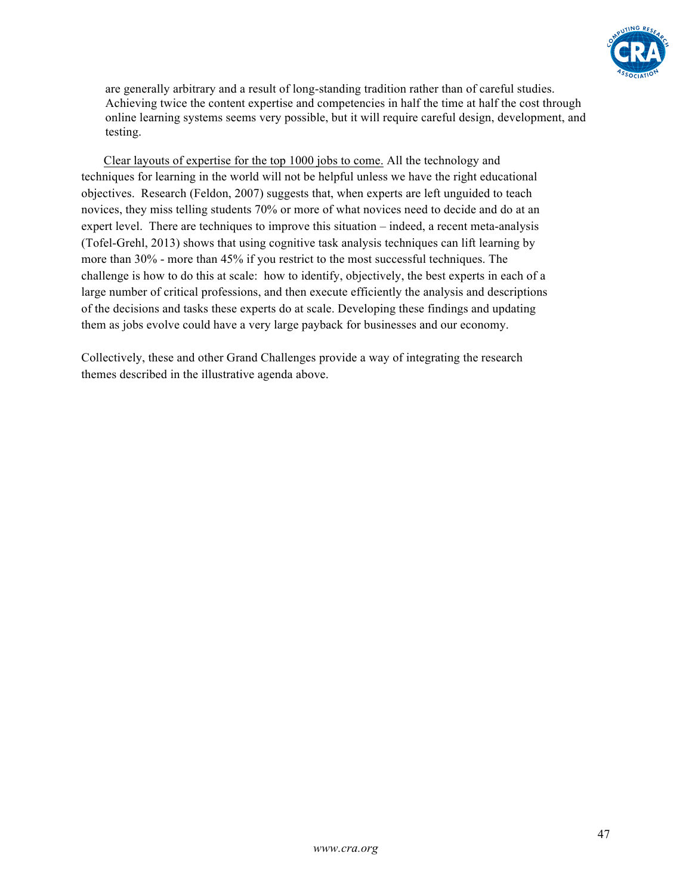are generally arbitrary and a result of long-standing tradition rather than of careful studies. Achieving twice the content expertise and competencies in half the time at half the cost through online learning systems seems very possible, but it will require careful design, development, and testing.

Clear layouts of expertise for the top 1000 jobs to come. All the technology and techniques for learning in the world will not be helpful unless we have the right educational objectives. Research (Feldon, 2007) suggests that, when experts are left unguided to teach novices, they miss telling students 70% or more of what novices need to decide and do at an expert level. There are techniques to improve this situation – indeed, a recent meta-analysis (Tofel-Grehl, 2013) shows that using cognitive task analysis techniques can lift learning by more than 30% - more than 45% if you restrict to the most successful techniques. The challenge is how to do this at scale: how to identify, objectively, the best experts in each of a large number of critical professions, and then execute efficiently the analysis and descriptions of the decisions and tasks these experts do at scale. Developing these findings and updating them as jobs evolve could have a very large payback for businesses and our economy.

Collectively, these and other Grand Challenges provide a way of integrating the research themes described in the illustrative agenda above.